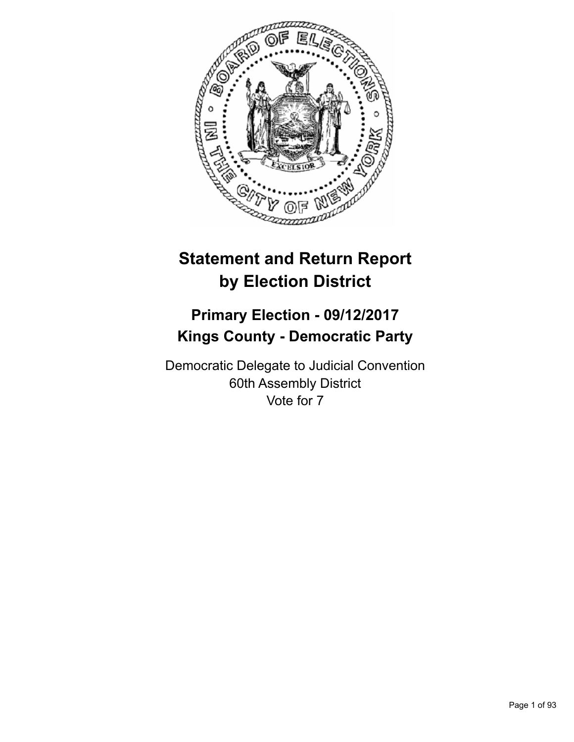# Statement and Return Report by Election District

## Primary Election - 09/12/2017
## Kings County - Democratic Party

Democratic Delegate to Judicial Convention
60th Assembly District
Vote for 7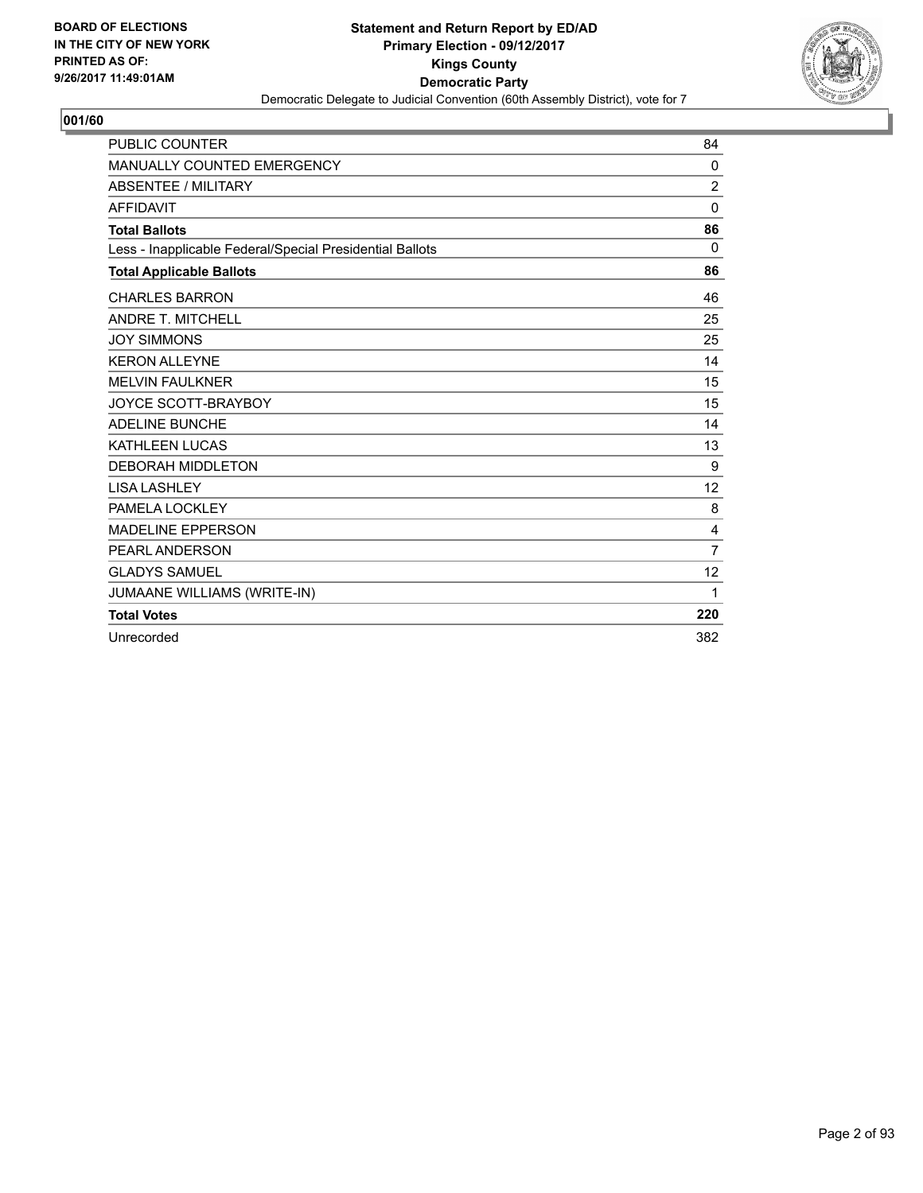**BOARD OF ELECTIONS IN THE CITY OF NEW YORK PRINTED AS OF: 9/26/2017 11:49:01AM**

**Statement and Return Report by ED/AD**
**Primary Election - 09/12/2017**
**Kings County**
**Democratic Party**
Democratic Delegate to Judicial Convention (60th Assembly District), vote for 7

**001/60**

| | |
|---|---|
| PUBLIC COUNTER | 84 |
| MANUALLY COUNTED EMERGENCY | 0 |
| ABSENTEE / MILITARY | 2 |
| AFFIDAVIT | 0 |
| **Total Ballots** | **86** |
| Less - Inapplicable Federal/Special Presidential Ballots | 0 |
| **Total Applicable Ballots** | **86** |
| CHARLES BARRON | 46 |
| ANDRE T. MITCHELL | 25 |
| JOY SIMMONS | 25 |
| KERON ALLEYNE | 14 |
| MELVIN FAULKNER | 15 |
| JOYCE SCOTT-BRAYBOY | 15 |
| ADELINE BUNCHE | 14 |
| KATHLEEN LUCAS | 13 |
| DEBORAH MIDDLETON | 9 |
| LISA LASHLEY | 12 |
| PAMELA LOCKLEY | 8 |
| MADELINE EPPERSON | 4 |
| PEARL ANDERSON | 7 |
| GLADYS SAMUEL | 12 |
| JUMAANE WILLIAMS (WRITE-IN) | 1 |
| **Total Votes** | **220** |
| Unrecorded | 382 |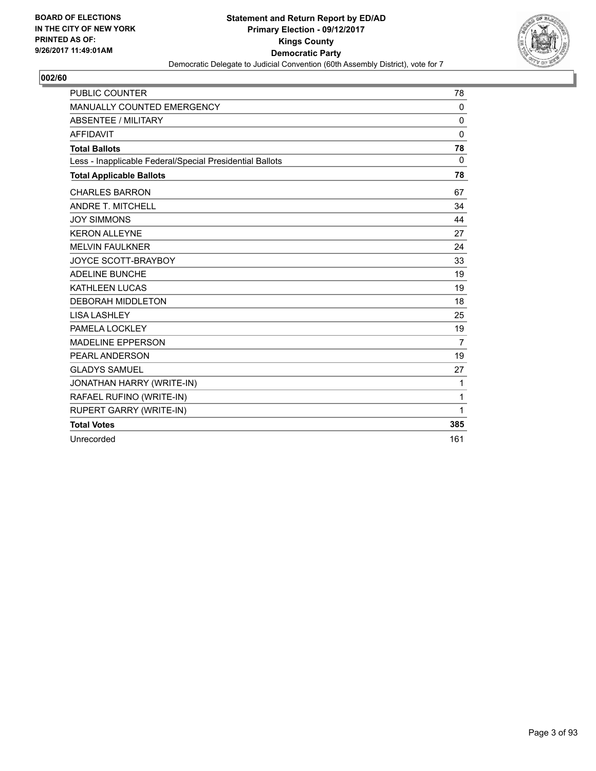BOARD OF ELECTIONS
IN THE CITY OF NEW YORK
PRINTED AS OF:
9/26/2017 11:49:01AM

**Statement and Return Report by ED/AD**
**Primary Election - 09/12/2017**
**Kings County**
**Democratic Party**
Democratic Delegate to Judicial Convention (60th Assembly District), vote for 7

## 002/60

| | |
|---|---|
| PUBLIC COUNTER | 78 |
| MANUALLY COUNTED EMERGENCY | 0 |
| ABSENTEE / MILITARY | 0 |
| AFFIDAVIT | 0 |
| **Total Ballots** | **78** |
| Less - Inapplicable Federal/Special Presidential Ballots | 0 |
| **Total Applicable Ballots** | **78** |
| CHARLES BARRON | 67 |
| ANDRE T. MITCHELL | 34 |
| JOY SIMMONS | 44 |
| KERON ALLEYNE | 27 |
| MELVIN FAULKNER | 24 |
| JOYCE SCOTT-BRAYBOY | 33 |
| ADELINE BUNCHE | 19 |
| KATHLEEN LUCAS | 19 |
| DEBORAH MIDDLETON | 18 |
| LISA LASHLEY | 25 |
| PAMELA LOCKLEY | 19 |
| MADELINE EPPERSON | 7 |
| PEARL ANDERSON | 19 |
| GLADYS SAMUEL | 27 |
| JONATHAN HARRY (WRITE-IN) | 1 |
| RAFAEL RUFINO (WRITE-IN) | 1 |
| RUPERT GARRY (WRITE-IN) | 1 |
| **Total Votes** | **385** |
| Unrecorded | 161 |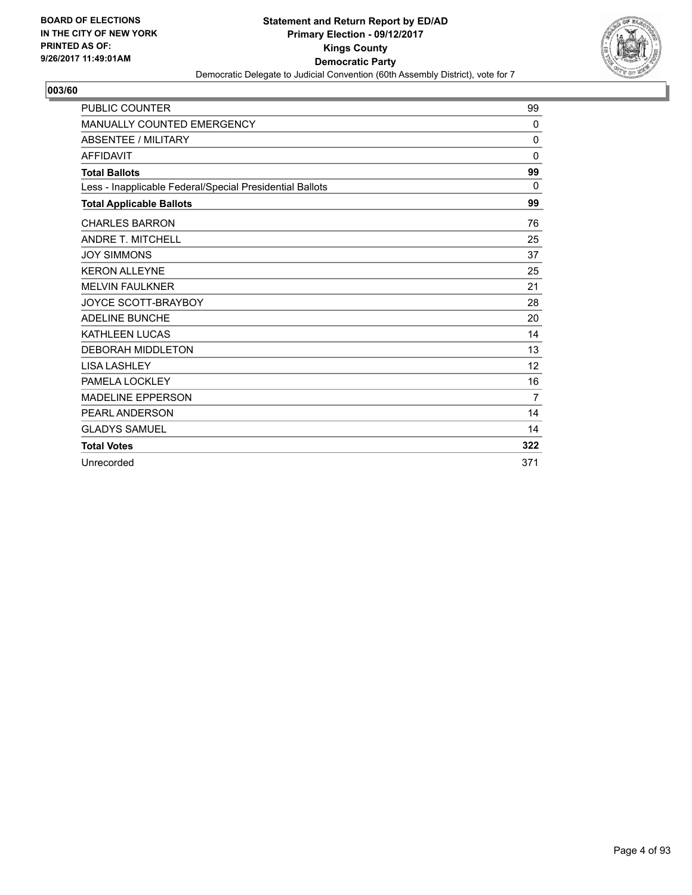**BOARD OF ELECTIONS IN THE CITY OF NEW YORK PRINTED AS OF: 9/26/2017 11:49:01AM**

**Statement and Return Report by ED/AD**
**Primary Election - 09/12/2017**
**Kings County**
**Democratic Party**
Democratic Delegate to Judicial Convention (60th Assembly District), vote for 7

**003/60**

| | |
|---|---|
| PUBLIC COUNTER | 99 |
| MANUALLY COUNTED EMERGENCY | 0 |
| ABSENTEE / MILITARY | 0 |
| AFFIDAVIT | 0 |
| **Total Ballots** | **99** |
| Less - Inapplicable Federal/Special Presidential Ballots | 0 |
| **Total Applicable Ballots** | **99** |
| CHARLES BARRON | 76 |
| ANDRE T. MITCHELL | 25 |
| JOY SIMMONS | 37 |
| KERON ALLEYNE | 25 |
| MELVIN FAULKNER | 21 |
| JOYCE SCOTT-BRAYBOY | 28 |
| ADELINE BUNCHE | 20 |
| KATHLEEN LUCAS | 14 |
| DEBORAH MIDDLETON | 13 |
| LISA LASHLEY | 12 |
| PAMELA LOCKLEY | 16 |
| MADELINE EPPERSON | 7 |
| PEARL ANDERSON | 14 |
| GLADYS SAMUEL | 14 |
| **Total Votes** | **322** |
| Unrecorded | 371 |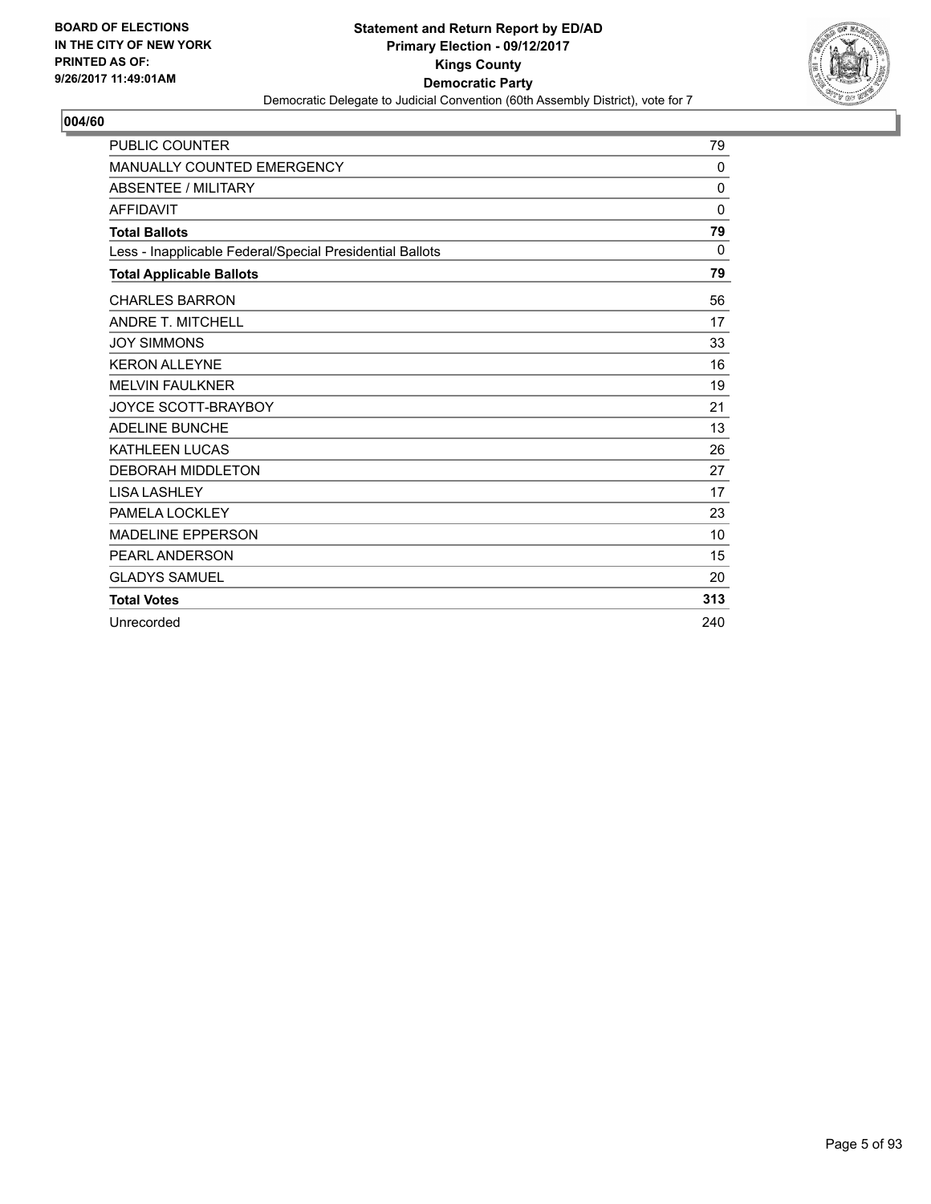BOARD OF ELECTIONS
IN THE CITY OF NEW YORK
PRINTED AS OF:
9/26/2017 11:49:01AM

**Statement and Return Report by ED/AD**
**Primary Election - 09/12/2017**
**Kings County**
**Democratic Party**
Democratic Delegate to Judicial Convention (60th Assembly District), vote for 7

## 004/60

| | |
|---|---|
| PUBLIC COUNTER | 79 |
| MANUALLY COUNTED EMERGENCY | 0 |
| ABSENTEE / MILITARY | 0 |
| AFFIDAVIT | 0 |
| **Total Ballots** | **79** |
| Less - Inapplicable Federal/Special Presidential Ballots | 0 |
| **Total Applicable Ballots** | **79** |
| CHARLES BARRON | 56 |
| ANDRE T. MITCHELL | 17 |
| JOY SIMMONS | 33 |
| KERON ALLEYNE | 16 |
| MELVIN FAULKNER | 19 |
| JOYCE SCOTT-BRAYBOY | 21 |
| ADELINE BUNCHE | 13 |
| KATHLEEN LUCAS | 26 |
| DEBORAH MIDDLETON | 27 |
| LISA LASHLEY | 17 |
| PAMELA LOCKLEY | 23 |
| MADELINE EPPERSON | 10 |
| PEARL ANDERSON | 15 |
| GLADYS SAMUEL | 20 |
| **Total Votes** | **313** |
| Unrecorded | 240 |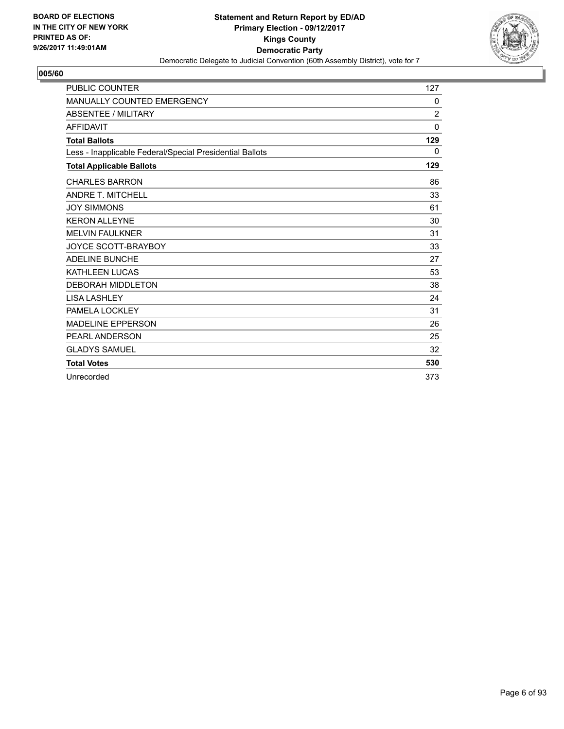**BOARD OF ELECTIONS IN THE CITY OF NEW YORK PRINTED AS OF: 9/26/2017 11:49:01AM**

**Statement and Return Report by ED/AD Primary Election - 09/12/2017 Kings County Democratic Party**

Democratic Delegate to Judicial Convention (60th Assembly District), vote for 7

**005/60**

| | |
|---|---|
| PUBLIC COUNTER | 127 |
| MANUALLY COUNTED EMERGENCY | 0 |
| ABSENTEE / MILITARY | 2 |
| AFFIDAVIT | 0 |
| **Total Ballots** | **129** |
| Less - Inapplicable Federal/Special Presidential Ballots | 0 |
| **Total Applicable Ballots** | **129** |
| CHARLES BARRON | 86 |
| ANDRE T. MITCHELL | 33 |
| JOY SIMMONS | 61 |
| KERON ALLEYNE | 30 |
| MELVIN FAULKNER | 31 |
| JOYCE SCOTT-BRAYBOY | 33 |
| ADELINE BUNCHE | 27 |
| KATHLEEN LUCAS | 53 |
| DEBORAH MIDDLETON | 38 |
| LISA LASHLEY | 24 |
| PAMELA LOCKLEY | 31 |
| MADELINE EPPERSON | 26 |
| PEARL ANDERSON | 25 |
| GLADYS SAMUEL | 32 |
| **Total Votes** | **530** |
| Unrecorded | 373 |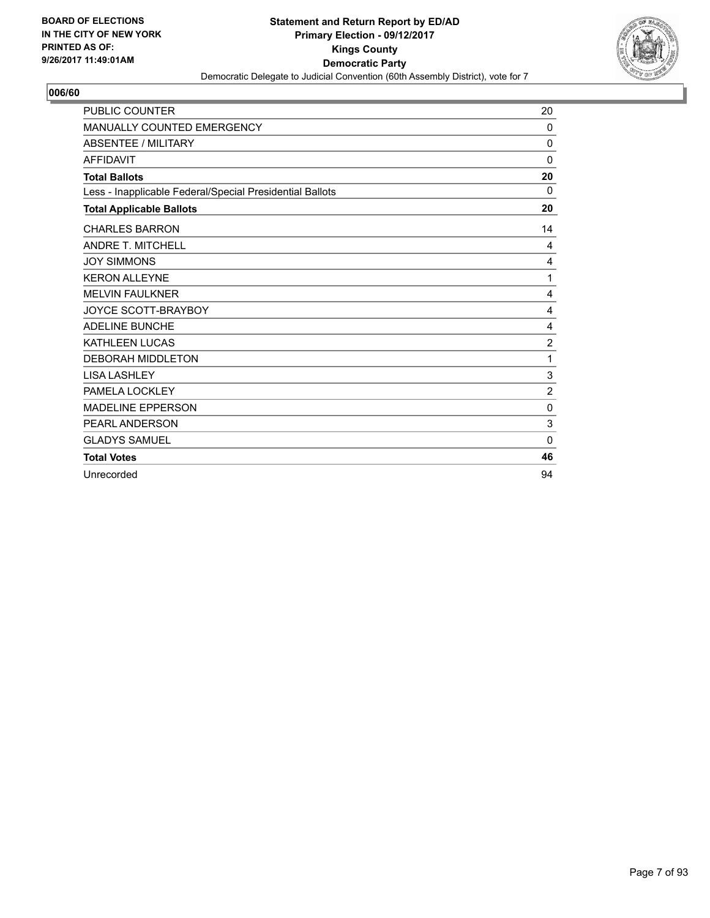**BOARD OF ELECTIONS IN THE CITY OF NEW YORK PRINTED AS OF: 9/26/2017 11:49:01AM**

**Statement and Return Report by ED/AD**
**Primary Election - 09/12/2017**
**Kings County**
**Democratic Party**
Democratic Delegate to Judicial Convention (60th Assembly District), vote for 7

## 006/60

| | |
|---|---|
| PUBLIC COUNTER | 20 |
| MANUALLY COUNTED EMERGENCY | 0 |
| ABSENTEE / MILITARY | 0 |
| AFFIDAVIT | 0 |
| **Total Ballots** | **20** |
| Less - Inapplicable Federal/Special Presidential Ballots | 0 |
| **Total Applicable Ballots** | **20** |
| CHARLES BARRON | 14 |
| ANDRE T. MITCHELL | 4 |
| JOY SIMMONS | 4 |
| KERON ALLEYNE | 1 |
| MELVIN FAULKNER | 4 |
| JOYCE SCOTT-BRAYBOY | 4 |
| ADELINE BUNCHE | 4 |
| KATHLEEN LUCAS | 2 |
| DEBORAH MIDDLETON | 1 |
| LISA LASHLEY | 3 |
| PAMELA LOCKLEY | 2 |
| MADELINE EPPERSON | 0 |
| PEARL ANDERSON | 3 |
| GLADYS SAMUEL | 0 |
| **Total Votes** | **46** |
| Unrecorded | 94 |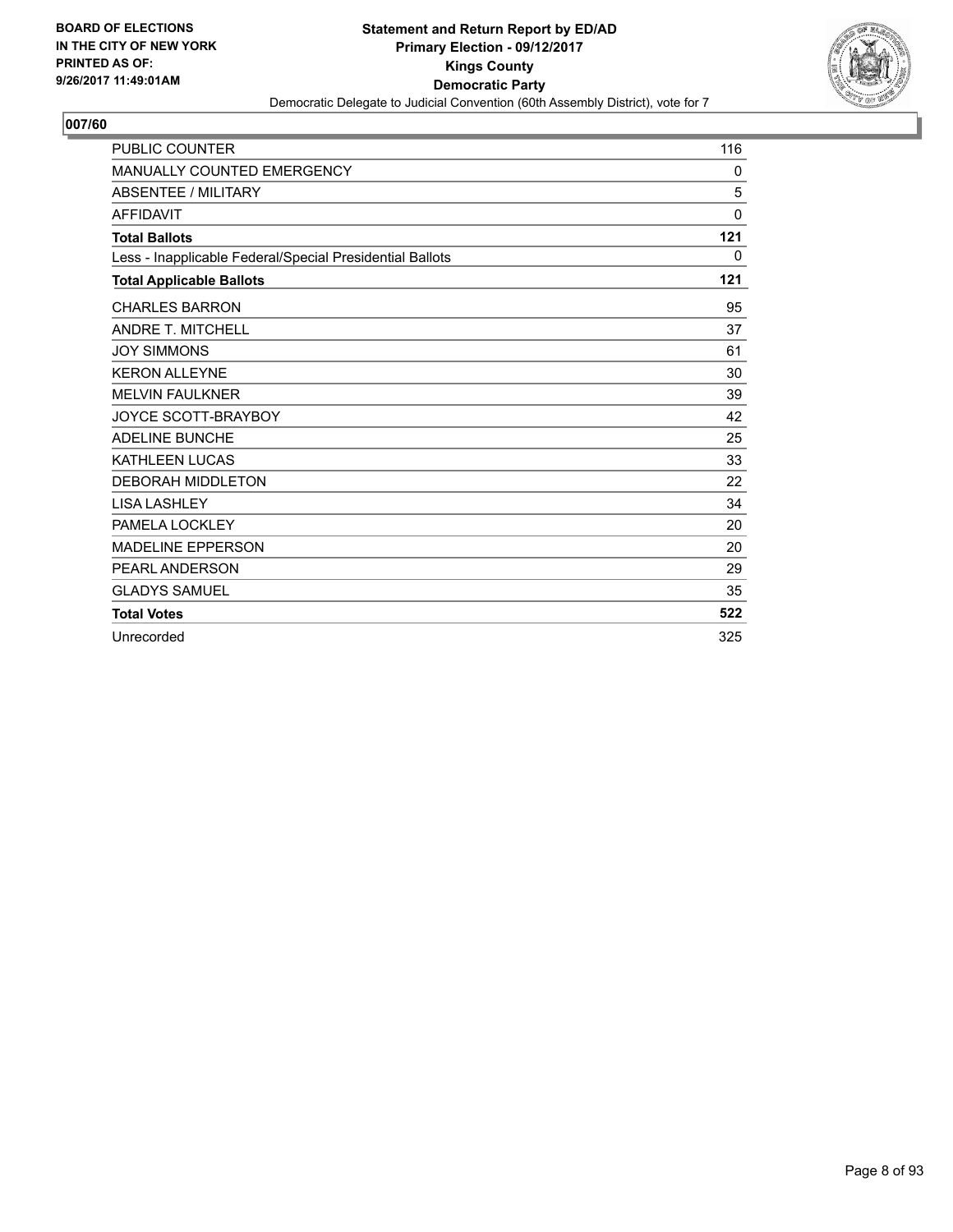BOARD OF ELECTIONS
IN THE CITY OF NEW YORK
PRINTED AS OF:
9/26/2017 11:49:01AM

**Statement and Return Report by ED/AD**
**Primary Election - 09/12/2017**
**Kings County**
**Democratic Party**
Democratic Delegate to Judicial Convention (60th Assembly District), vote for 7

## 007/60

| | |
|---|---|
| PUBLIC COUNTER | 116 |
| MANUALLY COUNTED EMERGENCY | 0 |
| ABSENTEE / MILITARY | 5 |
| AFFIDAVIT | 0 |
| **Total Ballots** | **121** |
| Less - Inapplicable Federal/Special Presidential Ballots | 0 |
| **Total Applicable Ballots** | **121** |
| CHARLES BARRON | 95 |
| ANDRE T. MITCHELL | 37 |
| JOY SIMMONS | 61 |
| KERON ALLEYNE | 30 |
| MELVIN FAULKNER | 39 |
| JOYCE SCOTT-BRAYBOY | 42 |
| ADELINE BUNCHE | 25 |
| KATHLEEN LUCAS | 33 |
| DEBORAH MIDDLETON | 22 |
| LISA LASHLEY | 34 |
| PAMELA LOCKLEY | 20 |
| MADELINE EPPERSON | 20 |
| PEARL ANDERSON | 29 |
| GLADYS SAMUEL | 35 |
| **Total Votes** | **522** |
| Unrecorded | 325 |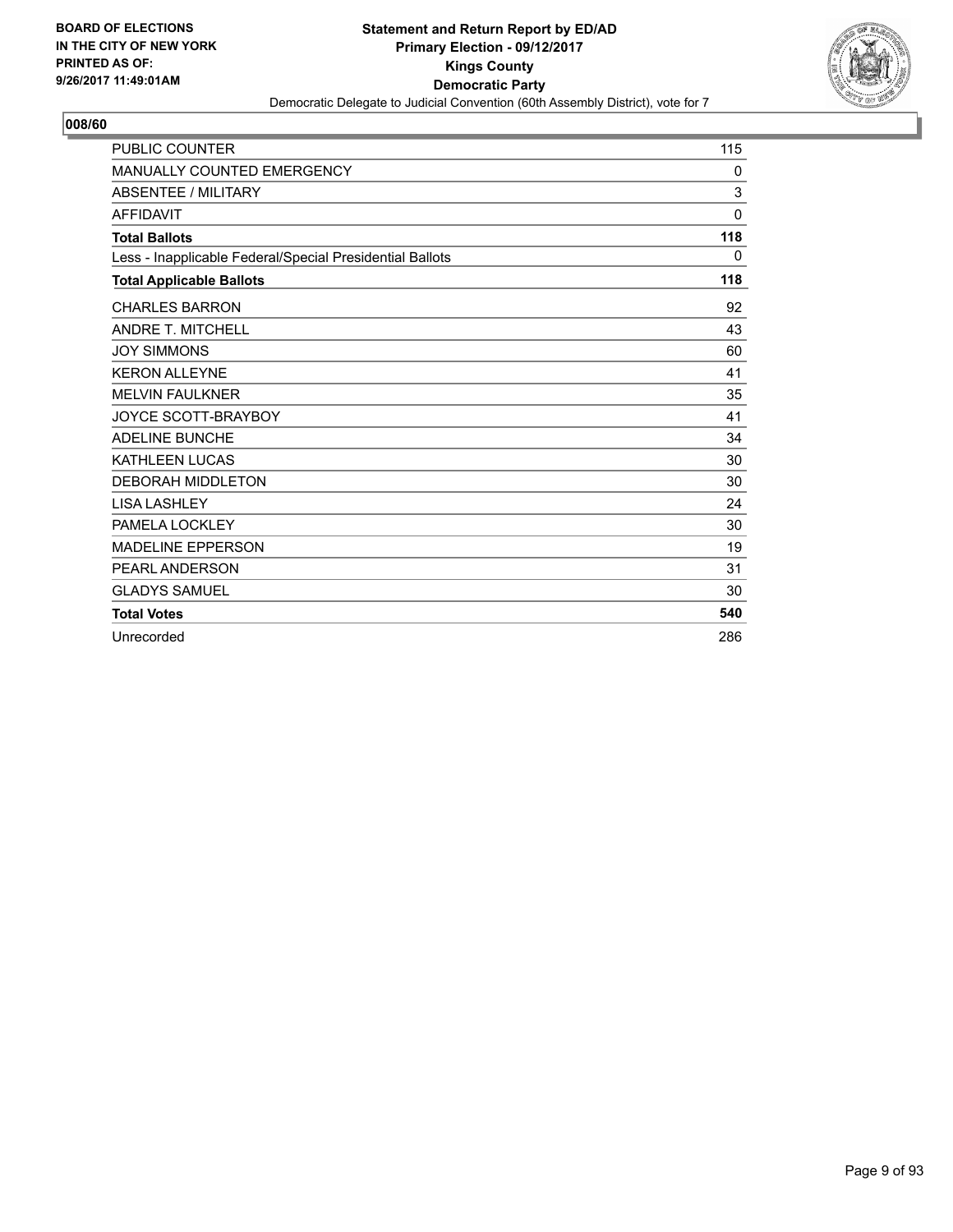**BOARD OF ELECTIONS IN THE CITY OF NEW YORK PRINTED AS OF: 9/26/2017 11:49:01AM**

**Statement and Return Report by ED/AD**
**Primary Election - 09/12/2017**
**Kings County**
**Democratic Party**
Democratic Delegate to Judicial Convention (60th Assembly District), vote for 7

## 008/60

| | |
|---|---|
| PUBLIC COUNTER | 115 |
| MANUALLY COUNTED EMERGENCY | 0 |
| ABSENTEE / MILITARY | 3 |
| AFFIDAVIT | 0 |
| **Total Ballots** | **118** |
| Less - Inapplicable Federal/Special Presidential Ballots | 0 |
| **Total Applicable Ballots** | **118** |
| CHARLES BARRON | 92 |
| ANDRE T. MITCHELL | 43 |
| JOY SIMMONS | 60 |
| KERON ALLEYNE | 41 |
| MELVIN FAULKNER | 35 |
| JOYCE SCOTT-BRAYBOY | 41 |
| ADELINE BUNCHE | 34 |
| KATHLEEN LUCAS | 30 |
| DEBORAH MIDDLETON | 30 |
| LISA LASHLEY | 24 |
| PAMELA LOCKLEY | 30 |
| MADELINE EPPERSON | 19 |
| PEARL ANDERSON | 31 |
| GLADYS SAMUEL | 30 |
| **Total Votes** | **540** |
| Unrecorded | 286 |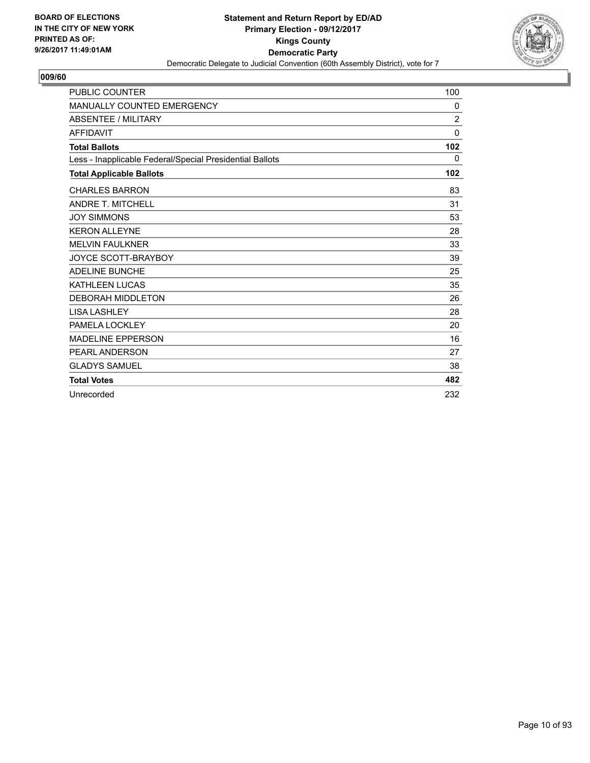**BOARD OF ELECTIONS IN THE CITY OF NEW YORK PRINTED AS OF: 9/26/2017 11:49:01AM**

**Statement and Return Report by ED/AD**
**Primary Election - 09/12/2017**
**Kings County**
**Democratic Party**
Democratic Delegate to Judicial Convention (60th Assembly District), vote for 7

## 009/60

| | |
|---|---|
| PUBLIC COUNTER | 100 |
| MANUALLY COUNTED EMERGENCY | 0 |
| ABSENTEE / MILITARY | 2 |
| AFFIDAVIT | 0 |
| **Total Ballots** | **102** |
| Less - Inapplicable Federal/Special Presidential Ballots | 0 |
| **Total Applicable Ballots** | **102** |
| CHARLES BARRON | 83 |
| ANDRE T. MITCHELL | 31 |
| JOY SIMMONS | 53 |
| KERON ALLEYNE | 28 |
| MELVIN FAULKNER | 33 |
| JOYCE SCOTT-BRAYBOY | 39 |
| ADELINE BUNCHE | 25 |
| KATHLEEN LUCAS | 35 |
| DEBORAH MIDDLETON | 26 |
| LISA LASHLEY | 28 |
| PAMELA LOCKLEY | 20 |
| MADELINE EPPERSON | 16 |
| PEARL ANDERSON | 27 |
| GLADYS SAMUEL | 38 |
| **Total Votes** | **482** |
| Unrecorded | 232 |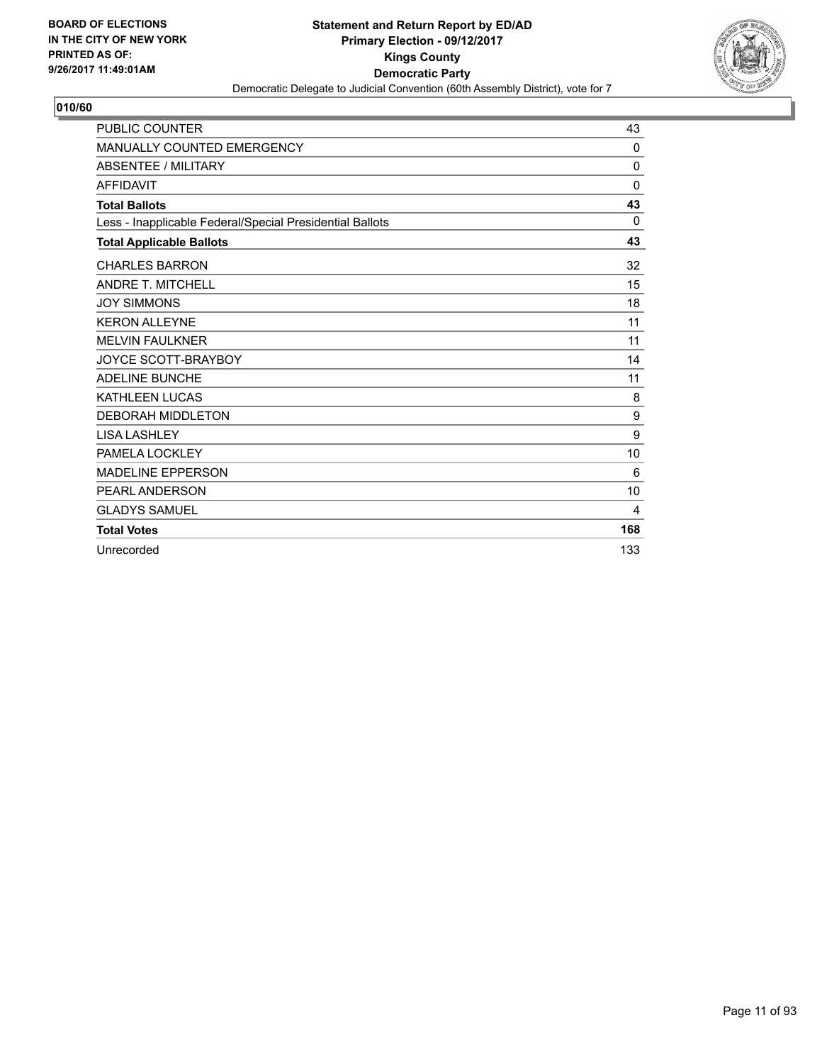**BOARD OF ELECTIONS IN THE CITY OF NEW YORK PRINTED AS OF: 9/26/2017 11:49:01AM**

**Statement and Return Report by ED/AD**
**Primary Election - 09/12/2017**
**Kings County**
**Democratic Party**
Democratic Delegate to Judicial Convention (60th Assembly District), vote for 7

## 010/60

| | |
|---|---|
| PUBLIC COUNTER | 43 |
| MANUALLY COUNTED EMERGENCY | 0 |
| ABSENTEE / MILITARY | 0 |
| AFFIDAVIT | 0 |
| **Total Ballots** | **43** |
| Less - Inapplicable Federal/Special Presidential Ballots | 0 |
| **Total Applicable Ballots** | **43** |
| CHARLES BARRON | 32 |
| ANDRE T. MITCHELL | 15 |
| JOY SIMMONS | 18 |
| KERON ALLEYNE | 11 |
| MELVIN FAULKNER | 11 |
| JOYCE SCOTT-BRAYBOY | 14 |
| ADELINE BUNCHE | 11 |
| KATHLEEN LUCAS | 8 |
| DEBORAH MIDDLETON | 9 |
| LISA LASHLEY | 9 |
| PAMELA LOCKLEY | 10 |
| MADELINE EPPERSON | 6 |
| PEARL ANDERSON | 10 |
| GLADYS SAMUEL | 4 |
| **Total Votes** | **168** |
| Unrecorded | 133 |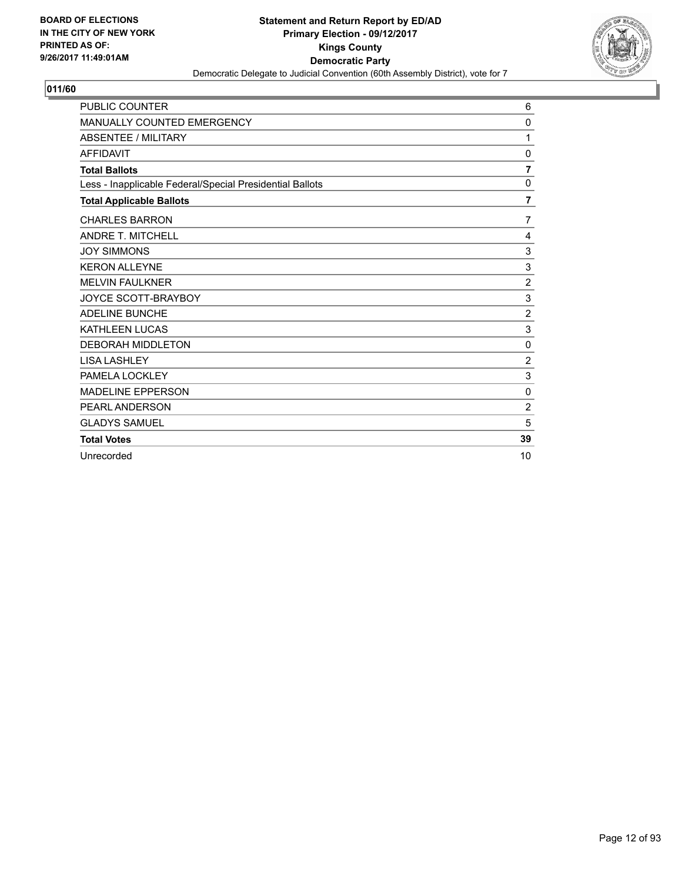**BOARD OF ELECTIONS IN THE CITY OF NEW YORK PRINTED AS OF: 9/26/2017 11:49:01AM**

**Statement and Return Report by ED/AD**
**Primary Election - 09/12/2017**
**Kings County**
**Democratic Party**
Democratic Delegate to Judicial Convention (60th Assembly District), vote for 7

## 011/60

| | |
|---|---|
| PUBLIC COUNTER | 6 |
| MANUALLY COUNTED EMERGENCY | 0 |
| ABSENTEE / MILITARY | 1 |
| AFFIDAVIT | 0 |
| **Total Ballots** | **7** |
| Less - Inapplicable Federal/Special Presidential Ballots | 0 |
| **Total Applicable Ballots** | **7** |
| CHARLES BARRON | 7 |
| ANDRE T. MITCHELL | 4 |
| JOY SIMMONS | 3 |
| KERON ALLEYNE | 3 |
| MELVIN FAULKNER | 2 |
| JOYCE SCOTT-BRAYBOY | 3 |
| ADELINE BUNCHE | 2 |
| KATHLEEN LUCAS | 3 |
| DEBORAH MIDDLETON | 0 |
| LISA LASHLEY | 2 |
| PAMELA LOCKLEY | 3 |
| MADELINE EPPERSON | 0 |
| PEARL ANDERSON | 2 |
| GLADYS SAMUEL | 5 |
| **Total Votes** | **39** |
| Unrecorded | 10 |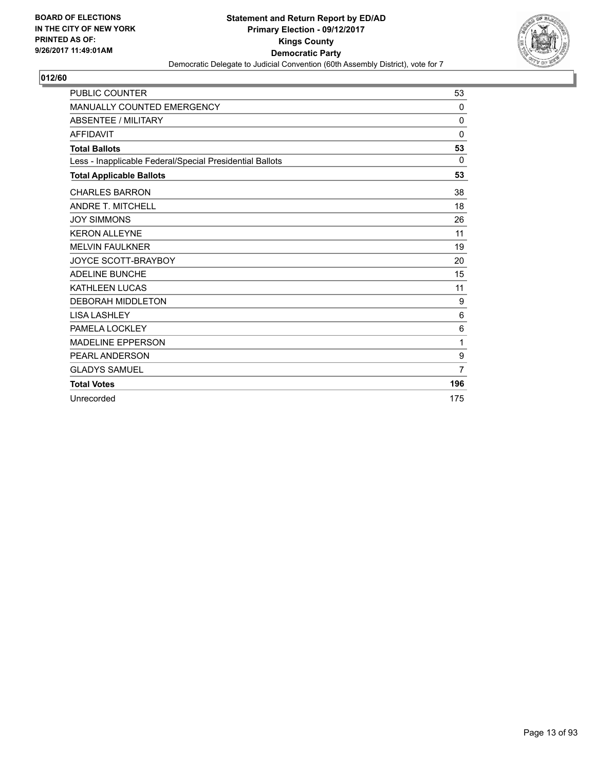BOARD OF ELECTIONS
IN THE CITY OF NEW YORK
PRINTED AS OF:
9/26/2017 11:49:01AM

**Statement and Return Report by ED/AD**
**Primary Election - 09/12/2017**
**Kings County**
**Democratic Party**
Democratic Delegate to Judicial Convention (60th Assembly District), vote for 7

## 012/60

| | |
|---|---|
| PUBLIC COUNTER | 53 |
| MANUALLY COUNTED EMERGENCY | 0 |
| ABSENTEE / MILITARY | 0 |
| AFFIDAVIT | 0 |
| **Total Ballots** | **53** |
| Less - Inapplicable Federal/Special Presidential Ballots | 0 |
| **Total Applicable Ballots** | **53** |
| CHARLES BARRON | 38 |
| ANDRE T. MITCHELL | 18 |
| JOY SIMMONS | 26 |
| KERON ALLEYNE | 11 |
| MELVIN FAULKNER | 19 |
| JOYCE SCOTT-BRAYBOY | 20 |
| ADELINE BUNCHE | 15 |
| KATHLEEN LUCAS | 11 |
| DEBORAH MIDDLETON | 9 |
| LISA LASHLEY | 6 |
| PAMELA LOCKLEY | 6 |
| MADELINE EPPERSON | 1 |
| PEARL ANDERSON | 9 |
| GLADYS SAMUEL | 7 |
| **Total Votes** | **196** |
| Unrecorded | 175 |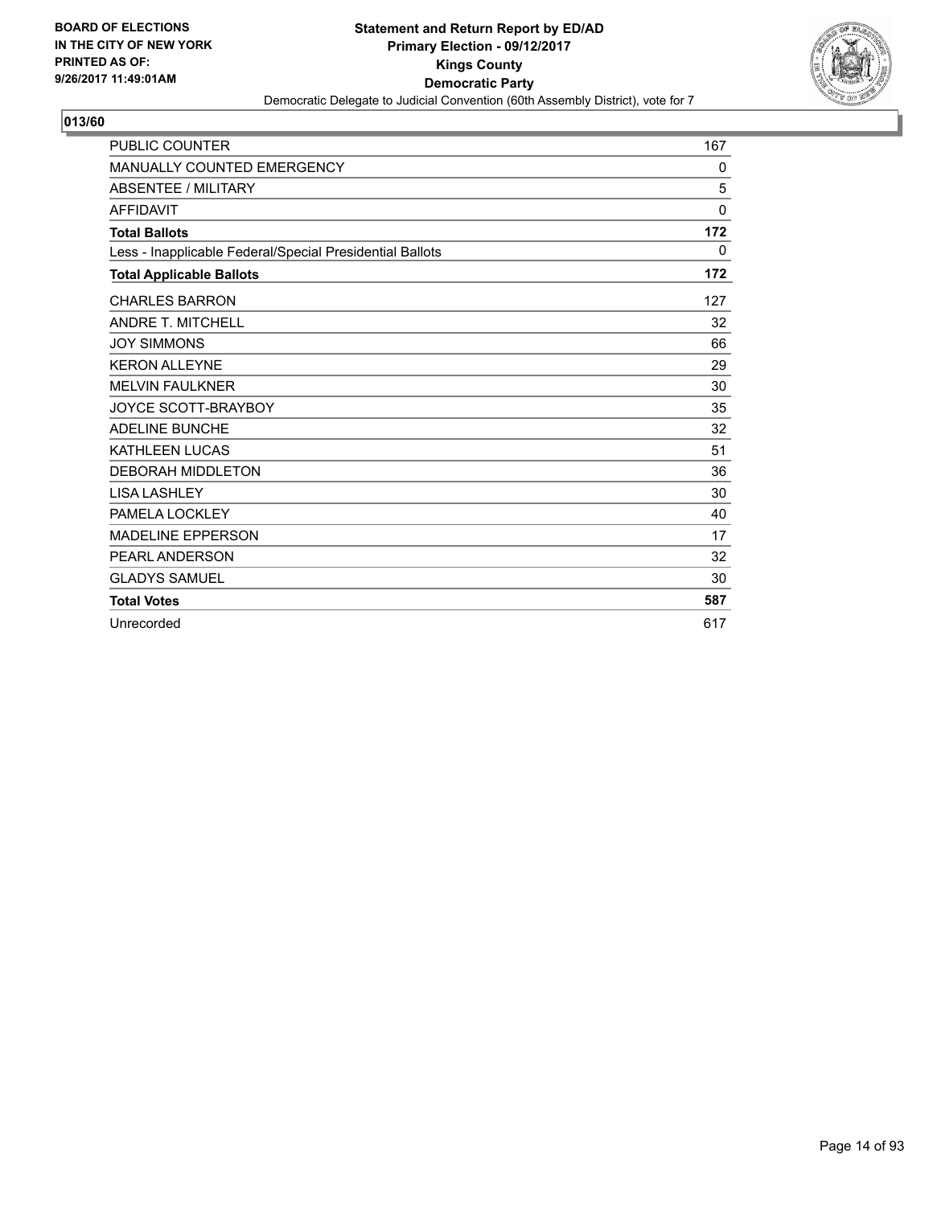BOARD OF ELECTIONS
IN THE CITY OF NEW YORK
PRINTED AS OF:
9/26/2017 11:49:01AM

**Statement and Return Report by ED/AD**
**Primary Election - 09/12/2017**
**Kings County**
**Democratic Party**
Democratic Delegate to Judicial Convention (60th Assembly District), vote for 7

## 013/60

| | |
|---|---|
| PUBLIC COUNTER | 167 |
| MANUALLY COUNTED EMERGENCY | 0 |
| ABSENTEE / MILITARY | 5 |
| AFFIDAVIT | 0 |
| **Total Ballots** | **172** |
| Less - Inapplicable Federal/Special Presidential Ballots | 0 |
| **Total Applicable Ballots** | **172** |
| CHARLES BARRON | 127 |
| ANDRE T. MITCHELL | 32 |
| JOY SIMMONS | 66 |
| KERON ALLEYNE | 29 |
| MELVIN FAULKNER | 30 |
| JOYCE SCOTT-BRAYBOY | 35 |
| ADELINE BUNCHE | 32 |
| KATHLEEN LUCAS | 51 |
| DEBORAH MIDDLETON | 36 |
| LISA LASHLEY | 30 |
| PAMELA LOCKLEY | 40 |
| MADELINE EPPERSON | 17 |
| PEARL ANDERSON | 32 |
| GLADYS SAMUEL | 30 |
| **Total Votes** | **587** |
| Unrecorded | 617 |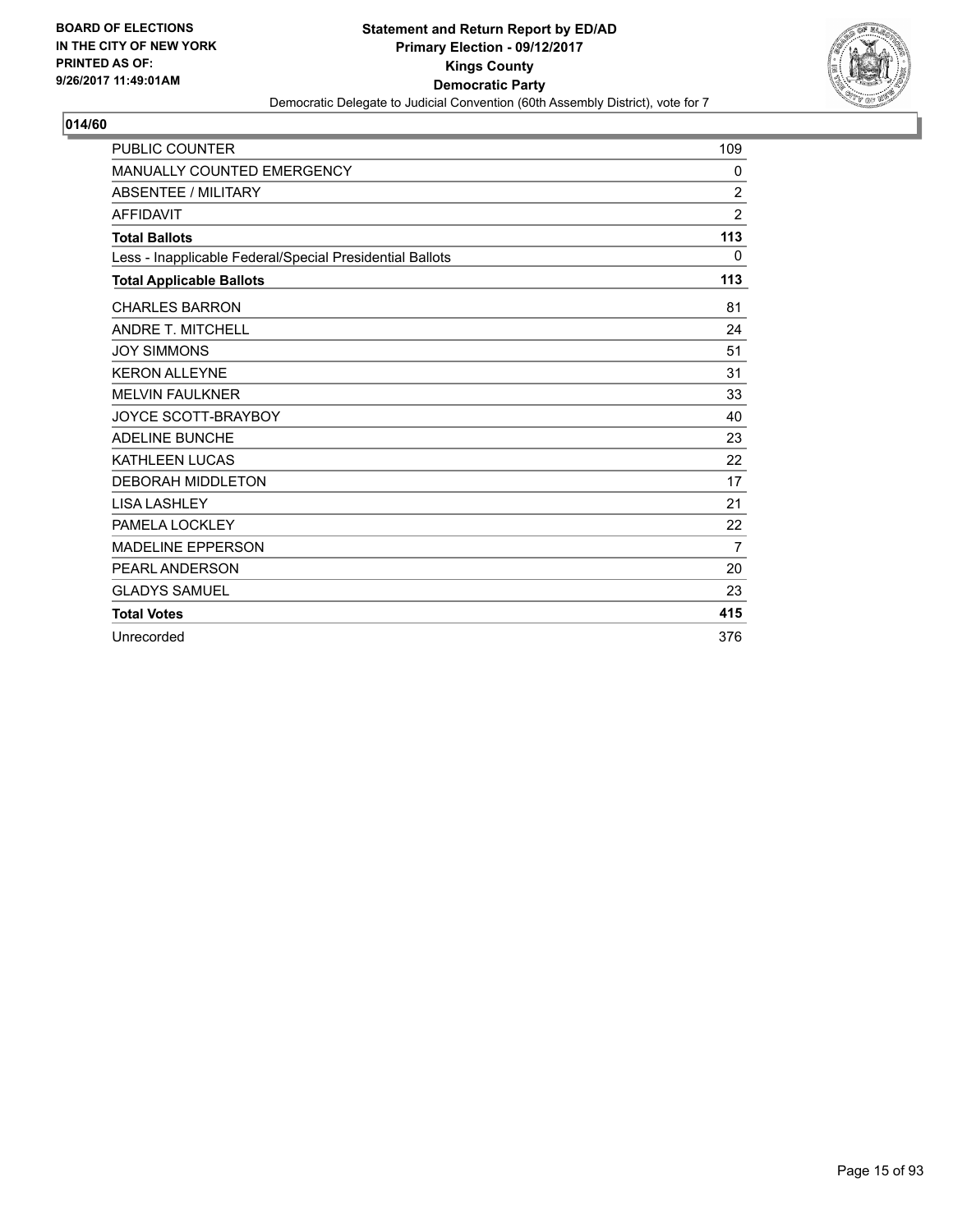BOARD OF ELECTIONS
IN THE CITY OF NEW YORK
PRINTED AS OF:
9/26/2017 11:49:01AM

**Statement and Return Report by ED/AD**
**Primary Election - 09/12/2017**
**Kings County**
**Democratic Party**
Democratic Delegate to Judicial Convention (60th Assembly District), vote for 7

## 014/60

| | |
|---|---|
| PUBLIC COUNTER | 109 |
| MANUALLY COUNTED EMERGENCY | 0 |
| ABSENTEE / MILITARY | 2 |
| AFFIDAVIT | 2 |
| **Total Ballots** | **113** |
| Less - Inapplicable Federal/Special Presidential Ballots | 0 |
| **Total Applicable Ballots** | **113** |
| CHARLES BARRON | 81 |
| ANDRE T. MITCHELL | 24 |
| JOY SIMMONS | 51 |
| KERON ALLEYNE | 31 |
| MELVIN FAULKNER | 33 |
| JOYCE SCOTT-BRAYBOY | 40 |
| ADELINE BUNCHE | 23 |
| KATHLEEN LUCAS | 22 |
| DEBORAH MIDDLETON | 17 |
| LISA LASHLEY | 21 |
| PAMELA LOCKLEY | 22 |
| MADELINE EPPERSON | 7 |
| PEARL ANDERSON | 20 |
| GLADYS SAMUEL | 23 |
| **Total Votes** | **415** |
| Unrecorded | 376 |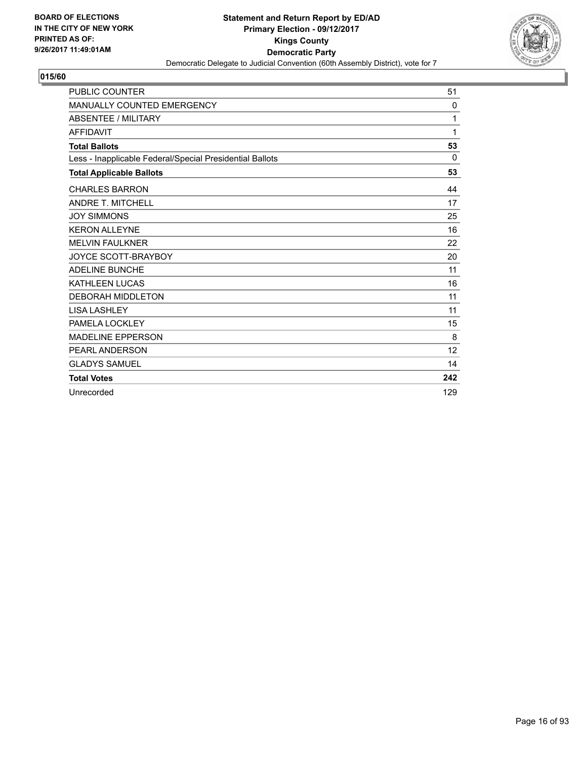BOARD OF ELECTIONS
IN THE CITY OF NEW YORK
PRINTED AS OF:
9/26/2017 11:49:01AM

**Statement and Return Report by ED/AD**
**Primary Election - 09/12/2017**
**Kings County**
**Democratic Party**
Democratic Delegate to Judicial Convention (60th Assembly District), vote for 7

**015/60**

| | |
|---|---|
| PUBLIC COUNTER | 51 |
| MANUALLY COUNTED EMERGENCY | 0 |
| ABSENTEE / MILITARY | 1 |
| AFFIDAVIT | 1 |
| **Total Ballots** | **53** |
| Less - Inapplicable Federal/Special Presidential Ballots | 0 |
| **Total Applicable Ballots** | **53** |
| CHARLES BARRON | 44 |
| ANDRE T. MITCHELL | 17 |
| JOY SIMMONS | 25 |
| KERON ALLEYNE | 16 |
| MELVIN FAULKNER | 22 |
| JOYCE SCOTT-BRAYBOY | 20 |
| ADELINE BUNCHE | 11 |
| KATHLEEN LUCAS | 16 |
| DEBORAH MIDDLETON | 11 |
| LISA LASHLEY | 11 |
| PAMELA LOCKLEY | 15 |
| MADELINE EPPERSON | 8 |
| PEARL ANDERSON | 12 |
| GLADYS SAMUEL | 14 |
| **Total Votes** | **242** |
| Unrecorded | 129 |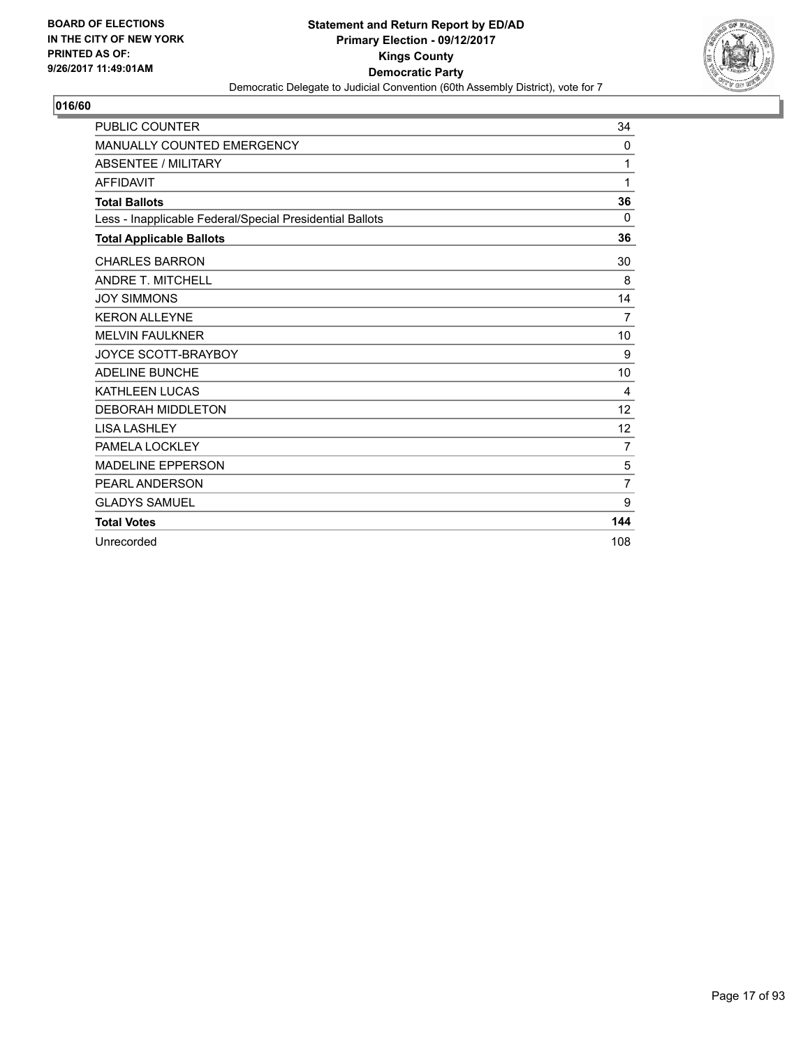BOARD OF ELECTIONS
IN THE CITY OF NEW YORK
PRINTED AS OF:
9/26/2017 11:49:01AM

**Statement and Return Report by ED/AD**
**Primary Election - 09/12/2017**
**Kings County**
**Democratic Party**
Democratic Delegate to Judicial Convention (60th Assembly District), vote for 7

## 016/60

| | |
|---|---|
| PUBLIC COUNTER | 34 |
| MANUALLY COUNTED EMERGENCY | 0 |
| ABSENTEE / MILITARY | 1 |
| AFFIDAVIT | 1 |
| **Total Ballots** | **36** |
| Less - Inapplicable Federal/Special Presidential Ballots | 0 |
| **Total Applicable Ballots** | **36** |
| CHARLES BARRON | 30 |
| ANDRE T. MITCHELL | 8 |
| JOY SIMMONS | 14 |
| KERON ALLEYNE | 7 |
| MELVIN FAULKNER | 10 |
| JOYCE SCOTT-BRAYBOY | 9 |
| ADELINE BUNCHE | 10 |
| KATHLEEN LUCAS | 4 |
| DEBORAH MIDDLETON | 12 |
| LISA LASHLEY | 12 |
| PAMELA LOCKLEY | 7 |
| MADELINE EPPERSON | 5 |
| PEARL ANDERSON | 7 |
| GLADYS SAMUEL | 9 |
| **Total Votes** | **144** |
| Unrecorded | 108 |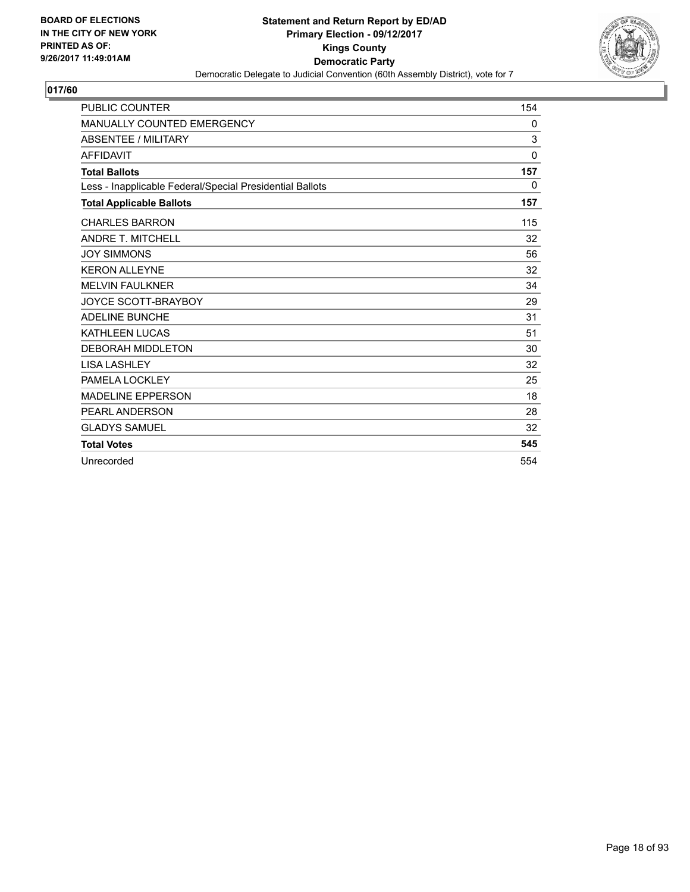BOARD OF ELECTIONS
IN THE CITY OF NEW YORK
PRINTED AS OF:
9/26/2017 11:49:01AM

**Statement and Return Report by ED/AD**
**Primary Election - 09/12/2017**
**Kings County**
**Democratic Party**
Democratic Delegate to Judicial Convention (60th Assembly District), vote for 7

## 017/60

| | |
|---|---|
| PUBLIC COUNTER | 154 |
| MANUALLY COUNTED EMERGENCY | 0 |
| ABSENTEE / MILITARY | 3 |
| AFFIDAVIT | 0 |
| **Total Ballots** | **157** |
| Less - Inapplicable Federal/Special Presidential Ballots | 0 |
| **Total Applicable Ballots** | **157** |
| CHARLES BARRON | 115 |
| ANDRE T. MITCHELL | 32 |
| JOY SIMMONS | 56 |
| KERON ALLEYNE | 32 |
| MELVIN FAULKNER | 34 |
| JOYCE SCOTT-BRAYBOY | 29 |
| ADELINE BUNCHE | 31 |
| KATHLEEN LUCAS | 51 |
| DEBORAH MIDDLETON | 30 |
| LISA LASHLEY | 32 |
| PAMELA LOCKLEY | 25 |
| MADELINE EPPERSON | 18 |
| PEARL ANDERSON | 28 |
| GLADYS SAMUEL | 32 |
| **Total Votes** | **545** |
| Unrecorded | 554 |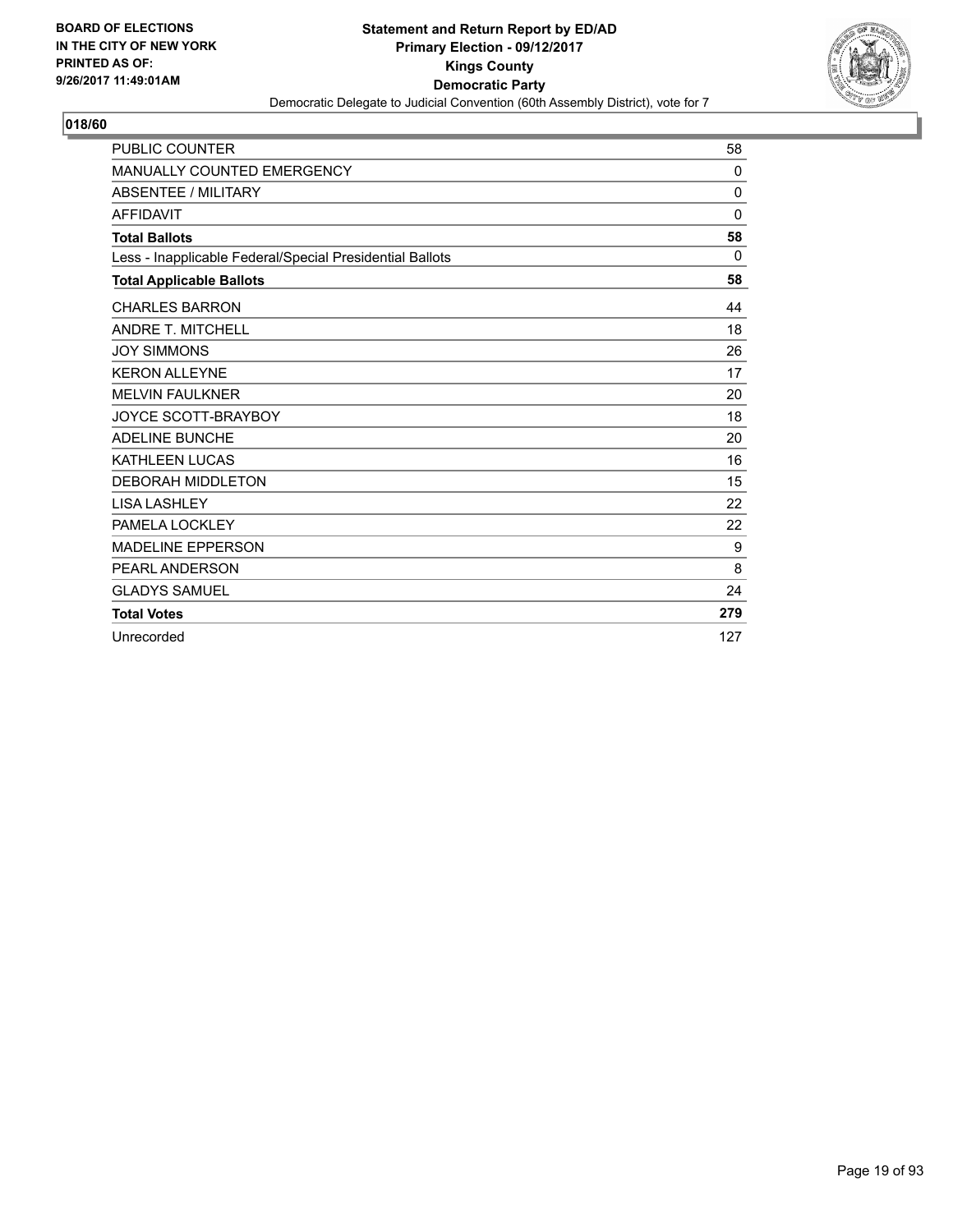BOARD OF ELECTIONS
IN THE CITY OF NEW YORK
PRINTED AS OF:
9/26/2017 11:49:01AM

**Statement and Return Report by ED/AD**
**Primary Election - 09/12/2017**
**Kings County**
**Democratic Party**
Democratic Delegate to Judicial Convention (60th Assembly District), vote for 7

## 018/60

| | |
|---|---|
| PUBLIC COUNTER | 58 |
| MANUALLY COUNTED EMERGENCY | 0 |
| ABSENTEE / MILITARY | 0 |
| AFFIDAVIT | 0 |
| **Total Ballots** | **58** |
| Less - Inapplicable Federal/Special Presidential Ballots | 0 |
| **Total Applicable Ballots** | **58** |
| CHARLES BARRON | 44 |
| ANDRE T. MITCHELL | 18 |
| JOY SIMMONS | 26 |
| KERON ALLEYNE | 17 |
| MELVIN FAULKNER | 20 |
| JOYCE SCOTT-BRAYBOY | 18 |
| ADELINE BUNCHE | 20 |
| KATHLEEN LUCAS | 16 |
| DEBORAH MIDDLETON | 15 |
| LISA LASHLEY | 22 |
| PAMELA LOCKLEY | 22 |
| MADELINE EPPERSON | 9 |
| PEARL ANDERSON | 8 |
| GLADYS SAMUEL | 24 |
| **Total Votes** | **279** |
| Unrecorded | 127 |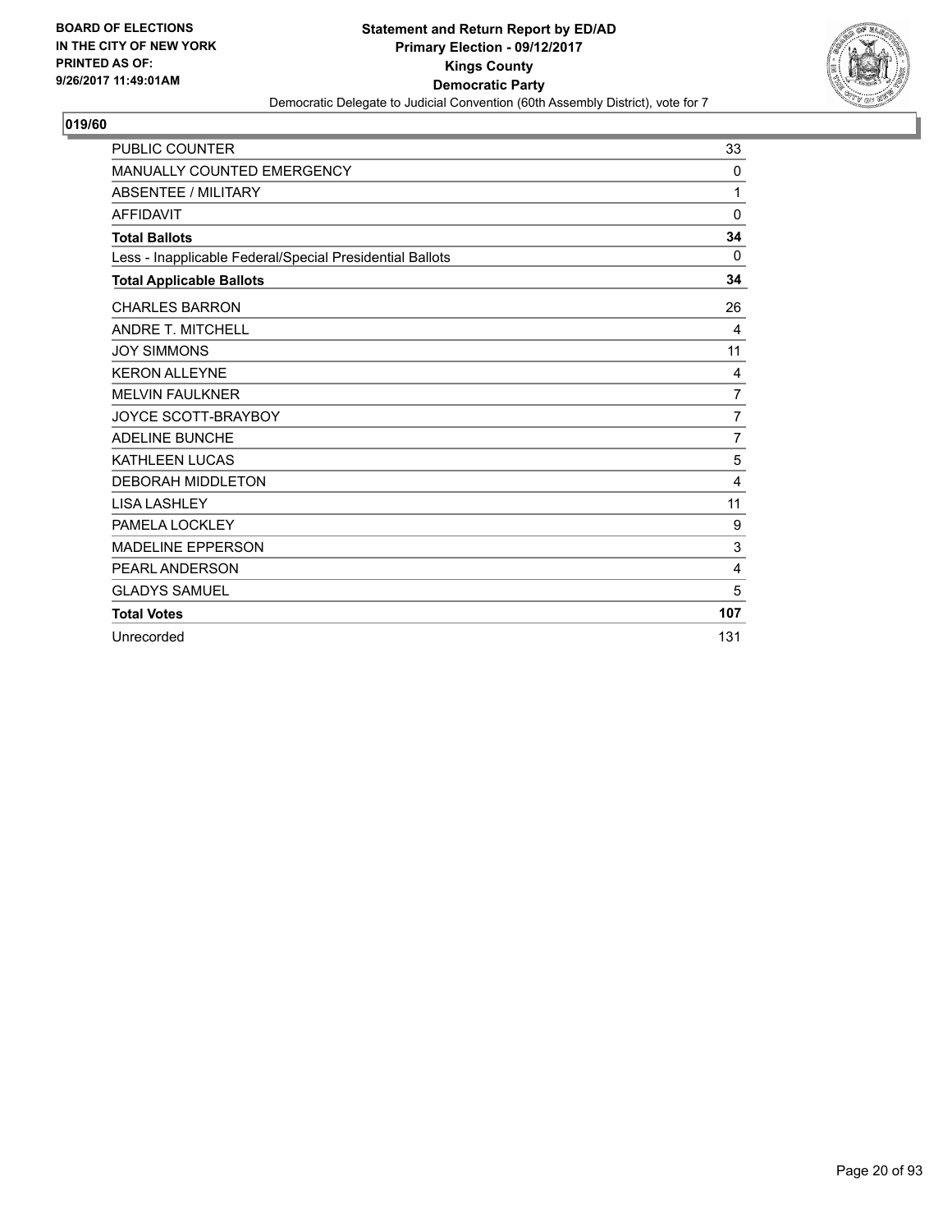BOARD OF ELECTIONS
IN THE CITY OF NEW YORK
PRINTED AS OF:
9/26/2017 11:49:01AM

**Statement and Return Report by ED/AD**
**Primary Election - 09/12/2017**
**Kings County**
**Democratic Party**
Democratic Delegate to Judicial Convention (60th Assembly District), vote for 7

## 019/60

| | |
|---|---|
| PUBLIC COUNTER | 33 |
| MANUALLY COUNTED EMERGENCY | 0 |
| ABSENTEE / MILITARY | 1 |
| AFFIDAVIT | 0 |
| **Total Ballots** | **34** |
| Less - Inapplicable Federal/Special Presidential Ballots | 0 |
| **Total Applicable Ballots** | **34** |
| CHARLES BARRON | 26 |
| ANDRE T. MITCHELL | 4 |
| JOY SIMMONS | 11 |
| KERON ALLEYNE | 4 |
| MELVIN FAULKNER | 7 |
| JOYCE SCOTT-BRAYBOY | 7 |
| ADELINE BUNCHE | 7 |
| KATHLEEN LUCAS | 5 |
| DEBORAH MIDDLETON | 4 |
| LISA LASHLEY | 11 |
| PAMELA LOCKLEY | 9 |
| MADELINE EPPERSON | 3 |
| PEARL ANDERSON | 4 |
| GLADYS SAMUEL | 5 |
| **Total Votes** | **107** |
| Unrecorded | 131 |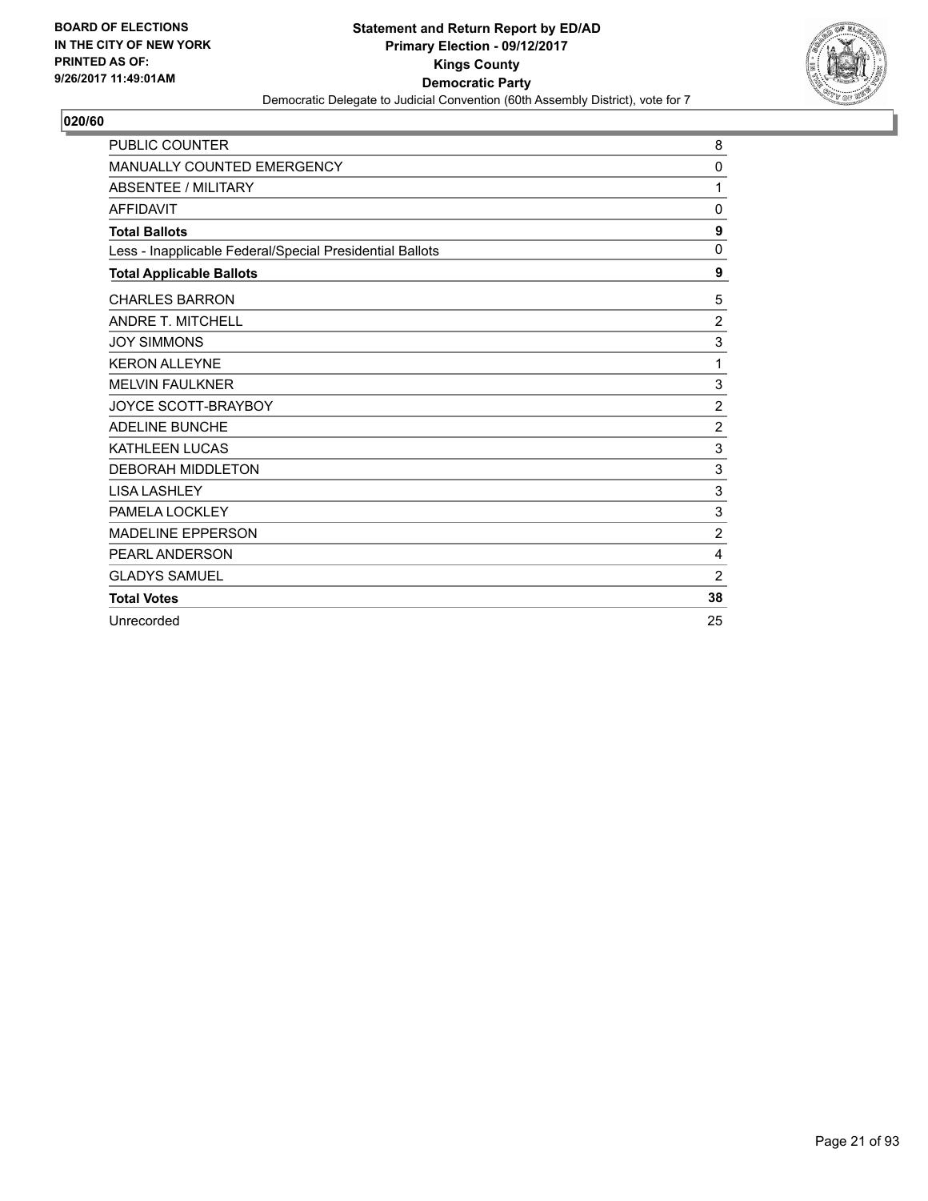BOARD OF ELECTIONS
IN THE CITY OF NEW YORK
PRINTED AS OF:
9/26/2017 11:49:01AM

**Statement and Return Report by ED/AD**
**Primary Election - 09/12/2017**
**Kings County**
**Democratic Party**
Democratic Delegate to Judicial Convention (60th Assembly District), vote for 7

**020/60**

| | |
|---|---|
| PUBLIC COUNTER | 8 |
| MANUALLY COUNTED EMERGENCY | 0 |
| ABSENTEE / MILITARY | 1 |
| AFFIDAVIT | 0 |
| **Total Ballots** | **9** |
| Less - Inapplicable Federal/Special Presidential Ballots | 0 |
| **Total Applicable Ballots** | **9** |
| CHARLES BARRON | 5 |
| ANDRE T. MITCHELL | 2 |
| JOY SIMMONS | 3 |
| KERON ALLEYNE | 1 |
| MELVIN FAULKNER | 3 |
| JOYCE SCOTT-BRAYBOY | 2 |
| ADELINE BUNCHE | 2 |
| KATHLEEN LUCAS | 3 |
| DEBORAH MIDDLETON | 3 |
| LISA LASHLEY | 3 |
| PAMELA LOCKLEY | 3 |
| MADELINE EPPERSON | 2 |
| PEARL ANDERSON | 4 |
| GLADYS SAMUEL | 2 |
| **Total Votes** | **38** |
| Unrecorded | 25 |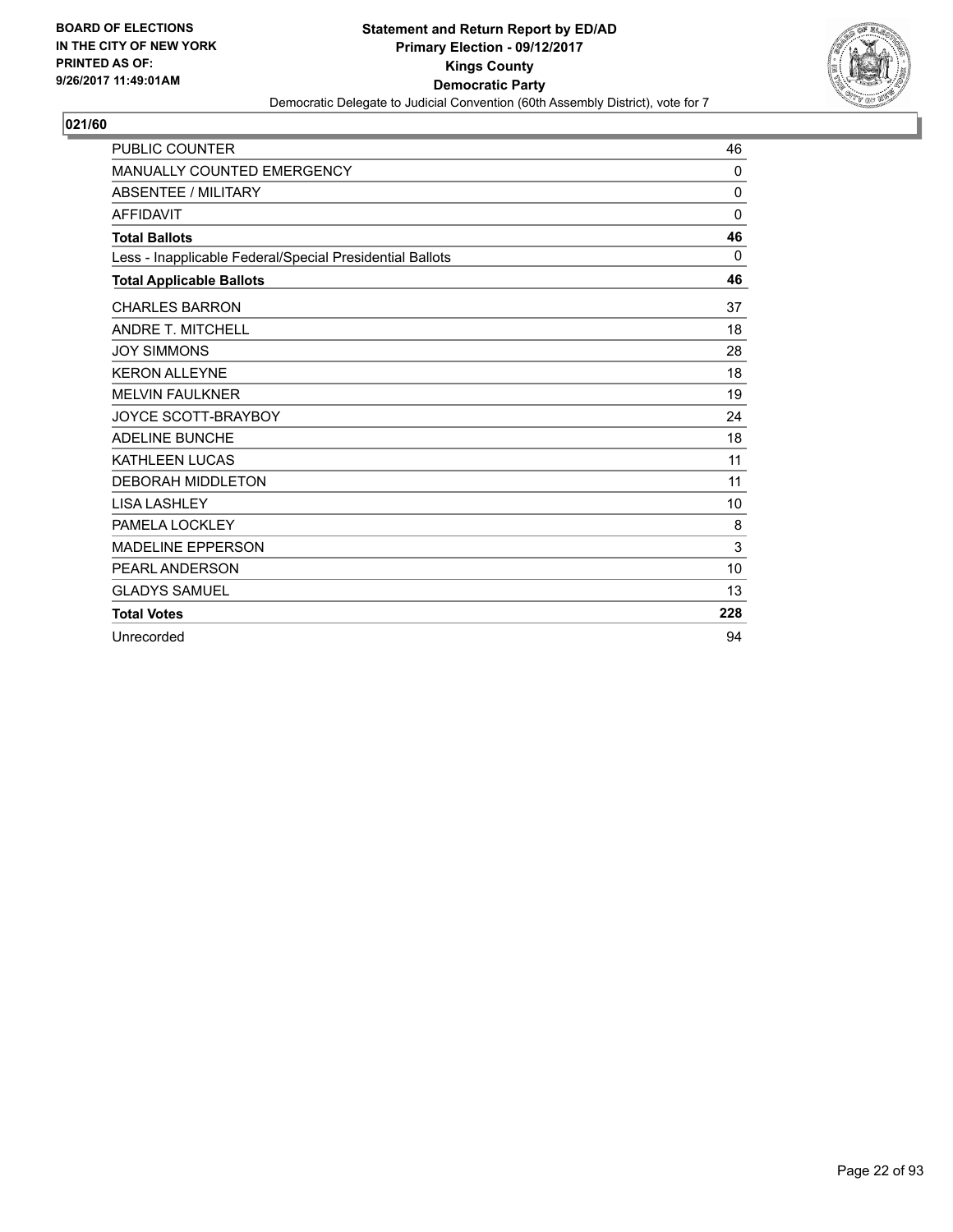**BOARD OF ELECTIONS IN THE CITY OF NEW YORK PRINTED AS OF: 9/26/2017 11:49:01AM**

**Statement and Return Report by ED/AD**
**Primary Election - 09/12/2017**
**Kings County**
**Democratic Party**
Democratic Delegate to Judicial Convention (60th Assembly District), vote for 7

**021/60**

| | |
|---|---|
| PUBLIC COUNTER | 46 |
| MANUALLY COUNTED EMERGENCY | 0 |
| ABSENTEE / MILITARY | 0 |
| AFFIDAVIT | 0 |
| **Total Ballots** | **46** |
| Less - Inapplicable Federal/Special Presidential Ballots | 0 |
| **Total Applicable Ballots** | **46** |
| CHARLES BARRON | 37 |
| ANDRE T. MITCHELL | 18 |
| JOY SIMMONS | 28 |
| KERON ALLEYNE | 18 |
| MELVIN FAULKNER | 19 |
| JOYCE SCOTT-BRAYBOY | 24 |
| ADELINE BUNCHE | 18 |
| KATHLEEN LUCAS | 11 |
| DEBORAH MIDDLETON | 11 |
| LISA LASHLEY | 10 |
| PAMELA LOCKLEY | 8 |
| MADELINE EPPERSON | 3 |
| PEARL ANDERSON | 10 |
| GLADYS SAMUEL | 13 |
| **Total Votes** | **228** |
| Unrecorded | 94 |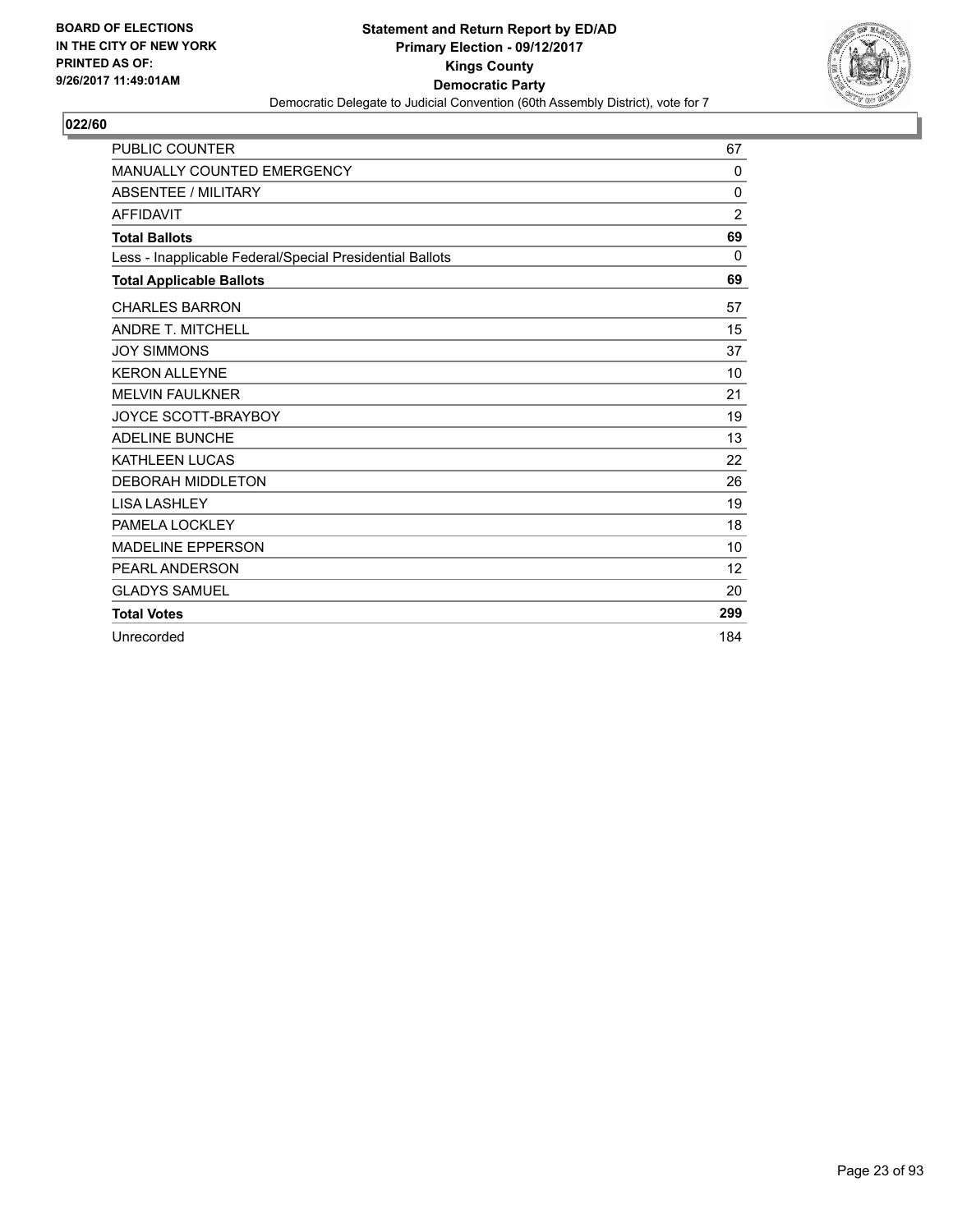BOARD OF ELECTIONS
IN THE CITY OF NEW YORK
PRINTED AS OF:
9/26/2017 11:49:01AM

**Statement and Return Report by ED/AD**
**Primary Election - 09/12/2017**
**Kings County**
**Democratic Party**
Democratic Delegate to Judicial Convention (60th Assembly District), vote for 7

## 022/60

| | |
|---|---|
| PUBLIC COUNTER | 67 |
| MANUALLY COUNTED EMERGENCY | 0 |
| ABSENTEE / MILITARY | 0 |
| AFFIDAVIT | 2 |
| **Total Ballots** | **69** |
| Less - Inapplicable Federal/Special Presidential Ballots | 0 |
| **Total Applicable Ballots** | **69** |
| CHARLES BARRON | 57 |
| ANDRE T. MITCHELL | 15 |
| JOY SIMMONS | 37 |
| KERON ALLEYNE | 10 |
| MELVIN FAULKNER | 21 |
| JOYCE SCOTT-BRAYBOY | 19 |
| ADELINE BUNCHE | 13 |
| KATHLEEN LUCAS | 22 |
| DEBORAH MIDDLETON | 26 |
| LISA LASHLEY | 19 |
| PAMELA LOCKLEY | 18 |
| MADELINE EPPERSON | 10 |
| PEARL ANDERSON | 12 |
| GLADYS SAMUEL | 20 |
| **Total Votes** | **299** |
| Unrecorded | 184 |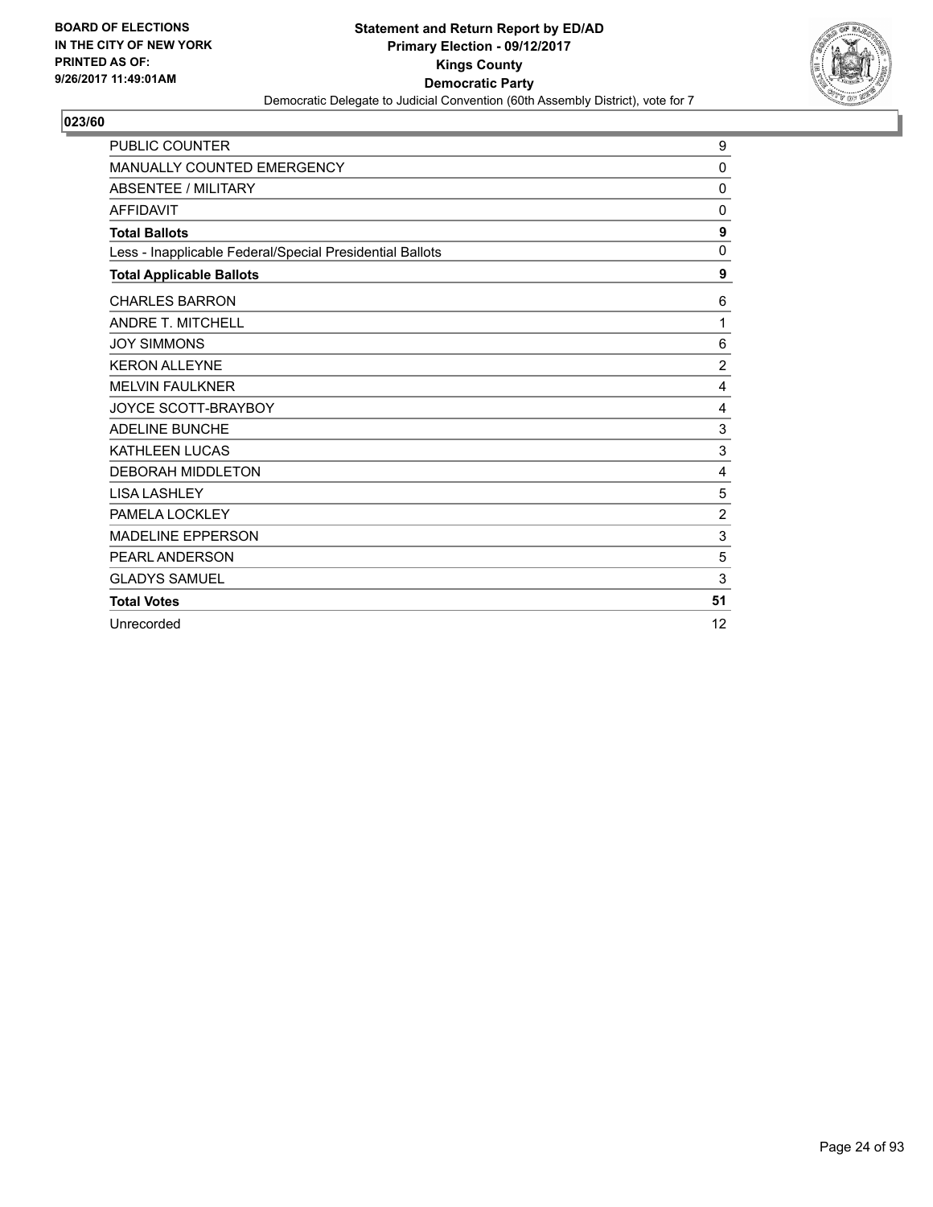BOARD OF ELECTIONS
IN THE CITY OF NEW YORK
PRINTED AS OF:
9/26/2017 11:49:01AM

**Statement and Return Report by ED/AD**
**Primary Election - 09/12/2017**
**Kings County**
**Democratic Party**
Democratic Delegate to Judicial Convention (60th Assembly District), vote for 7

**023/60**

| | |
|---|---|
| PUBLIC COUNTER | 9 |
| MANUALLY COUNTED EMERGENCY | 0 |
| ABSENTEE / MILITARY | 0 |
| AFFIDAVIT | 0 |
| **Total Ballots** | **9** |
| Less - Inapplicable Federal/Special Presidential Ballots | 0 |
| **Total Applicable Ballots** | **9** |
| CHARLES BARRON | 6 |
| ANDRE T. MITCHELL | 1 |
| JOY SIMMONS | 6 |
| KERON ALLEYNE | 2 |
| MELVIN FAULKNER | 4 |
| JOYCE SCOTT-BRAYBOY | 4 |
| ADELINE BUNCHE | 3 |
| KATHLEEN LUCAS | 3 |
| DEBORAH MIDDLETON | 4 |
| LISA LASHLEY | 5 |
| PAMELA LOCKLEY | 2 |
| MADELINE EPPERSON | 3 |
| PEARL ANDERSON | 5 |
| GLADYS SAMUEL | 3 |
| **Total Votes** | **51** |
| Unrecorded | 12 |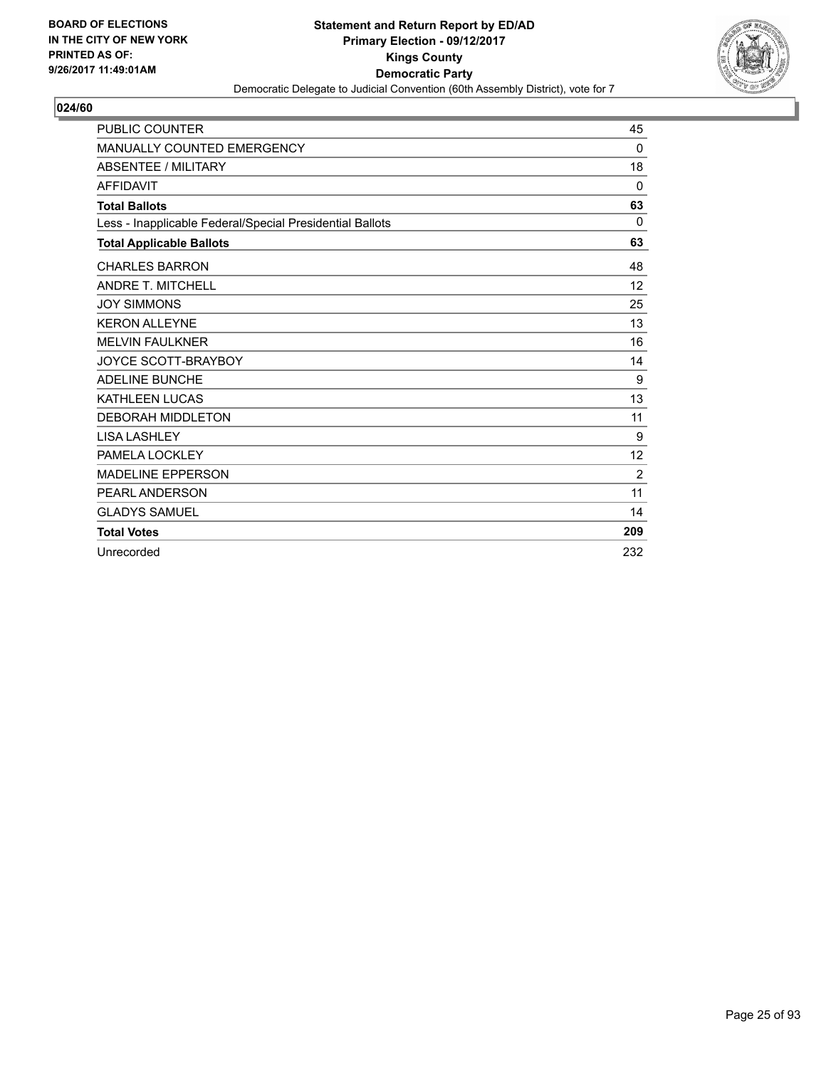BOARD OF ELECTIONS
IN THE CITY OF NEW YORK
PRINTED AS OF:
9/26/2017 11:49:01AM

**Statement and Return Report by ED/AD**
**Primary Election - 09/12/2017**
**Kings County**
**Democratic Party**
Democratic Delegate to Judicial Convention (60th Assembly District), vote for 7

## 024/60

| | |
|---|---|
| PUBLIC COUNTER | 45 |
| MANUALLY COUNTED EMERGENCY | 0 |
| ABSENTEE / MILITARY | 18 |
| AFFIDAVIT | 0 |
| **Total Ballots** | **63** |
| Less - Inapplicable Federal/Special Presidential Ballots | 0 |
| **Total Applicable Ballots** | **63** |
| CHARLES BARRON | 48 |
| ANDRE T. MITCHELL | 12 |
| JOY SIMMONS | 25 |
| KERON ALLEYNE | 13 |
| MELVIN FAULKNER | 16 |
| JOYCE SCOTT-BRAYBOY | 14 |
| ADELINE BUNCHE | 9 |
| KATHLEEN LUCAS | 13 |
| DEBORAH MIDDLETON | 11 |
| LISA LASHLEY | 9 |
| PAMELA LOCKLEY | 12 |
| MADELINE EPPERSON | 2 |
| PEARL ANDERSON | 11 |
| GLADYS SAMUEL | 14 |
| **Total Votes** | **209** |
| Unrecorded | 232 |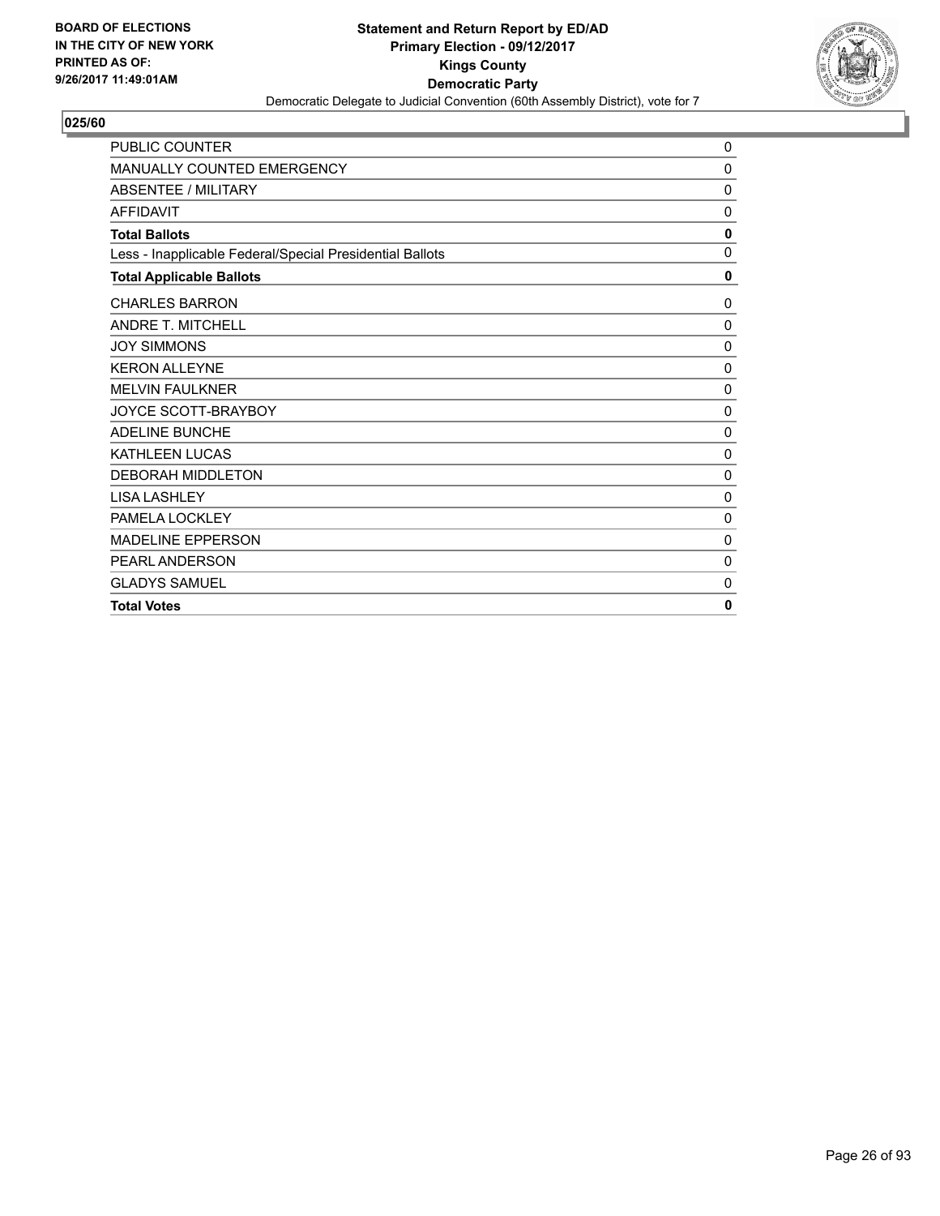**BOARD OF ELECTIONS IN THE CITY OF NEW YORK PRINTED AS OF: 9/26/2017 11:49:01AM**

**Statement and Return Report by ED/AD**
**Primary Election - 09/12/2017**
**Kings County**
**Democratic Party**
Democratic Delegate to Judicial Convention (60th Assembly District), vote for 7

## 025/60

| | |
|---|---|
| PUBLIC COUNTER | 0 |
| MANUALLY COUNTED EMERGENCY | 0 |
| ABSENTEE / MILITARY | 0 |
| AFFIDAVIT | 0 |
| **Total Ballots** | **0** |
| Less - Inapplicable Federal/Special Presidential Ballots | 0 |
| **Total Applicable Ballots** | **0** |
| CHARLES BARRON | 0 |
| ANDRE T. MITCHELL | 0 |
| JOY SIMMONS | 0 |
| KERON ALLEYNE | 0 |
| MELVIN FAULKNER | 0 |
| JOYCE SCOTT-BRAYBOY | 0 |
| ADELINE BUNCHE | 0 |
| KATHLEEN LUCAS | 0 |
| DEBORAH MIDDLETON | 0 |
| LISA LASHLEY | 0 |
| PAMELA LOCKLEY | 0 |
| MADELINE EPPERSON | 0 |
| PEARL ANDERSON | 0 |
| GLADYS SAMUEL | 0 |
| **Total Votes** | **0** |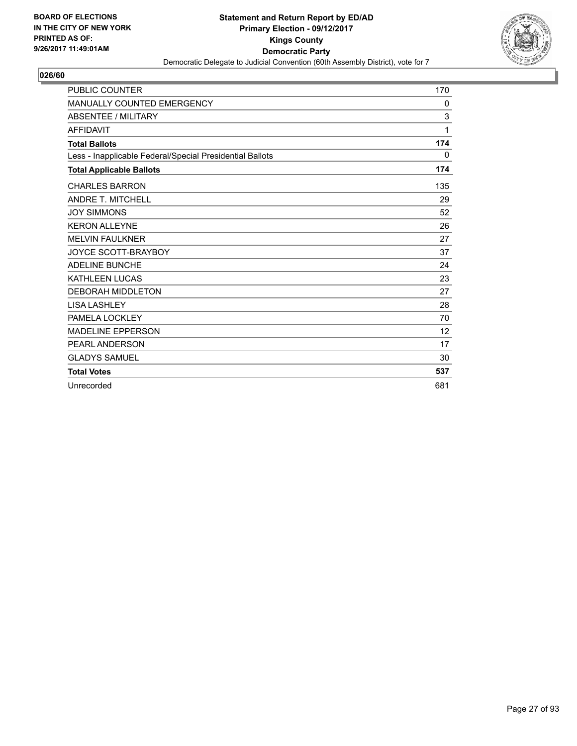**BOARD OF ELECTIONS IN THE CITY OF NEW YORK PRINTED AS OF: 9/26/2017 11:49:01AM**

**Statement and Return Report by ED/AD Primary Election - 09/12/2017 Kings County Democratic Party**

Democratic Delegate to Judicial Convention (60th Assembly District), vote for 7

**026/60**

| | |
|---|---|
| PUBLIC COUNTER | 170 |
| MANUALLY COUNTED EMERGENCY | 0 |
| ABSENTEE / MILITARY | 3 |
| AFFIDAVIT | 1 |
| **Total Ballots** | **174** |
| Less - Inapplicable Federal/Special Presidential Ballots | 0 |
| **Total Applicable Ballots** | **174** |
| CHARLES BARRON | 135 |
| ANDRE T. MITCHELL | 29 |
| JOY SIMMONS | 52 |
| KERON ALLEYNE | 26 |
| MELVIN FAULKNER | 27 |
| JOYCE SCOTT-BRAYBOY | 37 |
| ADELINE BUNCHE | 24 |
| KATHLEEN LUCAS | 23 |
| DEBORAH MIDDLETON | 27 |
| LISA LASHLEY | 28 |
| PAMELA LOCKLEY | 70 |
| MADELINE EPPERSON | 12 |
| PEARL ANDERSON | 17 |
| GLADYS SAMUEL | 30 |
| **Total Votes** | **537** |
| Unrecorded | 681 |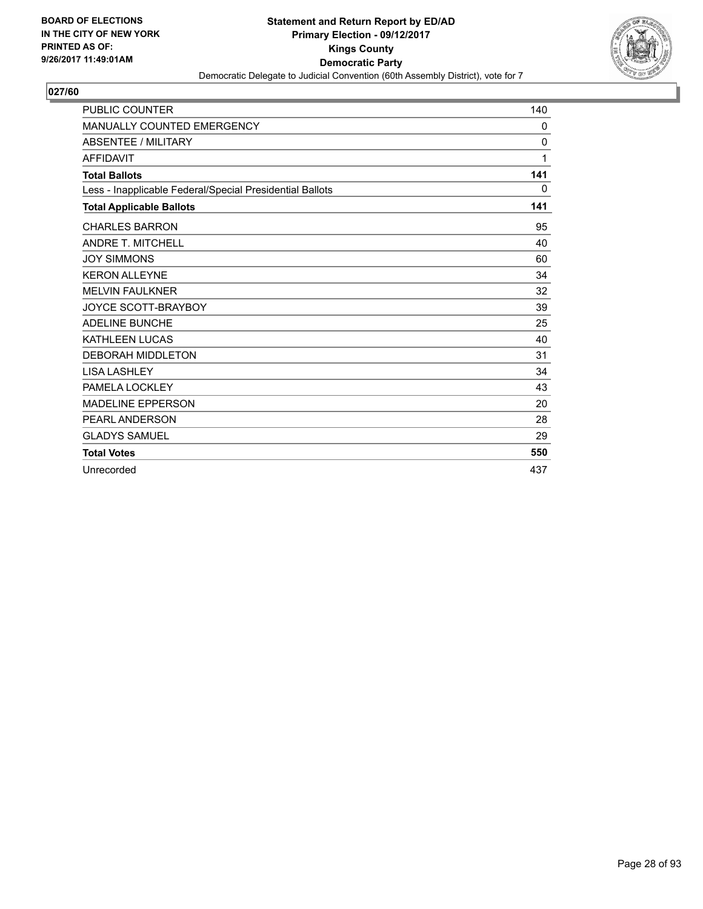**BOARD OF ELECTIONS IN THE CITY OF NEW YORK PRINTED AS OF: 9/26/2017 11:49:01AM**

**Statement and Return Report by ED/AD**
**Primary Election - 09/12/2017**
**Kings County**
**Democratic Party**
Democratic Delegate to Judicial Convention (60th Assembly District), vote for 7

## 027/60

| | |
|---|---|
| PUBLIC COUNTER | 140 |
| MANUALLY COUNTED EMERGENCY | 0 |
| ABSENTEE / MILITARY | 0 |
| AFFIDAVIT | 1 |
| **Total Ballots** | **141** |
| Less - Inapplicable Federal/Special Presidential Ballots | 0 |
| **Total Applicable Ballots** | **141** |
| CHARLES BARRON | 95 |
| ANDRE T. MITCHELL | 40 |
| JOY SIMMONS | 60 |
| KERON ALLEYNE | 34 |
| MELVIN FAULKNER | 32 |
| JOYCE SCOTT-BRAYBOY | 39 |
| ADELINE BUNCHE | 25 |
| KATHLEEN LUCAS | 40 |
| DEBORAH MIDDLETON | 31 |
| LISA LASHLEY | 34 |
| PAMELA LOCKLEY | 43 |
| MADELINE EPPERSON | 20 |
| PEARL ANDERSON | 28 |
| GLADYS SAMUEL | 29 |
| **Total Votes** | **550** |
| Unrecorded | 437 |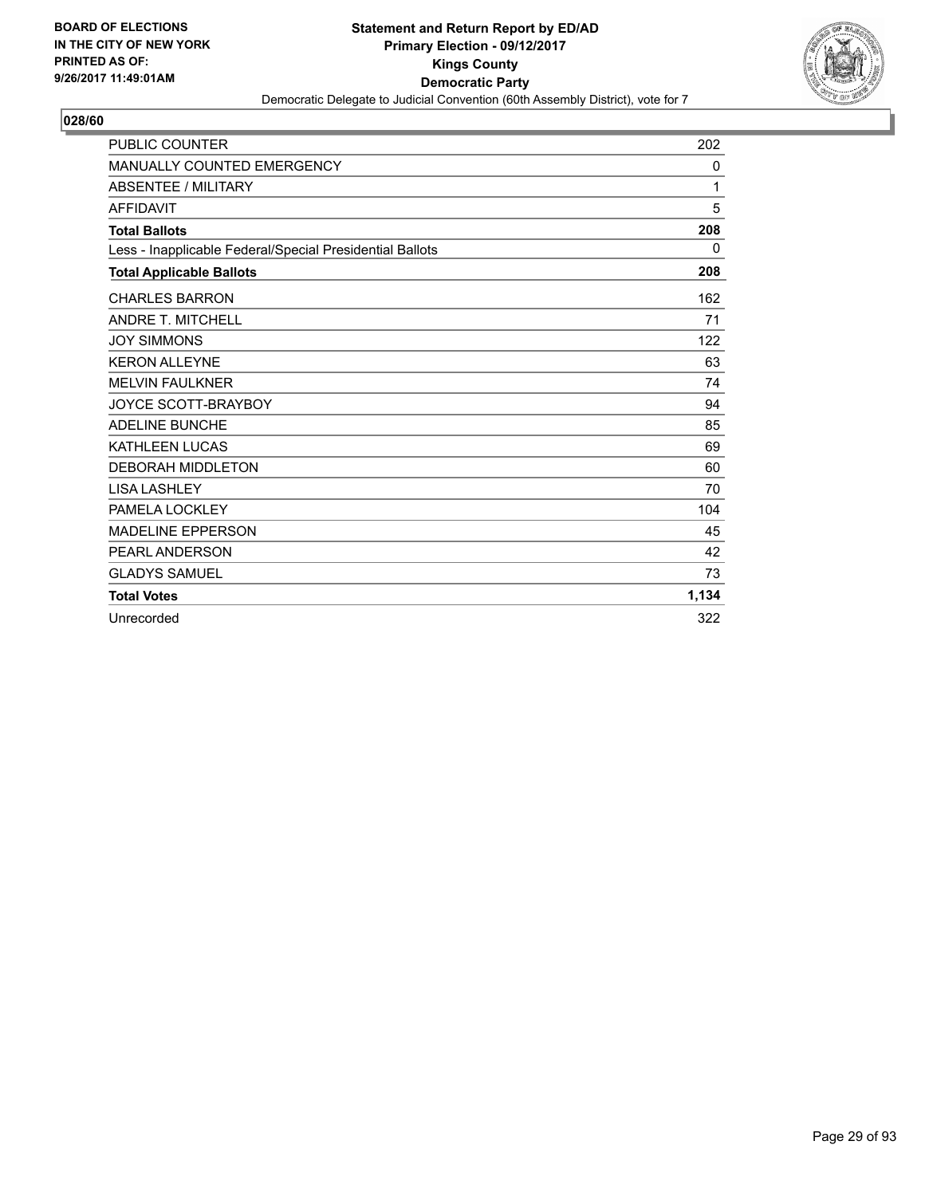**BOARD OF ELECTIONS IN THE CITY OF NEW YORK PRINTED AS OF: 9/26/2017 11:49:01AM**

**Statement and Return Report by ED/AD**
**Primary Election - 09/12/2017**
**Kings County**
**Democratic Party**
Democratic Delegate to Judicial Convention (60th Assembly District), vote for 7

## 028/60

| | |
|---|---|
| PUBLIC COUNTER | 202 |
| MANUALLY COUNTED EMERGENCY | 0 |
| ABSENTEE / MILITARY | 1 |
| AFFIDAVIT | 5 |
| **Total Ballots** | **208** |
| Less - Inapplicable Federal/Special Presidential Ballots | 0 |
| **Total Applicable Ballots** | **208** |
| CHARLES BARRON | 162 |
| ANDRE T. MITCHELL | 71 |
| JOY SIMMONS | 122 |
| KERON ALLEYNE | 63 |
| MELVIN FAULKNER | 74 |
| JOYCE SCOTT-BRAYBOY | 94 |
| ADELINE BUNCHE | 85 |
| KATHLEEN LUCAS | 69 |
| DEBORAH MIDDLETON | 60 |
| LISA LASHLEY | 70 |
| PAMELA LOCKLEY | 104 |
| MADELINE EPPERSON | 45 |
| PEARL ANDERSON | 42 |
| GLADYS SAMUEL | 73 |
| **Total Votes** | **1,134** |
| Unrecorded | 322 |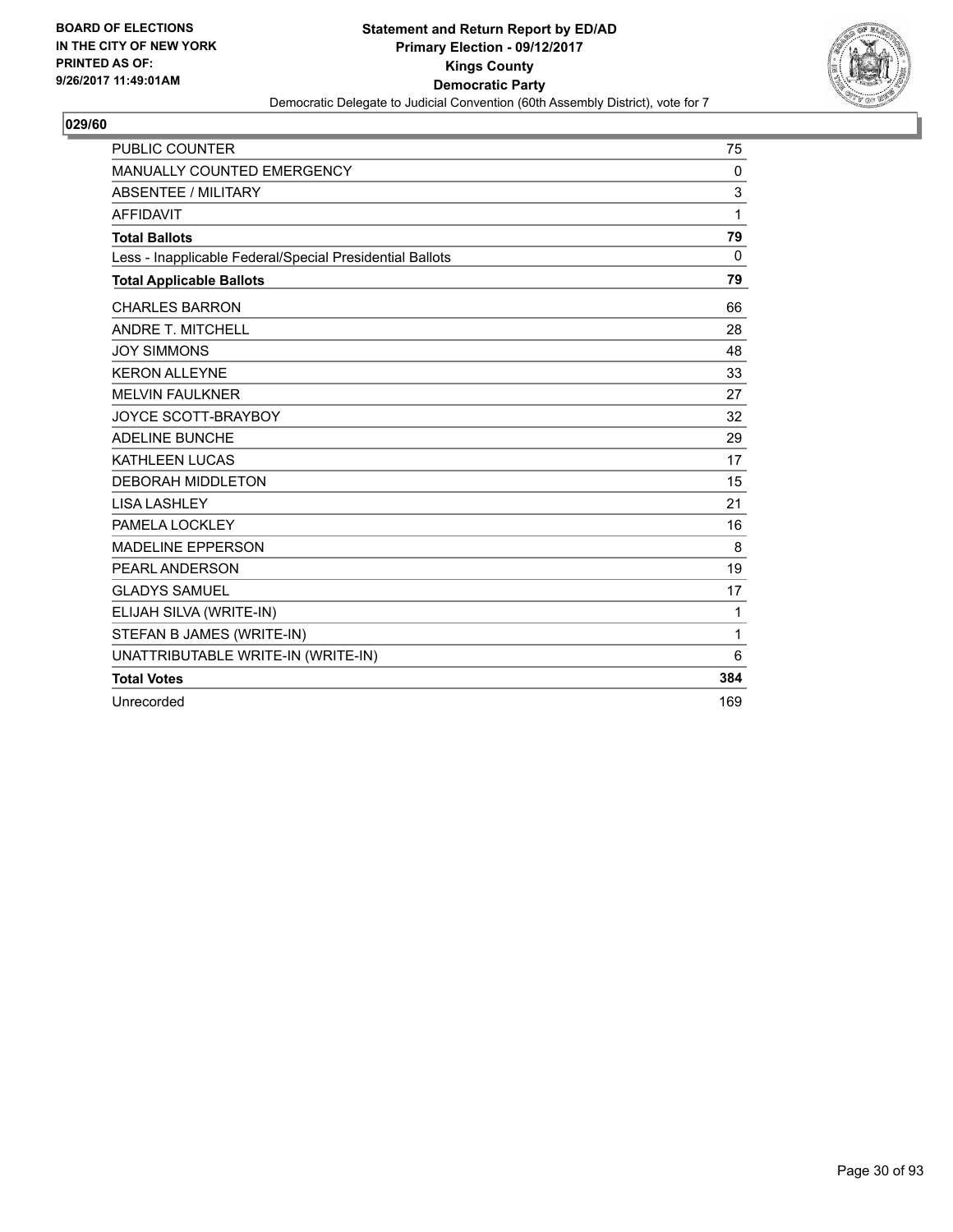BOARD OF ELECTIONS
IN THE CITY OF NEW YORK
PRINTED AS OF:
9/26/2017 11:49:01AM

**Statement and Return Report by ED/AD**
**Primary Election - 09/12/2017**
**Kings County**
**Democratic Party**
Democratic Delegate to Judicial Convention (60th Assembly District), vote for 7

**029/60**

| | |
|---|---|
| PUBLIC COUNTER | 75 |
| MANUALLY COUNTED EMERGENCY | 0 |
| ABSENTEE / MILITARY | 3 |
| AFFIDAVIT | 1 |
| **Total Ballots** | **79** |
| Less - Inapplicable Federal/Special Presidential Ballots | 0 |
| **Total Applicable Ballots** | **79** |
| CHARLES BARRON | 66 |
| ANDRE T. MITCHELL | 28 |
| JOY SIMMONS | 48 |
| KERON ALLEYNE | 33 |
| MELVIN FAULKNER | 27 |
| JOYCE SCOTT-BRAYBOY | 32 |
| ADELINE BUNCHE | 29 |
| KATHLEEN LUCAS | 17 |
| DEBORAH MIDDLETON | 15 |
| LISA LASHLEY | 21 |
| PAMELA LOCKLEY | 16 |
| MADELINE EPPERSON | 8 |
| PEARL ANDERSON | 19 |
| GLADYS SAMUEL | 17 |
| ELIJAH SILVA (WRITE-IN) | 1 |
| STEFAN B JAMES (WRITE-IN) | 1 |
| UNATTRIBUTABLE WRITE-IN (WRITE-IN) | 6 |
| **Total Votes** | **384** |
| Unrecorded | 169 |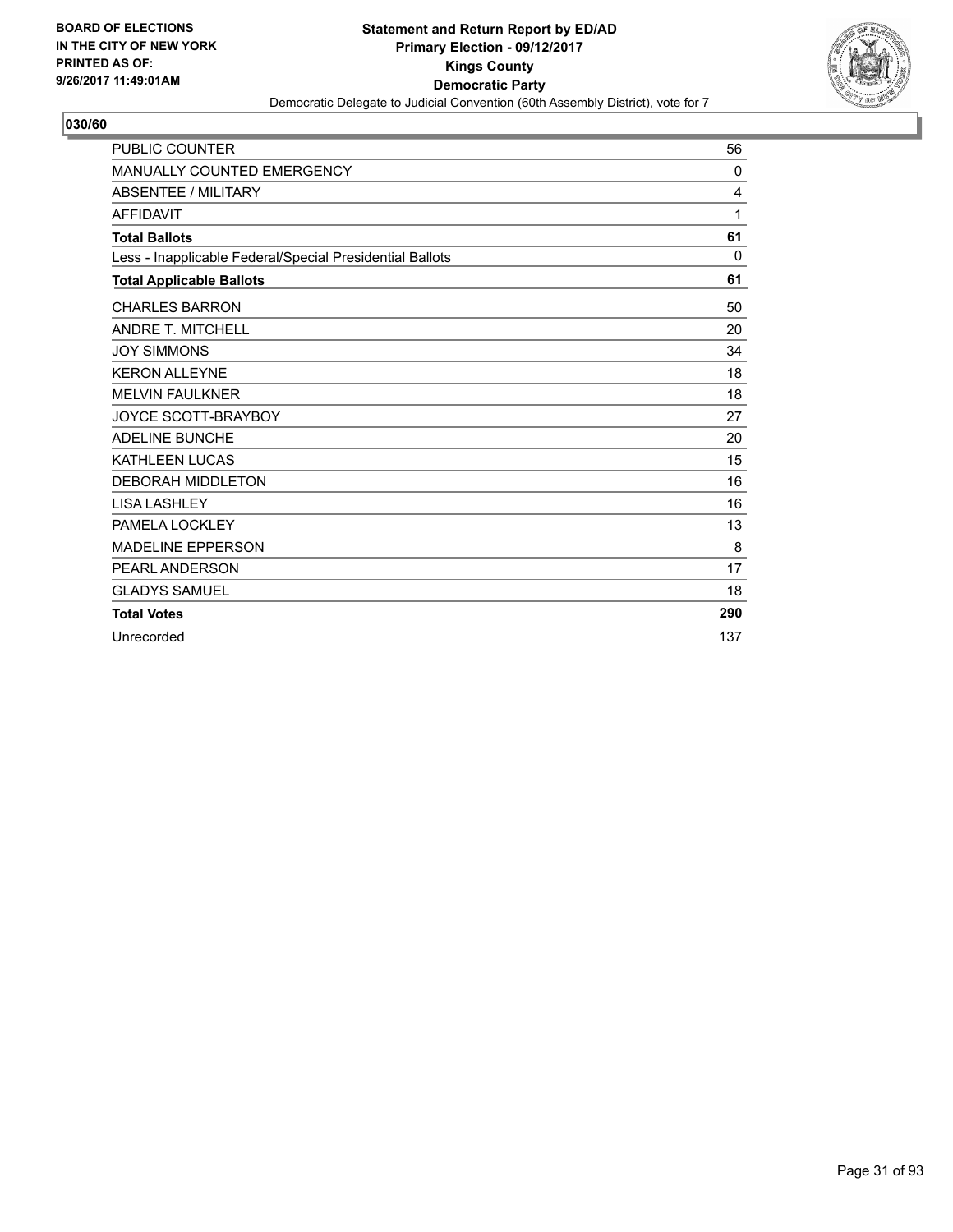**BOARD OF ELECTIONS IN THE CITY OF NEW YORK PRINTED AS OF: 9/26/2017 11:49:01AM**

**Statement and Return Report by ED/AD**
**Primary Election - 09/12/2017**
**Kings County**
**Democratic Party**
Democratic Delegate to Judicial Convention (60th Assembly District), vote for 7

## 030/60

| | |
|---|---|
| PUBLIC COUNTER | 56 |
| MANUALLY COUNTED EMERGENCY | 0 |
| ABSENTEE / MILITARY | 4 |
| AFFIDAVIT | 1 |
| **Total Ballots** | **61** |
| Less - Inapplicable Federal/Special Presidential Ballots | 0 |
| **Total Applicable Ballots** | **61** |
| CHARLES BARRON | 50 |
| ANDRE T. MITCHELL | 20 |
| JOY SIMMONS | 34 |
| KERON ALLEYNE | 18 |
| MELVIN FAULKNER | 18 |
| JOYCE SCOTT-BRAYBOY | 27 |
| ADELINE BUNCHE | 20 |
| KATHLEEN LUCAS | 15 |
| DEBORAH MIDDLETON | 16 |
| LISA LASHLEY | 16 |
| PAMELA LOCKLEY | 13 |
| MADELINE EPPERSON | 8 |
| PEARL ANDERSON | 17 |
| GLADYS SAMUEL | 18 |
| **Total Votes** | **290** |
| Unrecorded | 137 |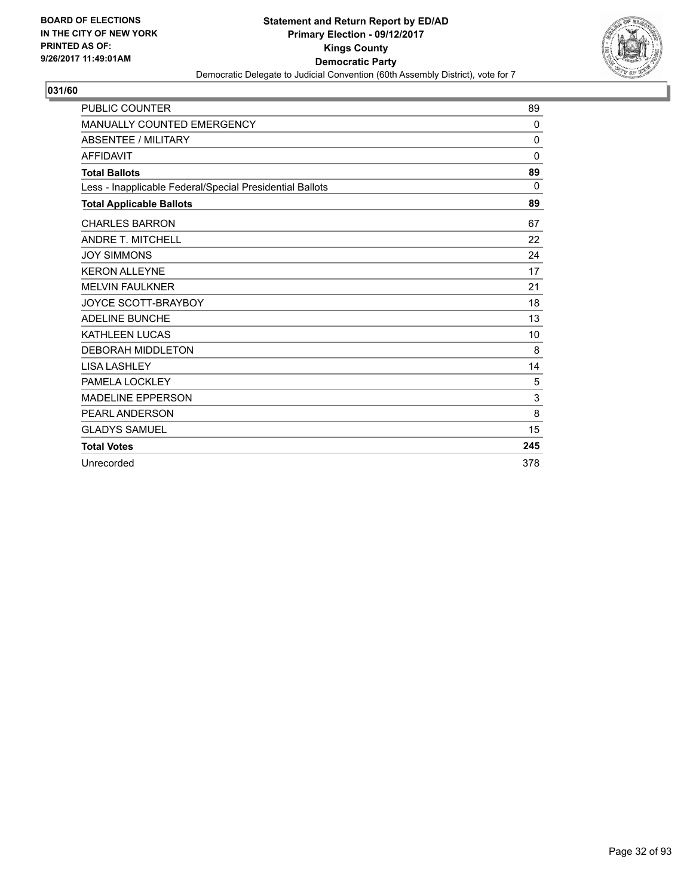BOARD OF ELECTIONS
IN THE CITY OF NEW YORK
PRINTED AS OF:
9/26/2017 11:49:01AM

**Statement and Return Report by ED/AD**
**Primary Election - 09/12/2017**
**Kings County**
**Democratic Party**
Democratic Delegate to Judicial Convention (60th Assembly District), vote for 7

## 031/60

| | |
|---|---|
| PUBLIC COUNTER | 89 |
| MANUALLY COUNTED EMERGENCY | 0 |
| ABSENTEE / MILITARY | 0 |
| AFFIDAVIT | 0 |
| **Total Ballots** | **89** |
| Less - Inapplicable Federal/Special Presidential Ballots | 0 |
| **Total Applicable Ballots** | **89** |
| CHARLES BARRON | 67 |
| ANDRE T. MITCHELL | 22 |
| JOY SIMMONS | 24 |
| KERON ALLEYNE | 17 |
| MELVIN FAULKNER | 21 |
| JOYCE SCOTT-BRAYBOY | 18 |
| ADELINE BUNCHE | 13 |
| KATHLEEN LUCAS | 10 |
| DEBORAH MIDDLETON | 8 |
| LISA LASHLEY | 14 |
| PAMELA LOCKLEY | 5 |
| MADELINE EPPERSON | 3 |
| PEARL ANDERSON | 8 |
| GLADYS SAMUEL | 15 |
| **Total Votes** | **245** |
| Unrecorded | 378 |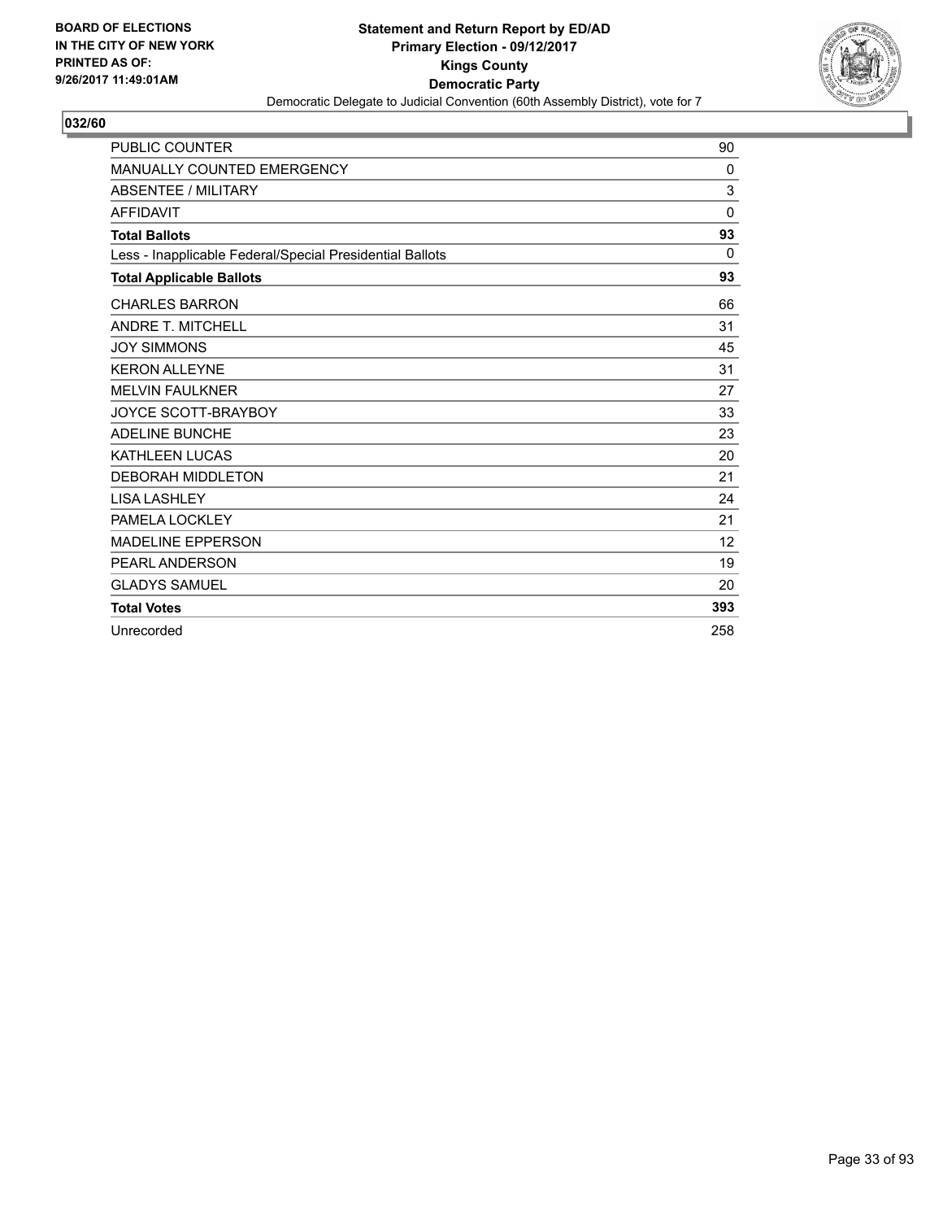BOARD OF ELECTIONS
IN THE CITY OF NEW YORK
PRINTED AS OF:
9/26/2017 11:49:01AM

**Statement and Return Report by ED/AD**
**Primary Election - 09/12/2017**
**Kings County**
**Democratic Party**
Democratic Delegate to Judicial Convention (60th Assembly District), vote for 7

**032/60**

| | |
|---|---|
| PUBLIC COUNTER | 90 |
| MANUALLY COUNTED EMERGENCY | 0 |
| ABSENTEE / MILITARY | 3 |
| AFFIDAVIT | 0 |
| **Total Ballots** | **93** |
| Less - Inapplicable Federal/Special Presidential Ballots | 0 |
| **Total Applicable Ballots** | **93** |
| CHARLES BARRON | 66 |
| ANDRE T. MITCHELL | 31 |
| JOY SIMMONS | 45 |
| KERON ALLEYNE | 31 |
| MELVIN FAULKNER | 27 |
| JOYCE SCOTT-BRAYBOY | 33 |
| ADELINE BUNCHE | 23 |
| KATHLEEN LUCAS | 20 |
| DEBORAH MIDDLETON | 21 |
| LISA LASHLEY | 24 |
| PAMELA LOCKLEY | 21 |
| MADELINE EPPERSON | 12 |
| PEARL ANDERSON | 19 |
| GLADYS SAMUEL | 20 |
| **Total Votes** | **393** |
| Unrecorded | 258 |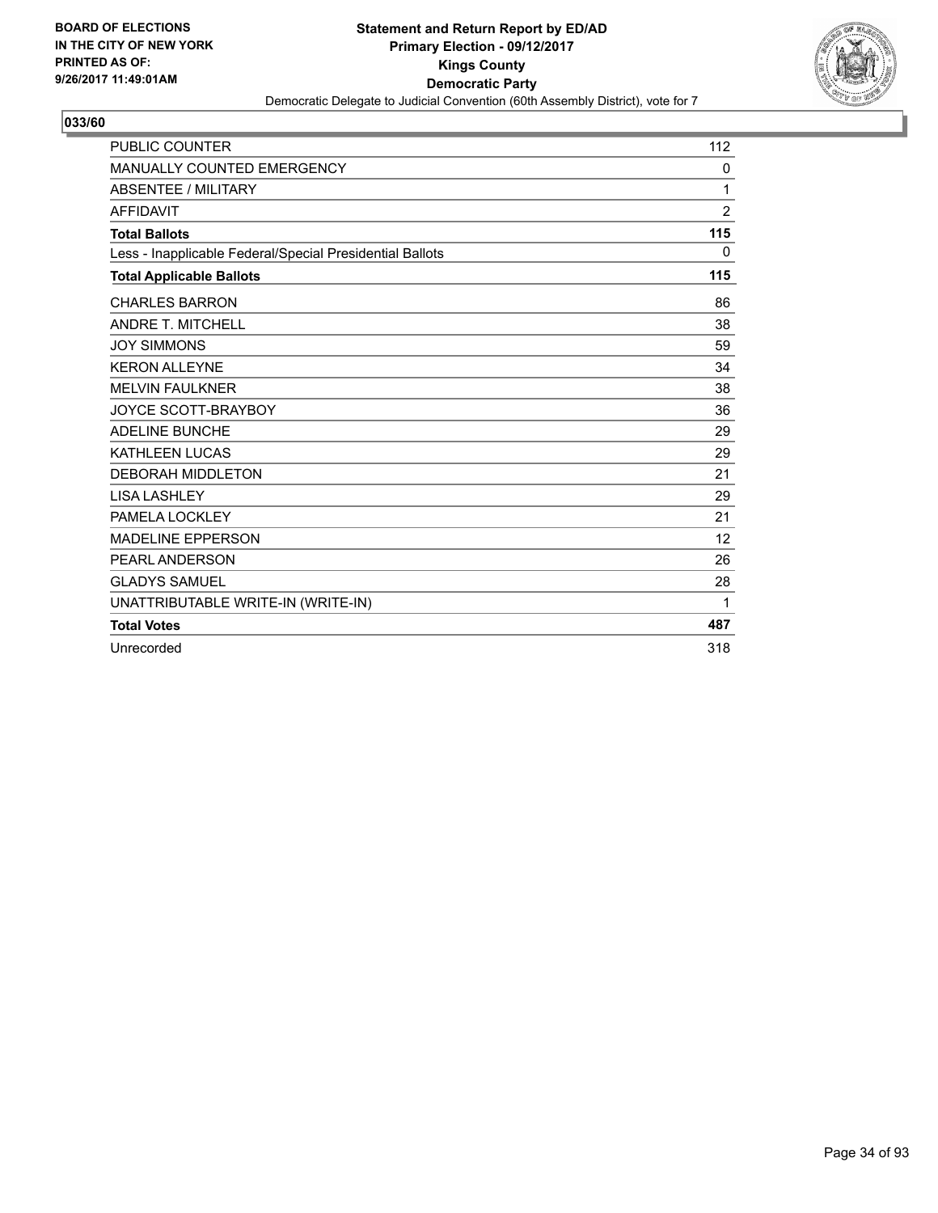BOARD OF ELECTIONS
IN THE CITY OF NEW YORK
PRINTED AS OF:
9/26/2017 11:49:01AM

**Statement and Return Report by ED/AD**
**Primary Election - 09/12/2017**
**Kings County**
**Democratic Party**
Democratic Delegate to Judicial Convention (60th Assembly District), vote for 7

## 033/60

| | |
|---|---|
| PUBLIC COUNTER | 112 |
| MANUALLY COUNTED EMERGENCY | 0 |
| ABSENTEE / MILITARY | 1 |
| AFFIDAVIT | 2 |
| **Total Ballots** | **115** |
| Less - Inapplicable Federal/Special Presidential Ballots | 0 |
| **Total Applicable Ballots** | **115** |
| CHARLES BARRON | 86 |
| ANDRE T. MITCHELL | 38 |
| JOY SIMMONS | 59 |
| KERON ALLEYNE | 34 |
| MELVIN FAULKNER | 38 |
| JOYCE SCOTT-BRAYBOY | 36 |
| ADELINE BUNCHE | 29 |
| KATHLEEN LUCAS | 29 |
| DEBORAH MIDDLETON | 21 |
| LISA LASHLEY | 29 |
| PAMELA LOCKLEY | 21 |
| MADELINE EPPERSON | 12 |
| PEARL ANDERSON | 26 |
| GLADYS SAMUEL | 28 |
| UNATTRIBUTABLE WRITE-IN (WRITE-IN) | 1 |
| **Total Votes** | **487** |
| Unrecorded | 318 |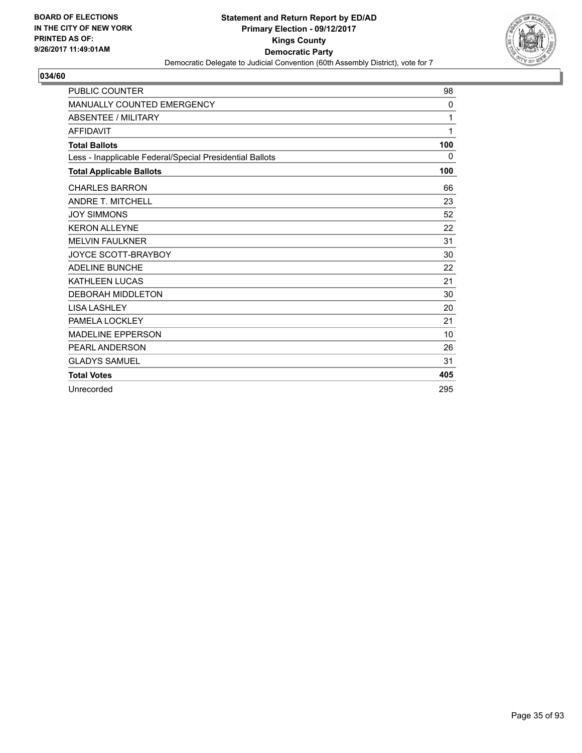BOARD OF ELECTIONS
IN THE CITY OF NEW YORK
PRINTED AS OF:
9/26/2017 11:49:01AM

**Statement and Return Report by ED/AD**
**Primary Election - 09/12/2017**
**Kings County**
**Democratic Party**
Democratic Delegate to Judicial Convention (60th Assembly District), vote for 7

## 034/60

| | |
|---|---|
| PUBLIC COUNTER | 98 |
| MANUALLY COUNTED EMERGENCY | 0 |
| ABSENTEE / MILITARY | 1 |
| AFFIDAVIT | 1 |
| **Total Ballots** | **100** |
| Less - Inapplicable Federal/Special Presidential Ballots | 0 |
| **Total Applicable Ballots** | **100** |
| CHARLES BARRON | 66 |
| ANDRE T. MITCHELL | 23 |
| JOY SIMMONS | 52 |
| KERON ALLEYNE | 22 |
| MELVIN FAULKNER | 31 |
| JOYCE SCOTT-BRAYBOY | 30 |
| ADELINE BUNCHE | 22 |
| KATHLEEN LUCAS | 21 |
| DEBORAH MIDDLETON | 30 |
| LISA LASHLEY | 20 |
| PAMELA LOCKLEY | 21 |
| MADELINE EPPERSON | 10 |
| PEARL ANDERSON | 26 |
| GLADYS SAMUEL | 31 |
| **Total Votes** | **405** |
| Unrecorded | 295 |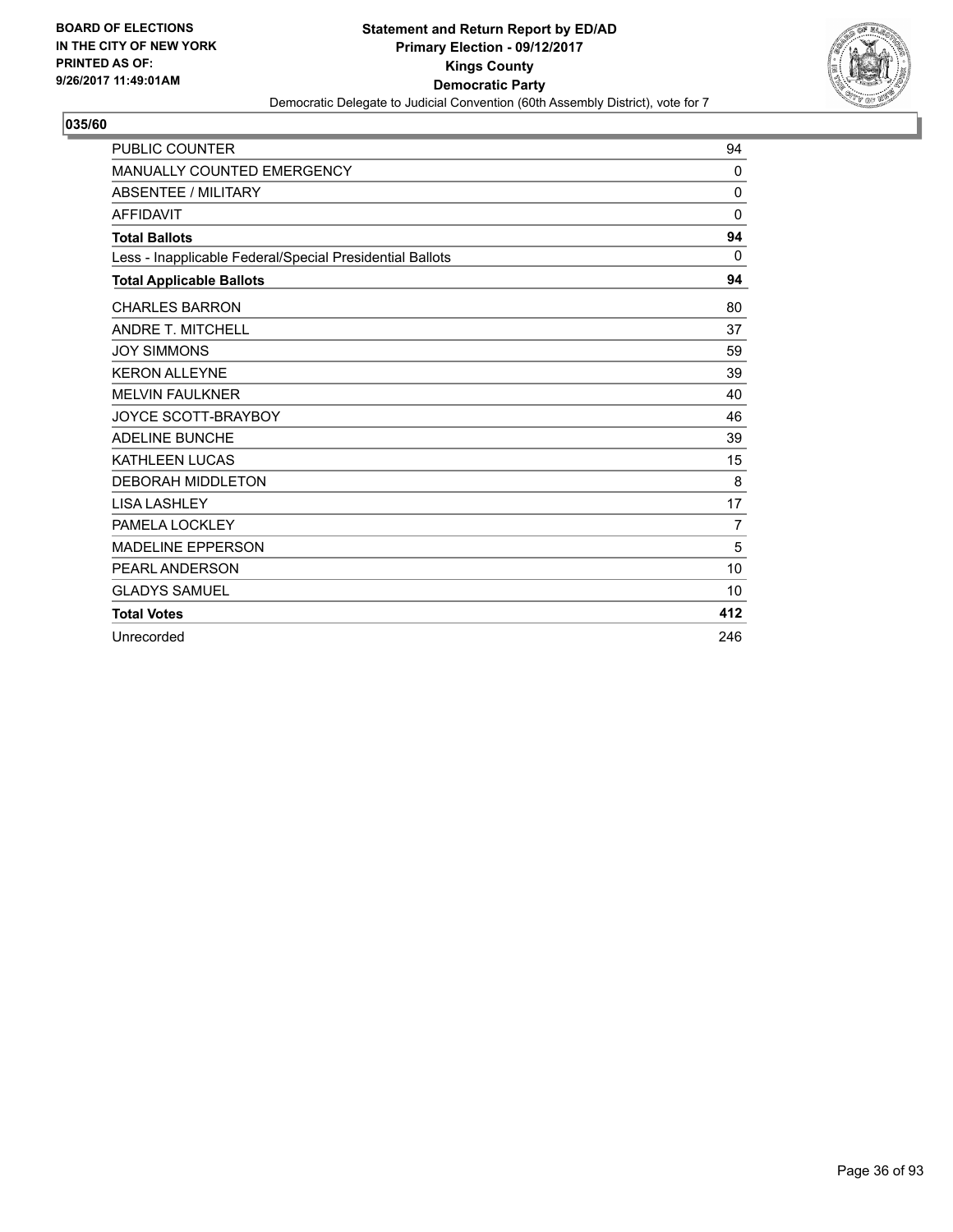BOARD OF ELECTIONS
IN THE CITY OF NEW YORK
PRINTED AS OF:
9/26/2017 11:49:01AM

**Statement and Return Report by ED/AD**
**Primary Election - 09/12/2017**
**Kings County**
**Democratic Party**
Democratic Delegate to Judicial Convention (60th Assembly District), vote for 7

## 035/60

| | |
|---|---|
| PUBLIC COUNTER | 94 |
| MANUALLY COUNTED EMERGENCY | 0 |
| ABSENTEE / MILITARY | 0 |
| AFFIDAVIT | 0 |
| **Total Ballots** | **94** |
| Less - Inapplicable Federal/Special Presidential Ballots | 0 |
| **Total Applicable Ballots** | **94** |
| CHARLES BARRON | 80 |
| ANDRE T. MITCHELL | 37 |
| JOY SIMMONS | 59 |
| KERON ALLEYNE | 39 |
| MELVIN FAULKNER | 40 |
| JOYCE SCOTT-BRAYBOY | 46 |
| ADELINE BUNCHE | 39 |
| KATHLEEN LUCAS | 15 |
| DEBORAH MIDDLETON | 8 |
| LISA LASHLEY | 17 |
| PAMELA LOCKLEY | 7 |
| MADELINE EPPERSON | 5 |
| PEARL ANDERSON | 10 |
| GLADYS SAMUEL | 10 |
| **Total Votes** | **412** |
| Unrecorded | 246 |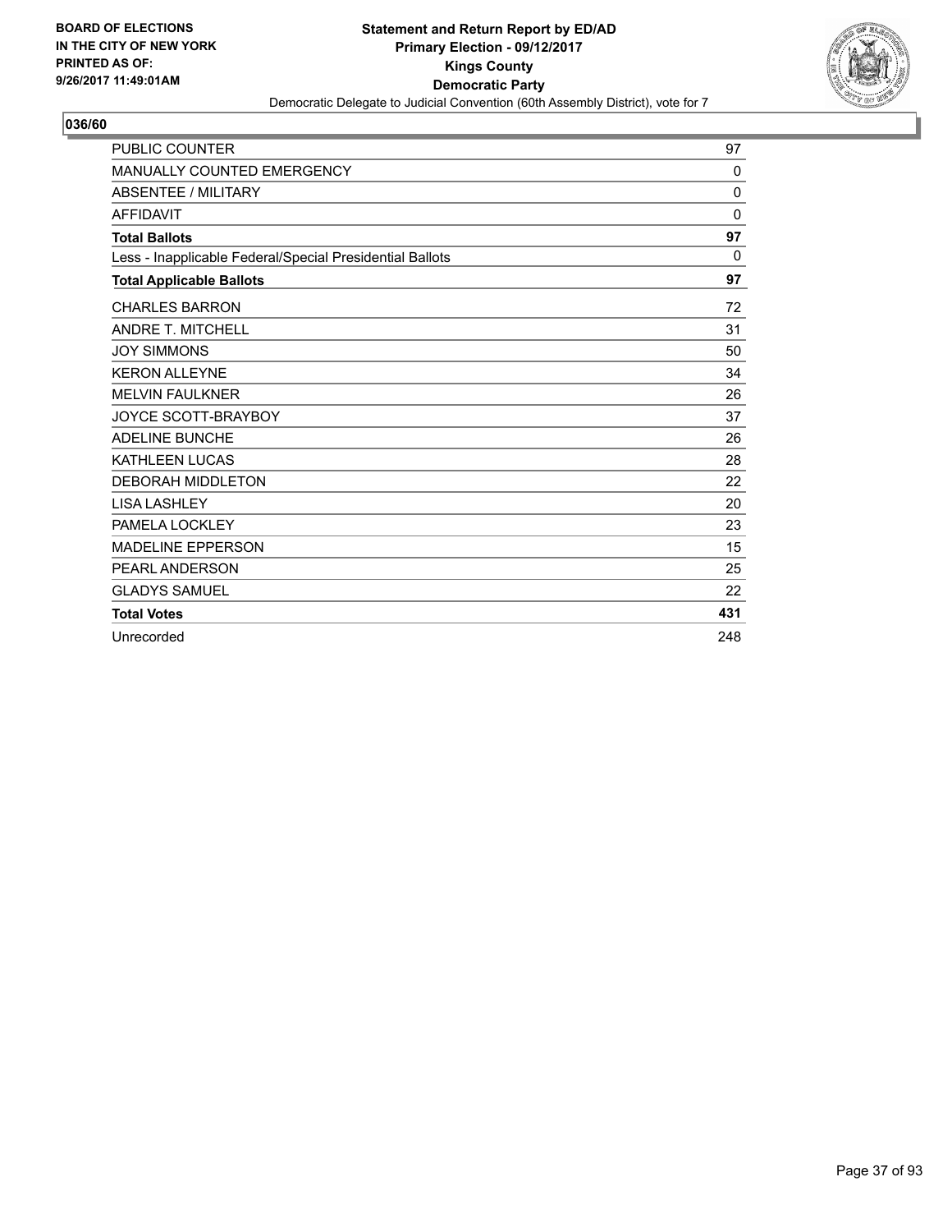BOARD OF ELECTIONS
IN THE CITY OF NEW YORK
PRINTED AS OF:
9/26/2017 11:49:01AM

**Statement and Return Report by ED/AD**
**Primary Election - 09/12/2017**
**Kings County**
**Democratic Party**
Democratic Delegate to Judicial Convention (60th Assembly District), vote for 7

## 036/60

| | |
|---|---|
| PUBLIC COUNTER | 97 |
| MANUALLY COUNTED EMERGENCY | 0 |
| ABSENTEE / MILITARY | 0 |
| AFFIDAVIT | 0 |
| **Total Ballots** | **97** |
| Less - Inapplicable Federal/Special Presidential Ballots | 0 |
| **Total Applicable Ballots** | **97** |
| CHARLES BARRON | 72 |
| ANDRE T. MITCHELL | 31 |
| JOY SIMMONS | 50 |
| KERON ALLEYNE | 34 |
| MELVIN FAULKNER | 26 |
| JOYCE SCOTT-BRAYBOY | 37 |
| ADELINE BUNCHE | 26 |
| KATHLEEN LUCAS | 28 |
| DEBORAH MIDDLETON | 22 |
| LISA LASHLEY | 20 |
| PAMELA LOCKLEY | 23 |
| MADELINE EPPERSON | 15 |
| PEARL ANDERSON | 25 |
| GLADYS SAMUEL | 22 |
| **Total Votes** | **431** |
| Unrecorded | 248 |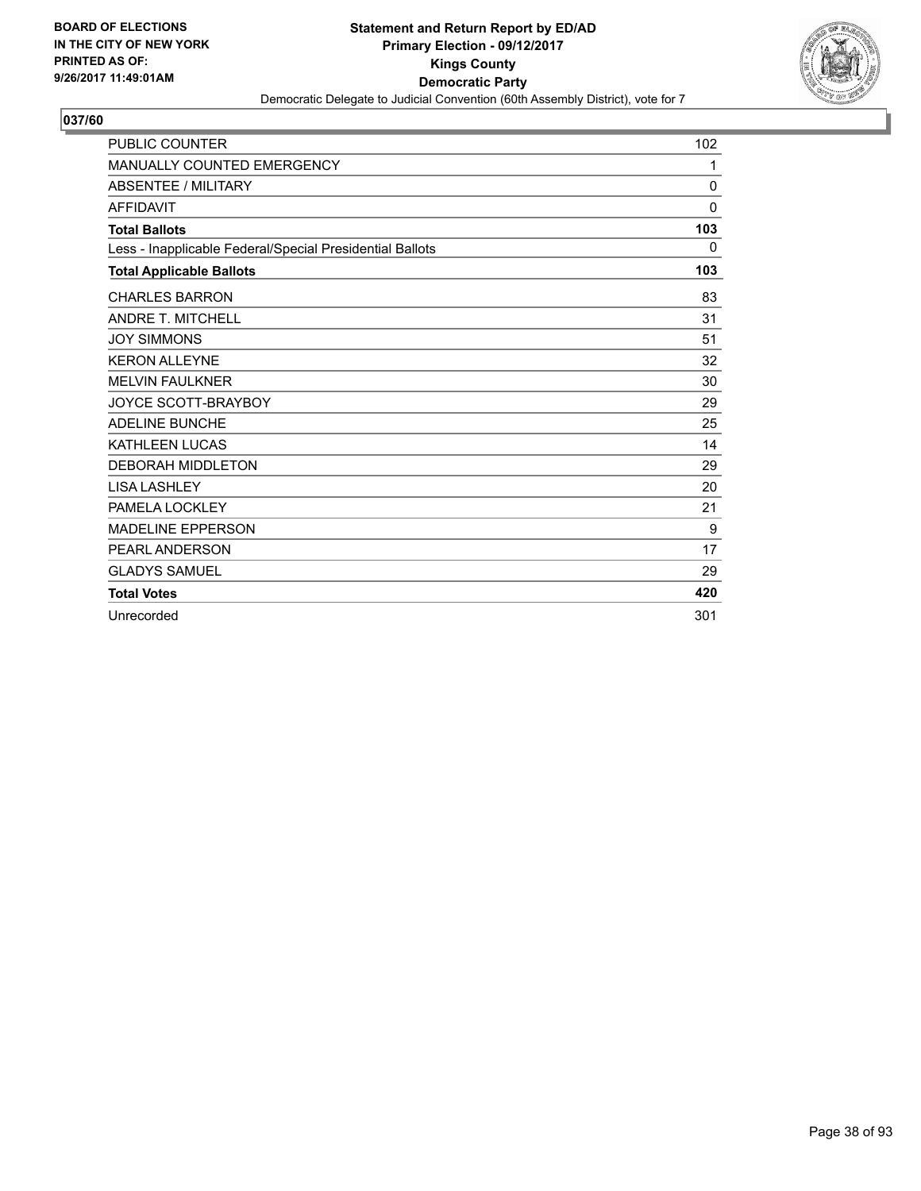**BOARD OF ELECTIONS IN THE CITY OF NEW YORK PRINTED AS OF: 9/26/2017 11:49:01AM**

**Statement and Return Report by ED/AD**
**Primary Election - 09/12/2017**
**Kings County**
**Democratic Party**
Democratic Delegate to Judicial Convention (60th Assembly District), vote for 7

## 037/60

| | |
|---|---|
| PUBLIC COUNTER | 102 |
| MANUALLY COUNTED EMERGENCY | 1 |
| ABSENTEE / MILITARY | 0 |
| AFFIDAVIT | 0 |
| **Total Ballots** | **103** |
| Less - Inapplicable Federal/Special Presidential Ballots | 0 |
| **Total Applicable Ballots** | **103** |
| CHARLES BARRON | 83 |
| ANDRE T. MITCHELL | 31 |
| JOY SIMMONS | 51 |
| KERON ALLEYNE | 32 |
| MELVIN FAULKNER | 30 |
| JOYCE SCOTT-BRAYBOY | 29 |
| ADELINE BUNCHE | 25 |
| KATHLEEN LUCAS | 14 |
| DEBORAH MIDDLETON | 29 |
| LISA LASHLEY | 20 |
| PAMELA LOCKLEY | 21 |
| MADELINE EPPERSON | 9 |
| PEARL ANDERSON | 17 |
| GLADYS SAMUEL | 29 |
| **Total Votes** | **420** |
| Unrecorded | 301 |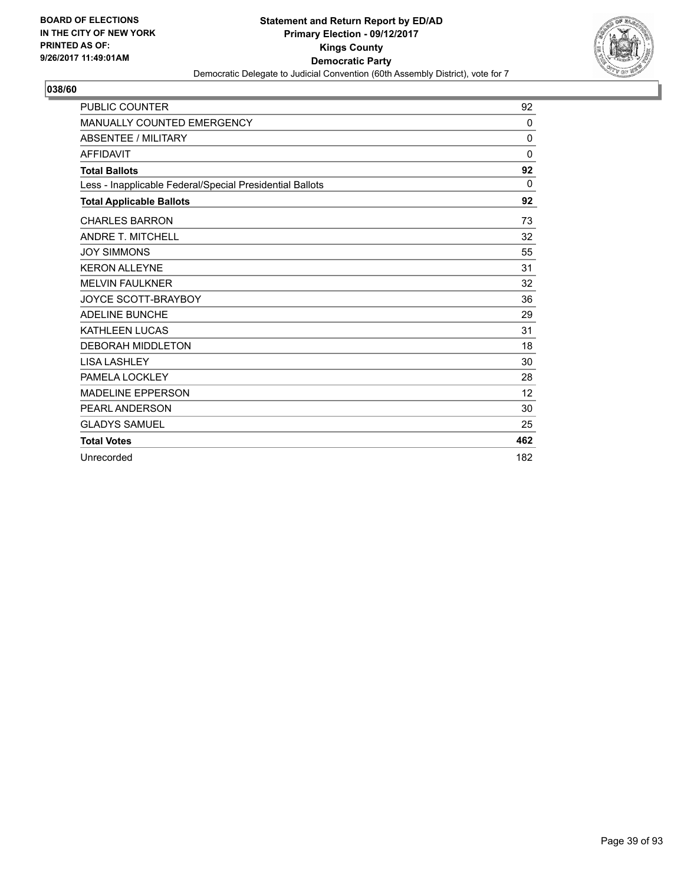**BOARD OF ELECTIONS IN THE CITY OF NEW YORK PRINTED AS OF: 9/26/2017 11:49:01AM**

**Statement and Return Report by ED/AD**
**Primary Election - 09/12/2017**
**Kings County**
**Democratic Party**
Democratic Delegate to Judicial Convention (60th Assembly District), vote for 7

## 038/60

| | |
|---|---|
| PUBLIC COUNTER | 92 |
| MANUALLY COUNTED EMERGENCY | 0 |
| ABSENTEE / MILITARY | 0 |
| AFFIDAVIT | 0 |
| **Total Ballots** | **92** |
| Less - Inapplicable Federal/Special Presidential Ballots | 0 |
| **Total Applicable Ballots** | **92** |
| CHARLES BARRON | 73 |
| ANDRE T. MITCHELL | 32 |
| JOY SIMMONS | 55 |
| KERON ALLEYNE | 31 |
| MELVIN FAULKNER | 32 |
| JOYCE SCOTT-BRAYBOY | 36 |
| ADELINE BUNCHE | 29 |
| KATHLEEN LUCAS | 31 |
| DEBORAH MIDDLETON | 18 |
| LISA LASHLEY | 30 |
| PAMELA LOCKLEY | 28 |
| MADELINE EPPERSON | 12 |
| PEARL ANDERSON | 30 |
| GLADYS SAMUEL | 25 |
| **Total Votes** | **462** |
| Unrecorded | 182 |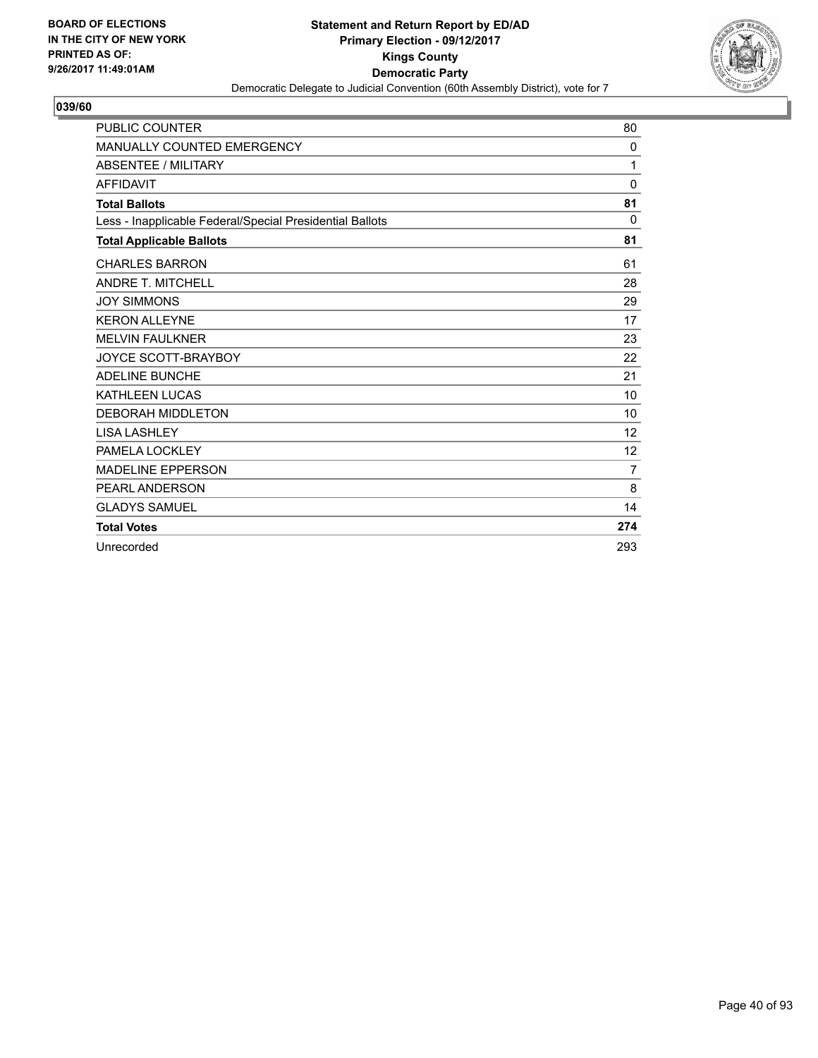BOARD OF ELECTIONS
IN THE CITY OF NEW YORK
PRINTED AS OF:
9/26/2017 11:49:01AM

**Statement and Return Report by ED/AD**
**Primary Election - 09/12/2017**
**Kings County**
**Democratic Party**
Democratic Delegate to Judicial Convention (60th Assembly District), vote for 7

## 039/60

| | |
|---|---|
| PUBLIC COUNTER | 80 |
| MANUALLY COUNTED EMERGENCY | 0 |
| ABSENTEE / MILITARY | 1 |
| AFFIDAVIT | 0 |
| **Total Ballots** | **81** |
| Less - Inapplicable Federal/Special Presidential Ballots | 0 |
| **Total Applicable Ballots** | **81** |
| CHARLES BARRON | 61 |
| ANDRE T. MITCHELL | 28 |
| JOY SIMMONS | 29 |
| KERON ALLEYNE | 17 |
| MELVIN FAULKNER | 23 |
| JOYCE SCOTT-BRAYBOY | 22 |
| ADELINE BUNCHE | 21 |
| KATHLEEN LUCAS | 10 |
| DEBORAH MIDDLETON | 10 |
| LISA LASHLEY | 12 |
| PAMELA LOCKLEY | 12 |
| MADELINE EPPERSON | 7 |
| PEARL ANDERSON | 8 |
| GLADYS SAMUEL | 14 |
| **Total Votes** | **274** |
| Unrecorded | 293 |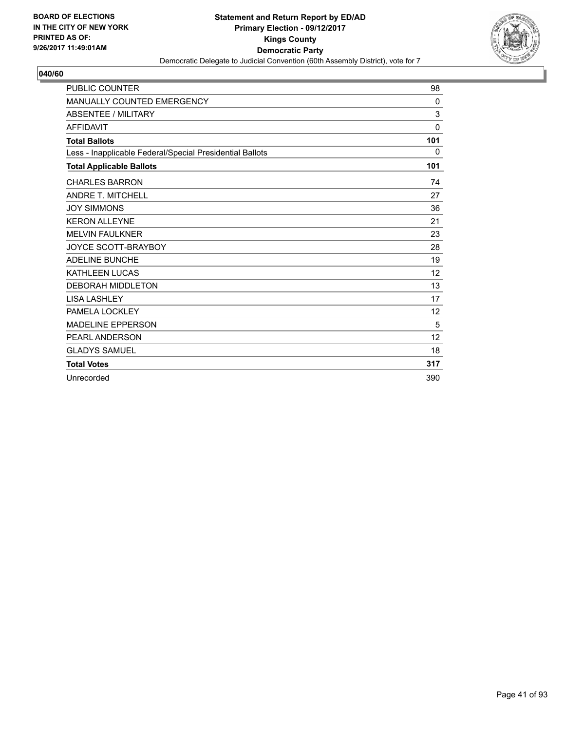**BOARD OF ELECTIONS IN THE CITY OF NEW YORK PRINTED AS OF: 9/26/2017 11:49:01AM**

**Statement and Return Report by ED/AD**
**Primary Election - 09/12/2017**
**Kings County**
**Democratic Party**
Democratic Delegate to Judicial Convention (60th Assembly District), vote for 7

## 040/60

| | |
|---|---|
| PUBLIC COUNTER | 98 |
| MANUALLY COUNTED EMERGENCY | 0 |
| ABSENTEE / MILITARY | 3 |
| AFFIDAVIT | 0 |
| **Total Ballots** | **101** |
| Less - Inapplicable Federal/Special Presidential Ballots | 0 |
| **Total Applicable Ballots** | **101** |
| CHARLES BARRON | 74 |
| ANDRE T. MITCHELL | 27 |
| JOY SIMMONS | 36 |
| KERON ALLEYNE | 21 |
| MELVIN FAULKNER | 23 |
| JOYCE SCOTT-BRAYBOY | 28 |
| ADELINE BUNCHE | 19 |
| KATHLEEN LUCAS | 12 |
| DEBORAH MIDDLETON | 13 |
| LISA LASHLEY | 17 |
| PAMELA LOCKLEY | 12 |
| MADELINE EPPERSON | 5 |
| PEARL ANDERSON | 12 |
| GLADYS SAMUEL | 18 |
| **Total Votes** | **317** |
| Unrecorded | 390 |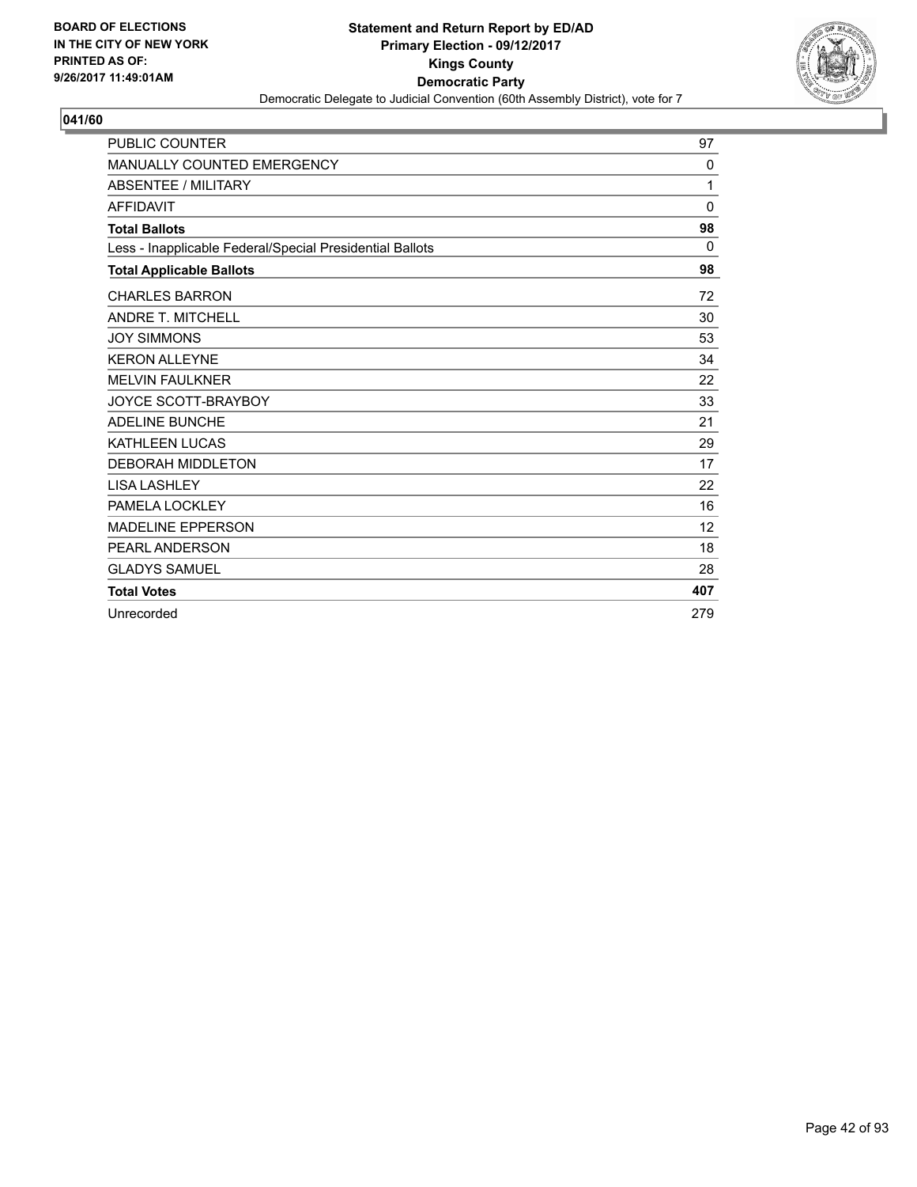BOARD OF ELECTIONS
IN THE CITY OF NEW YORK
PRINTED AS OF:
9/26/2017 11:49:01AM

**Statement and Return Report by ED/AD**
**Primary Election - 09/12/2017**
**Kings County**
**Democratic Party**
Democratic Delegate to Judicial Convention (60th Assembly District), vote for 7

## 041/60

| | |
|---|---|
| PUBLIC COUNTER | 97 |
| MANUALLY COUNTED EMERGENCY | 0 |
| ABSENTEE / MILITARY | 1 |
| AFFIDAVIT | 0 |
| **Total Ballots** | **98** |
| Less - Inapplicable Federal/Special Presidential Ballots | 0 |
| **Total Applicable Ballots** | **98** |
| CHARLES BARRON | 72 |
| ANDRE T. MITCHELL | 30 |
| JOY SIMMONS | 53 |
| KERON ALLEYNE | 34 |
| MELVIN FAULKNER | 22 |
| JOYCE SCOTT-BRAYBOY | 33 |
| ADELINE BUNCHE | 21 |
| KATHLEEN LUCAS | 29 |
| DEBORAH MIDDLETON | 17 |
| LISA LASHLEY | 22 |
| PAMELA LOCKLEY | 16 |
| MADELINE EPPERSON | 12 |
| PEARL ANDERSON | 18 |
| GLADYS SAMUEL | 28 |
| **Total Votes** | **407** |
| Unrecorded | 279 |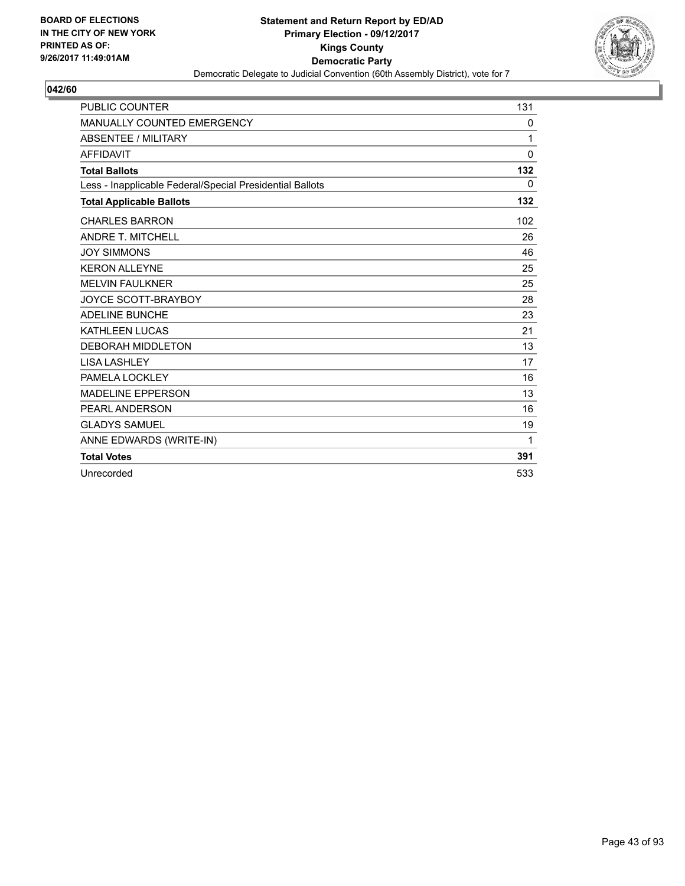BOARD OF ELECTIONS
IN THE CITY OF NEW YORK
PRINTED AS OF:
9/26/2017 11:49:01AM

**Statement and Return Report by ED/AD**
**Primary Election - 09/12/2017**
**Kings County**
**Democratic Party**
Democratic Delegate to Judicial Convention (60th Assembly District), vote for 7

**042/60**

| | |
|---|---|
| PUBLIC COUNTER | 131 |
| MANUALLY COUNTED EMERGENCY | 0 |
| ABSENTEE / MILITARY | 1 |
| AFFIDAVIT | 0 |
| **Total Ballots** | **132** |
| Less - Inapplicable Federal/Special Presidential Ballots | 0 |
| **Total Applicable Ballots** | **132** |
| CHARLES BARRON | 102 |
| ANDRE T. MITCHELL | 26 |
| JOY SIMMONS | 46 |
| KERON ALLEYNE | 25 |
| MELVIN FAULKNER | 25 |
| JOYCE SCOTT-BRAYBOY | 28 |
| ADELINE BUNCHE | 23 |
| KATHLEEN LUCAS | 21 |
| DEBORAH MIDDLETON | 13 |
| LISA LASHLEY | 17 |
| PAMELA LOCKLEY | 16 |
| MADELINE EPPERSON | 13 |
| PEARL ANDERSON | 16 |
| GLADYS SAMUEL | 19 |
| ANNE EDWARDS (WRITE-IN) | 1 |
| **Total Votes** | **391** |
| Unrecorded | 533 |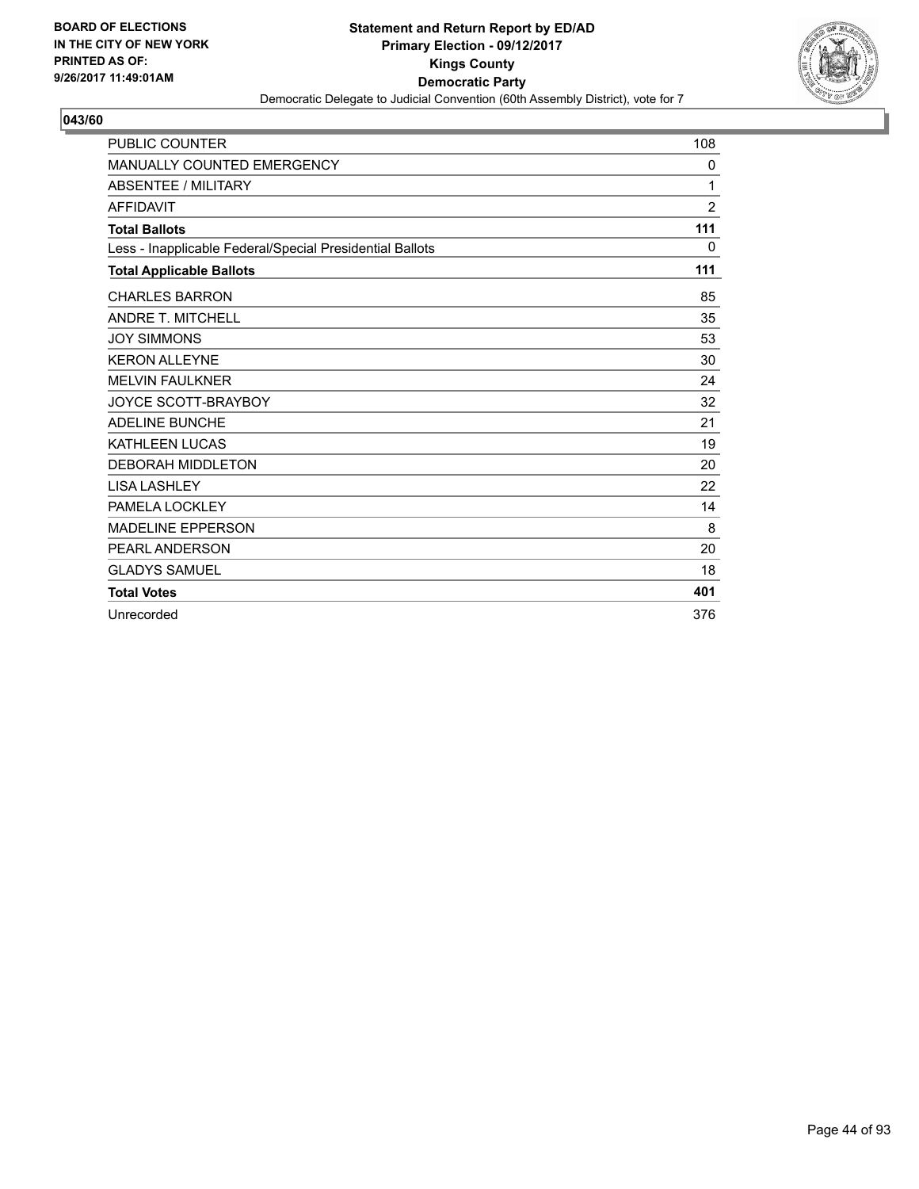**BOARD OF ELECTIONS IN THE CITY OF NEW YORK PRINTED AS OF: 9/26/2017 11:49:01AM**

**Statement and Return Report by ED/AD**
**Primary Election - 09/12/2017**
**Kings County**
**Democratic Party**
Democratic Delegate to Judicial Convention (60th Assembly District), vote for 7

**043/60**

| | |
|---|---|
| PUBLIC COUNTER | 108 |
| MANUALLY COUNTED EMERGENCY | 0 |
| ABSENTEE / MILITARY | 1 |
| AFFIDAVIT | 2 |
| **Total Ballots** | **111** |
| Less - Inapplicable Federal/Special Presidential Ballots | 0 |
| **Total Applicable Ballots** | **111** |
| CHARLES BARRON | 85 |
| ANDRE T. MITCHELL | 35 |
| JOY SIMMONS | 53 |
| KERON ALLEYNE | 30 |
| MELVIN FAULKNER | 24 |
| JOYCE SCOTT-BRAYBOY | 32 |
| ADELINE BUNCHE | 21 |
| KATHLEEN LUCAS | 19 |
| DEBORAH MIDDLETON | 20 |
| LISA LASHLEY | 22 |
| PAMELA LOCKLEY | 14 |
| MADELINE EPPERSON | 8 |
| PEARL ANDERSON | 20 |
| GLADYS SAMUEL | 18 |
| **Total Votes** | **401** |
| Unrecorded | 376 |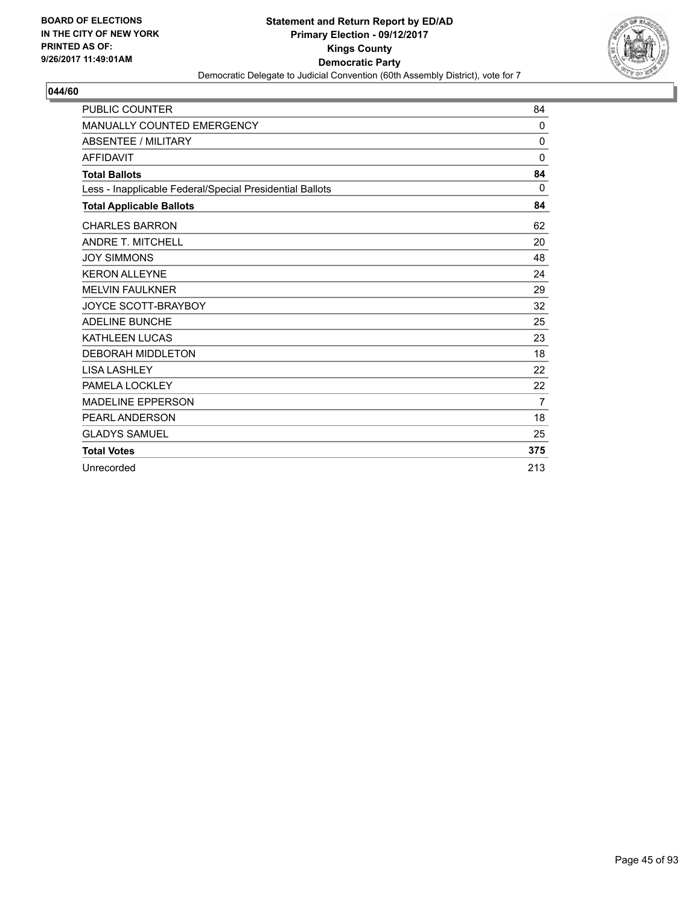BOARD OF ELECTIONS IN THE CITY OF NEW YORK PRINTED AS OF: 9/26/2017 11:49:01AM

**Statement and Return Report by ED/AD**
**Primary Election - 09/12/2017**
**Kings County**
**Democratic Party**
Democratic Delegate to Judicial Convention (60th Assembly District), vote for 7

**044/60**

| | |
|---|---|
| PUBLIC COUNTER | 84 |
| MANUALLY COUNTED EMERGENCY | 0 |
| ABSENTEE / MILITARY | 0 |
| AFFIDAVIT | 0 |
| **Total Ballots** | **84** |
| Less - Inapplicable Federal/Special Presidential Ballots | 0 |
| **Total Applicable Ballots** | **84** |
| CHARLES BARRON | 62 |
| ANDRE T. MITCHELL | 20 |
| JOY SIMMONS | 48 |
| KERON ALLEYNE | 24 |
| MELVIN FAULKNER | 29 |
| JOYCE SCOTT-BRAYBOY | 32 |
| ADELINE BUNCHE | 25 |
| KATHLEEN LUCAS | 23 |
| DEBORAH MIDDLETON | 18 |
| LISA LASHLEY | 22 |
| PAMELA LOCKLEY | 22 |
| MADELINE EPPERSON | 7 |
| PEARL ANDERSON | 18 |
| GLADYS SAMUEL | 25 |
| **Total Votes** | **375** |
| Unrecorded | 213 |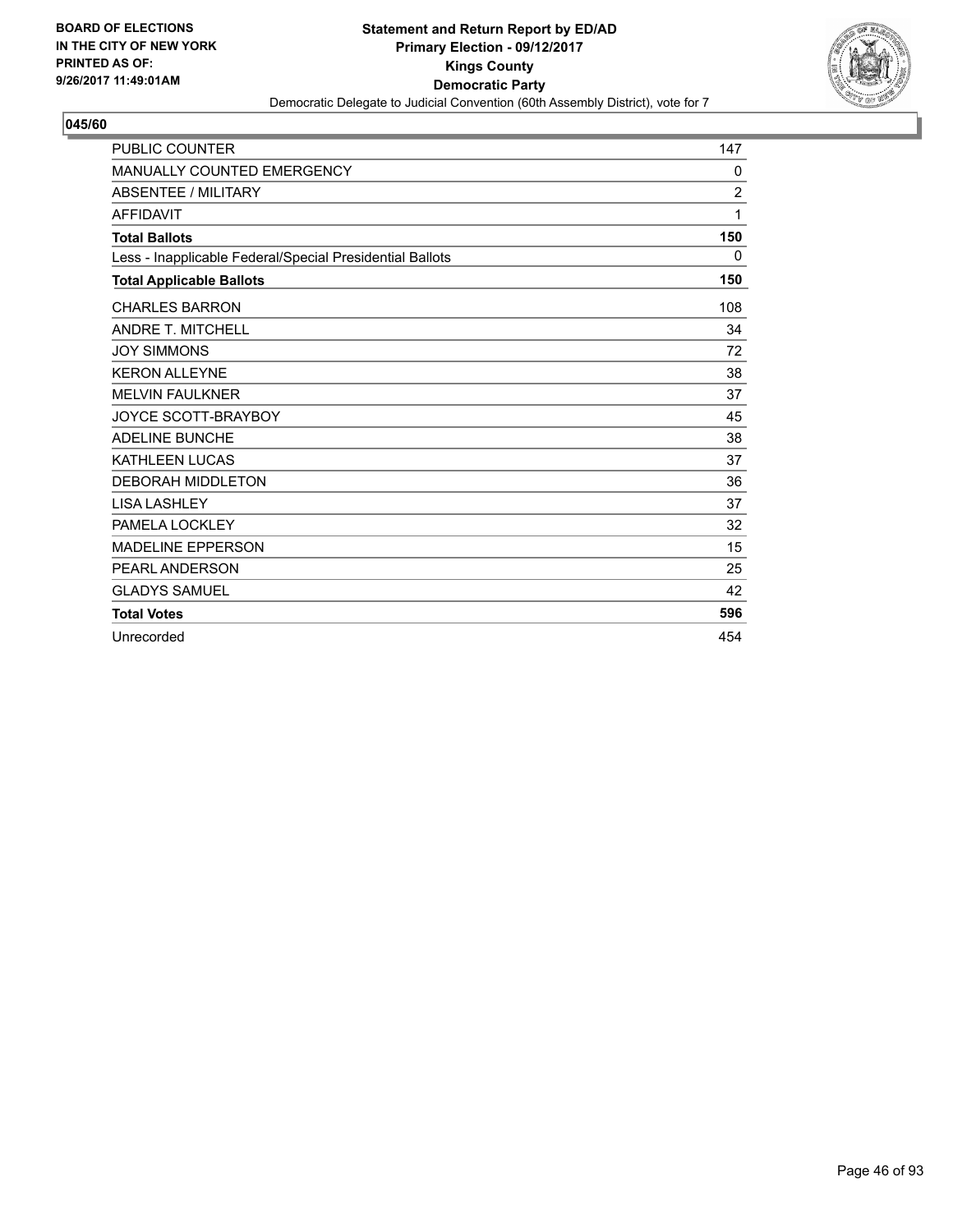**BOARD OF ELECTIONS IN THE CITY OF NEW YORK PRINTED AS OF: 9/26/2017 11:49:01AM**

**Statement and Return Report by ED/AD**
**Primary Election - 09/12/2017**
**Kings County**
**Democratic Party**
Democratic Delegate to Judicial Convention (60th Assembly District), vote for 7

**045/60**

| | |
|---|---|
| PUBLIC COUNTER | 147 |
| MANUALLY COUNTED EMERGENCY | 0 |
| ABSENTEE / MILITARY | 2 |
| AFFIDAVIT | 1 |
| **Total Ballots** | **150** |
| Less - Inapplicable Federal/Special Presidential Ballots | 0 |
| **Total Applicable Ballots** | **150** |
| CHARLES BARRON | 108 |
| ANDRE T. MITCHELL | 34 |
| JOY SIMMONS | 72 |
| KERON ALLEYNE | 38 |
| MELVIN FAULKNER | 37 |
| JOYCE SCOTT-BRAYBOY | 45 |
| ADELINE BUNCHE | 38 |
| KATHLEEN LUCAS | 37 |
| DEBORAH MIDDLETON | 36 |
| LISA LASHLEY | 37 |
| PAMELA LOCKLEY | 32 |
| MADELINE EPPERSON | 15 |
| PEARL ANDERSON | 25 |
| GLADYS SAMUEL | 42 |
| **Total Votes** | **596** |
| Unrecorded | 454 |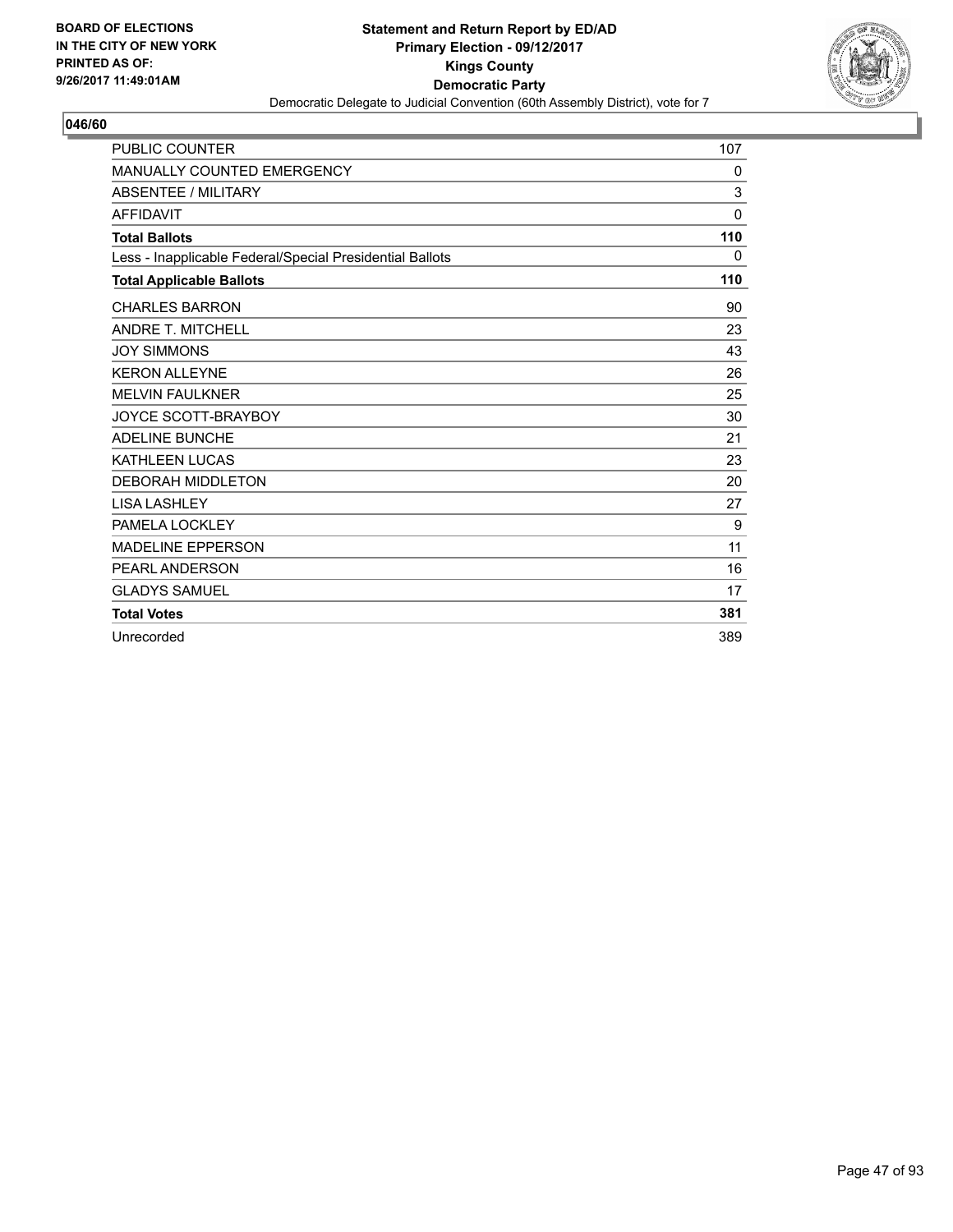**BOARD OF ELECTIONS IN THE CITY OF NEW YORK PRINTED AS OF: 9/26/2017 11:49:01AM**

**Statement and Return Report by ED/AD**
**Primary Election - 09/12/2017**
**Kings County**
**Democratic Party**
Democratic Delegate to Judicial Convention (60th Assembly District), vote for 7

## 046/60

| | |
|---|---|
| PUBLIC COUNTER | 107 |
| MANUALLY COUNTED EMERGENCY | 0 |
| ABSENTEE / MILITARY | 3 |
| AFFIDAVIT | 0 |
| **Total Ballots** | **110** |
| Less - Inapplicable Federal/Special Presidential Ballots | 0 |
| **Total Applicable Ballots** | **110** |
| CHARLES BARRON | 90 |
| ANDRE T. MITCHELL | 23 |
| JOY SIMMONS | 43 |
| KERON ALLEYNE | 26 |
| MELVIN FAULKNER | 25 |
| JOYCE SCOTT-BRAYBOY | 30 |
| ADELINE BUNCHE | 21 |
| KATHLEEN LUCAS | 23 |
| DEBORAH MIDDLETON | 20 |
| LISA LASHLEY | 27 |
| PAMELA LOCKLEY | 9 |
| MADELINE EPPERSON | 11 |
| PEARL ANDERSON | 16 |
| GLADYS SAMUEL | 17 |
| **Total Votes** | **381** |
| Unrecorded | 389 |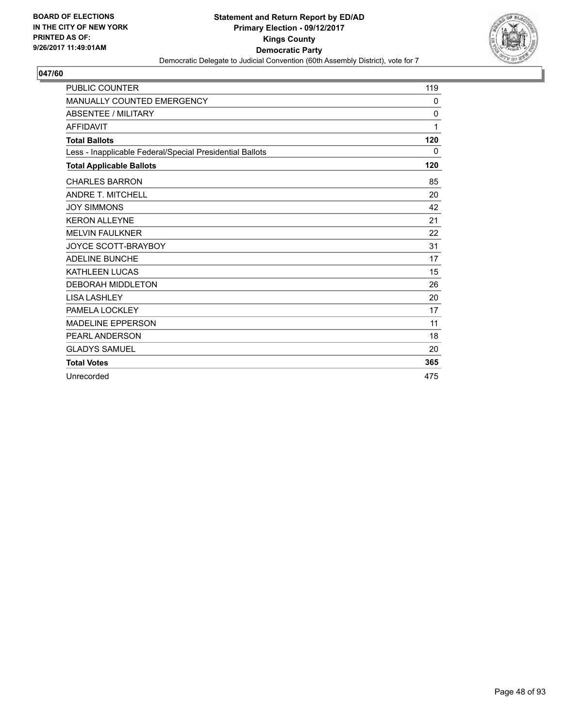**BOARD OF ELECTIONS IN THE CITY OF NEW YORK PRINTED AS OF: 9/26/2017 11:49:01AM**

**Statement and Return Report by ED/AD**
**Primary Election - 09/12/2017**
**Kings County**
**Democratic Party**
Democratic Delegate to Judicial Convention (60th Assembly District), vote for 7

## 047/60

| | |
|---|---|
| PUBLIC COUNTER | 119 |
| MANUALLY COUNTED EMERGENCY | 0 |
| ABSENTEE / MILITARY | 0 |
| AFFIDAVIT | 1 |
| **Total Ballots** | **120** |
| Less - Inapplicable Federal/Special Presidential Ballots | 0 |
| **Total Applicable Ballots** | **120** |
| CHARLES BARRON | 85 |
| ANDRE T. MITCHELL | 20 |
| JOY SIMMONS | 42 |
| KERON ALLEYNE | 21 |
| MELVIN FAULKNER | 22 |
| JOYCE SCOTT-BRAYBOY | 31 |
| ADELINE BUNCHE | 17 |
| KATHLEEN LUCAS | 15 |
| DEBORAH MIDDLETON | 26 |
| LISA LASHLEY | 20 |
| PAMELA LOCKLEY | 17 |
| MADELINE EPPERSON | 11 |
| PEARL ANDERSON | 18 |
| GLADYS SAMUEL | 20 |
| **Total Votes** | **365** |
| Unrecorded | 475 |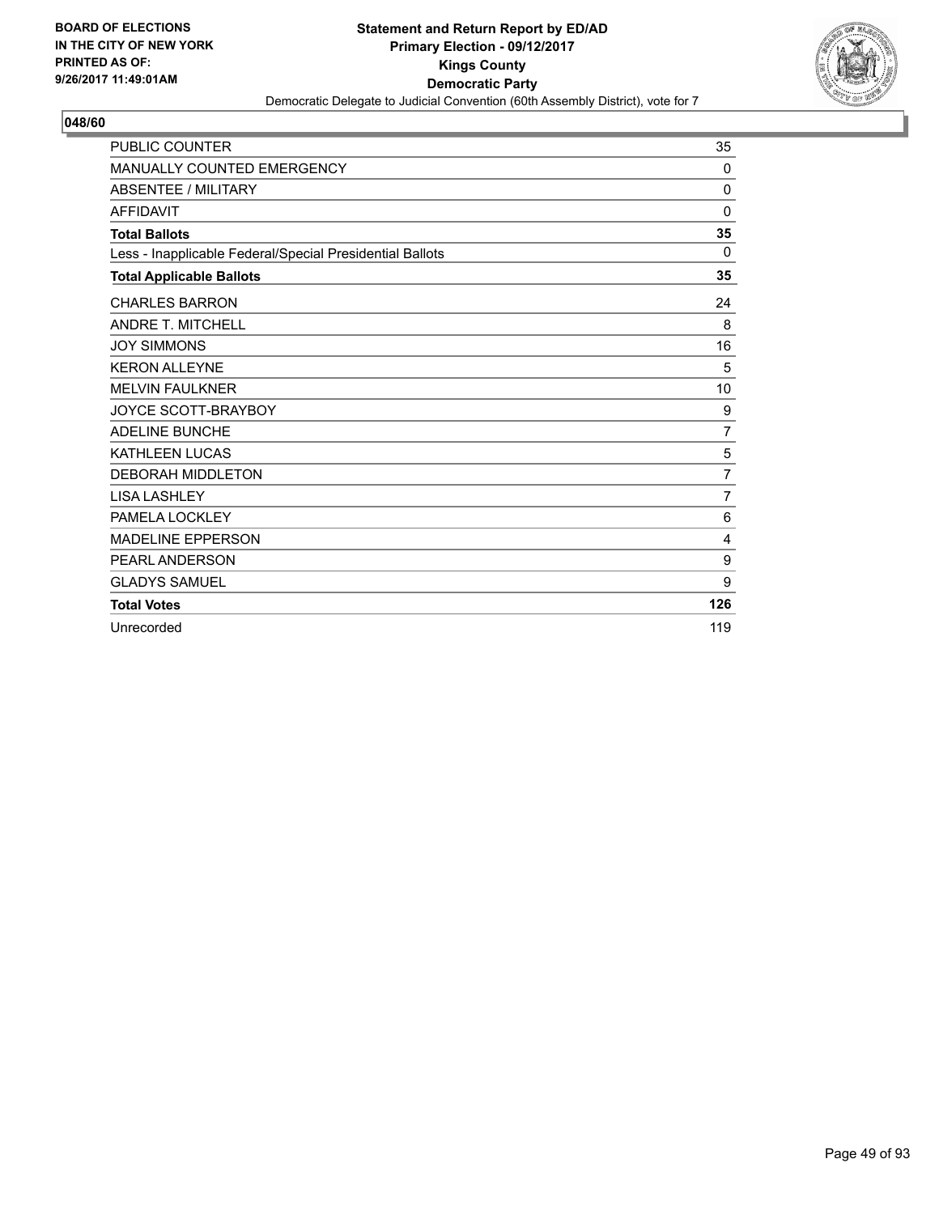BOARD OF ELECTIONS
IN THE CITY OF NEW YORK
PRINTED AS OF:
9/26/2017 11:49:01AM

**Statement and Return Report by ED/AD**
**Primary Election - 09/12/2017**
**Kings County**
**Democratic Party**
Democratic Delegate to Judicial Convention (60th Assembly District), vote for 7

## 048/60

| | |
|---|---|
| PUBLIC COUNTER | 35 |
| MANUALLY COUNTED EMERGENCY | 0 |
| ABSENTEE / MILITARY | 0 |
| AFFIDAVIT | 0 |
| **Total Ballots** | **35** |
| Less - Inapplicable Federal/Special Presidential Ballots | 0 |
| **Total Applicable Ballots** | **35** |
| CHARLES BARRON | 24 |
| ANDRE T. MITCHELL | 8 |
| JOY SIMMONS | 16 |
| KERON ALLEYNE | 5 |
| MELVIN FAULKNER | 10 |
| JOYCE SCOTT-BRAYBOY | 9 |
| ADELINE BUNCHE | 7 |
| KATHLEEN LUCAS | 5 |
| DEBORAH MIDDLETON | 7 |
| LISA LASHLEY | 7 |
| PAMELA LOCKLEY | 6 |
| MADELINE EPPERSON | 4 |
| PEARL ANDERSON | 9 |
| GLADYS SAMUEL | 9 |
| **Total Votes** | **126** |
| Unrecorded | 119 |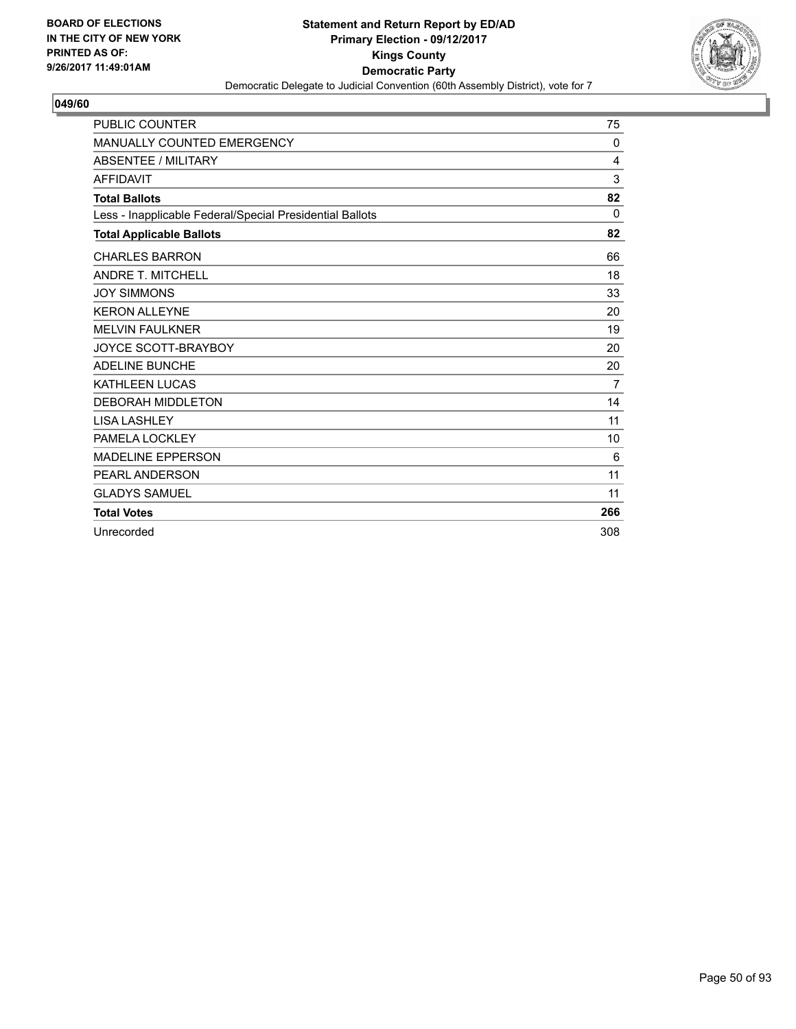BOARD OF ELECTIONS
IN THE CITY OF NEW YORK
PRINTED AS OF:
9/26/2017 11:49:01AM

**Statement and Return Report by ED/AD**
**Primary Election - 09/12/2017**
**Kings County**
**Democratic Party**
Democratic Delegate to Judicial Convention (60th Assembly District), vote for 7

## 049/60

| | |
|---|---|
| PUBLIC COUNTER | 75 |
| MANUALLY COUNTED EMERGENCY | 0 |
| ABSENTEE / MILITARY | 4 |
| AFFIDAVIT | 3 |
| **Total Ballots** | **82** |
| Less - Inapplicable Federal/Special Presidential Ballots | 0 |
| **Total Applicable Ballots** | **82** |
| CHARLES BARRON | 66 |
| ANDRE T. MITCHELL | 18 |
| JOY SIMMONS | 33 |
| KERON ALLEYNE | 20 |
| MELVIN FAULKNER | 19 |
| JOYCE SCOTT-BRAYBOY | 20 |
| ADELINE BUNCHE | 20 |
| KATHLEEN LUCAS | 7 |
| DEBORAH MIDDLETON | 14 |
| LISA LASHLEY | 11 |
| PAMELA LOCKLEY | 10 |
| MADELINE EPPERSON | 6 |
| PEARL ANDERSON | 11 |
| GLADYS SAMUEL | 11 |
| **Total Votes** | **266** |
| Unrecorded | 308 |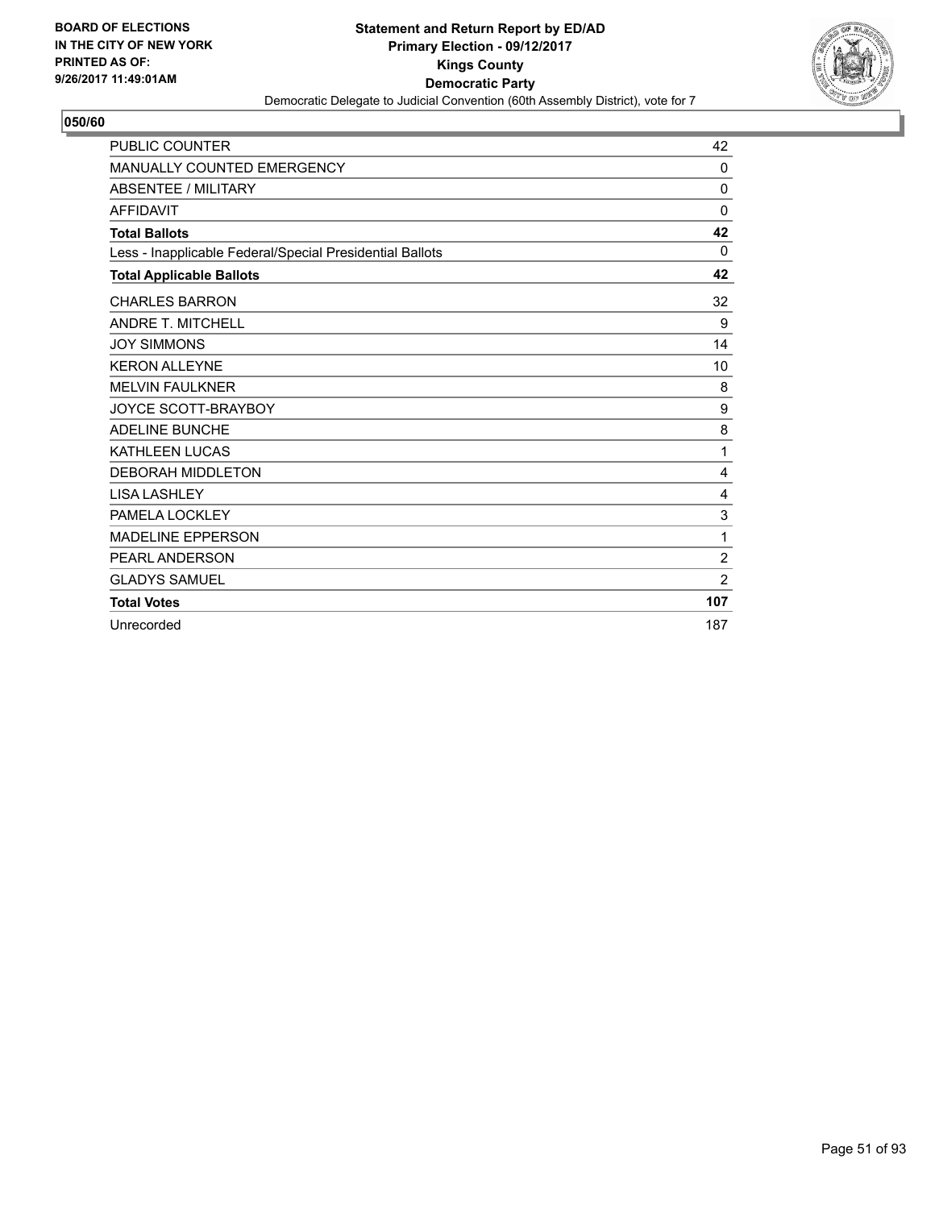BOARD OF ELECTIONS
IN THE CITY OF NEW YORK
PRINTED AS OF:
9/26/2017 11:49:01AM

**Statement and Return Report by ED/AD**
**Primary Election - 09/12/2017**
**Kings County**
**Democratic Party**
Democratic Delegate to Judicial Convention (60th Assembly District), vote for 7

## 050/60

| | |
|---|---|
| PUBLIC COUNTER | 42 |
| MANUALLY COUNTED EMERGENCY | 0 |
| ABSENTEE / MILITARY | 0 |
| AFFIDAVIT | 0 |
| **Total Ballots** | **42** |
| Less - Inapplicable Federal/Special Presidential Ballots | 0 |
| **Total Applicable Ballots** | **42** |
| CHARLES BARRON | 32 |
| ANDRE T. MITCHELL | 9 |
| JOY SIMMONS | 14 |
| KERON ALLEYNE | 10 |
| MELVIN FAULKNER | 8 |
| JOYCE SCOTT-BRAYBOY | 9 |
| ADELINE BUNCHE | 8 |
| KATHLEEN LUCAS | 1 |
| DEBORAH MIDDLETON | 4 |
| LISA LASHLEY | 4 |
| PAMELA LOCKLEY | 3 |
| MADELINE EPPERSON | 1 |
| PEARL ANDERSON | 2 |
| GLADYS SAMUEL | 2 |
| **Total Votes** | **107** |
| Unrecorded | 187 |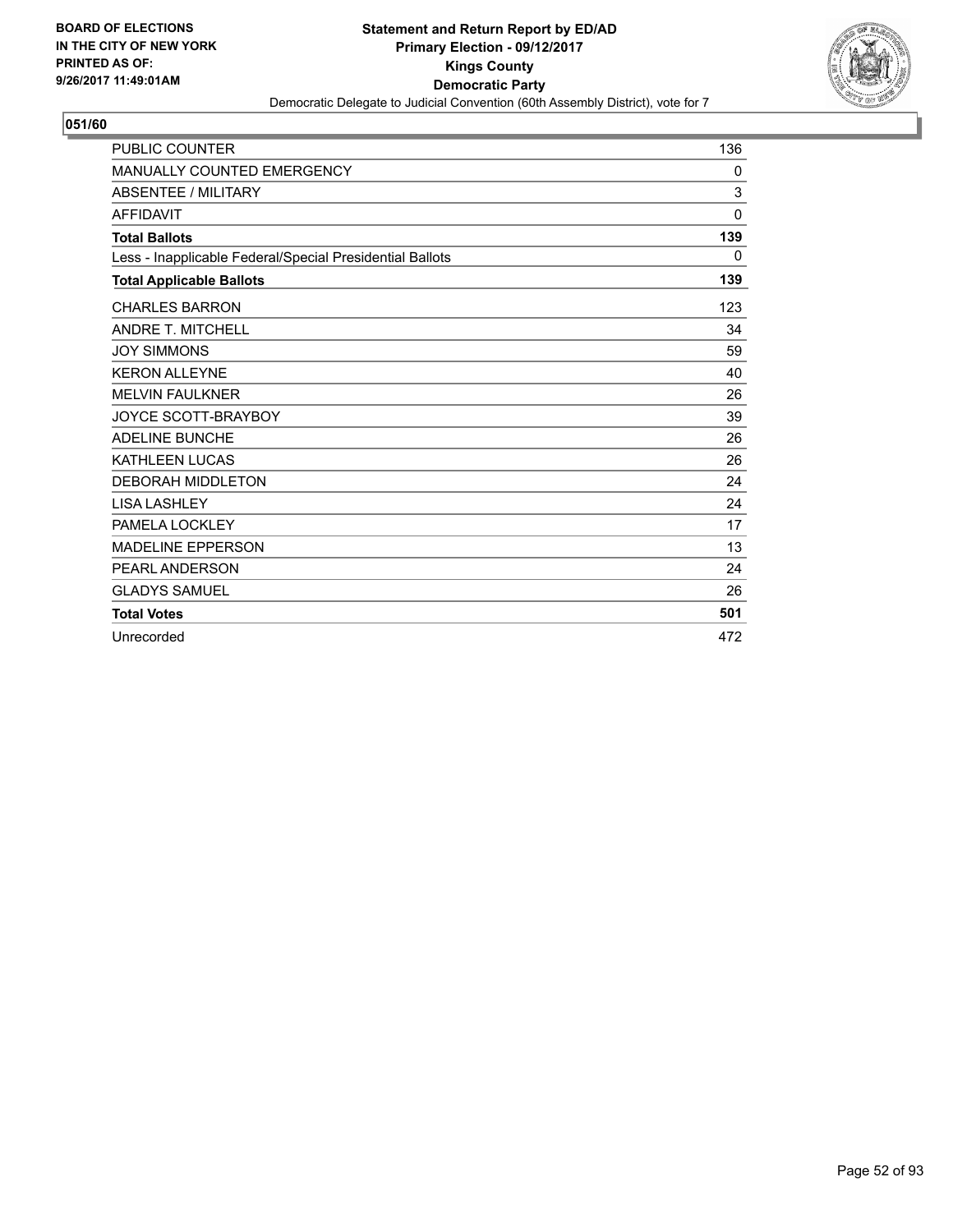**BOARD OF ELECTIONS IN THE CITY OF NEW YORK PRINTED AS OF: 9/26/2017 11:49:01AM**

**Statement and Return Report by ED/AD Primary Election - 09/12/2017 Kings County Democratic Party**

Democratic Delegate to Judicial Convention (60th Assembly District), vote for 7

## 051/60

| | |
|---|---|
| PUBLIC COUNTER | 136 |
| MANUALLY COUNTED EMERGENCY | 0 |
| ABSENTEE / MILITARY | 3 |
| AFFIDAVIT | 0 |
| **Total Ballots** | **139** |
| Less - Inapplicable Federal/Special Presidential Ballots | 0 |
| **Total Applicable Ballots** | **139** |
| CHARLES BARRON | 123 |
| ANDRE T. MITCHELL | 34 |
| JOY SIMMONS | 59 |
| KERON ALLEYNE | 40 |
| MELVIN FAULKNER | 26 |
| JOYCE SCOTT-BRAYBOY | 39 |
| ADELINE BUNCHE | 26 |
| KATHLEEN LUCAS | 26 |
| DEBORAH MIDDLETON | 24 |
| LISA LASHLEY | 24 |
| PAMELA LOCKLEY | 17 |
| MADELINE EPPERSON | 13 |
| PEARL ANDERSON | 24 |
| GLADYS SAMUEL | 26 |
| **Total Votes** | **501** |
| Unrecorded | 472 |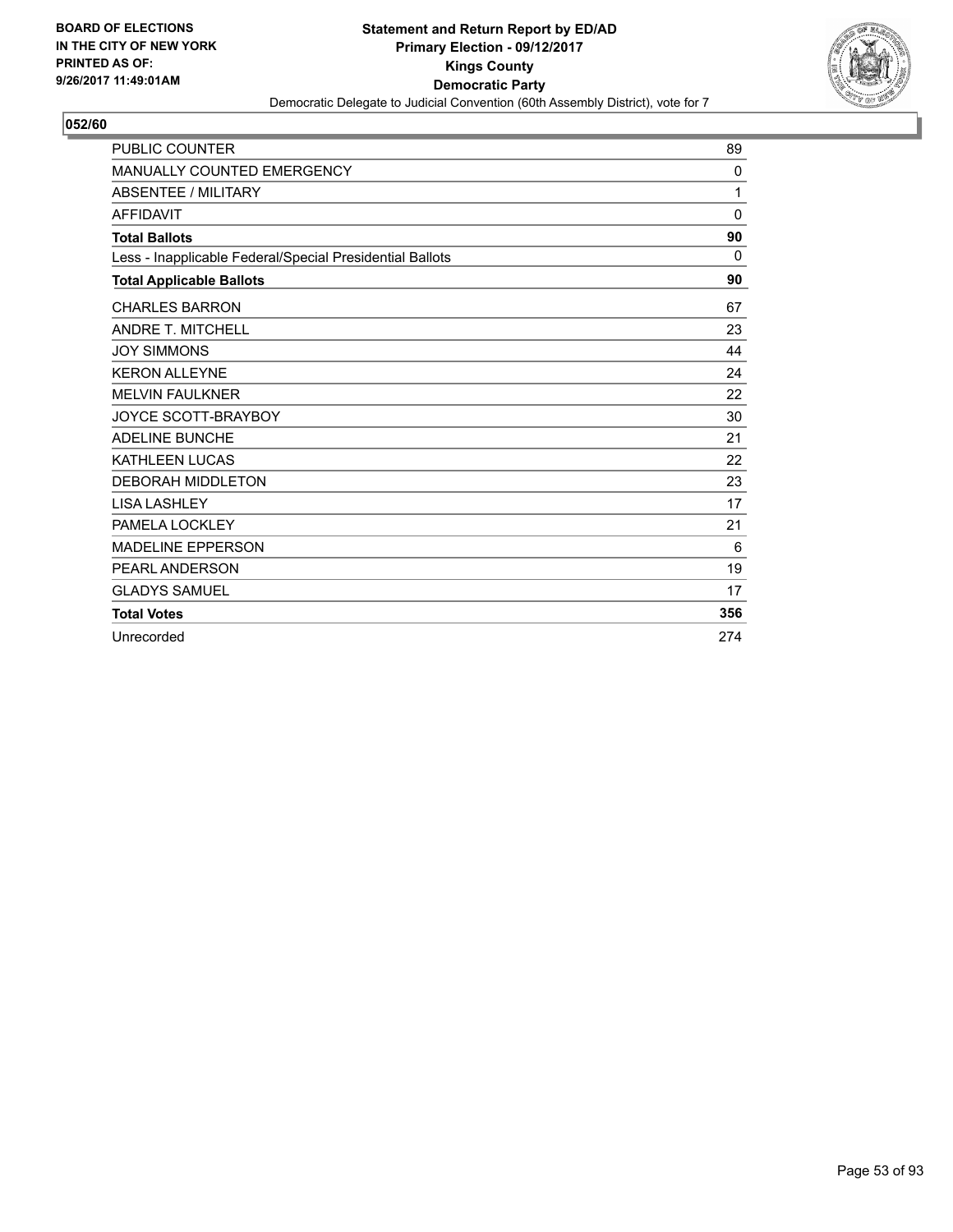BOARD OF ELECTIONS
IN THE CITY OF NEW YORK
PRINTED AS OF:
9/26/2017 11:49:01AM

**Statement and Return Report by ED/AD**
**Primary Election - 09/12/2017**
**Kings County**
**Democratic Party**
Democratic Delegate to Judicial Convention (60th Assembly District), vote for 7

### 052/60

| | |
|---|---|
| PUBLIC COUNTER | 89 |
| MANUALLY COUNTED EMERGENCY | 0 |
| ABSENTEE / MILITARY | 1 |
| AFFIDAVIT | 0 |
| **Total Ballots** | **90** |
| Less - Inapplicable Federal/Special Presidential Ballots | 0 |
| **Total Applicable Ballots** | **90** |
| CHARLES BARRON | 67 |
| ANDRE T. MITCHELL | 23 |
| JOY SIMMONS | 44 |
| KERON ALLEYNE | 24 |
| MELVIN FAULKNER | 22 |
| JOYCE SCOTT-BRAYBOY | 30 |
| ADELINE BUNCHE | 21 |
| KATHLEEN LUCAS | 22 |
| DEBORAH MIDDLETON | 23 |
| LISA LASHLEY | 17 |
| PAMELA LOCKLEY | 21 |
| MADELINE EPPERSON | 6 |
| PEARL ANDERSON | 19 |
| GLADYS SAMUEL | 17 |
| **Total Votes** | **356** |
| Unrecorded | 274 |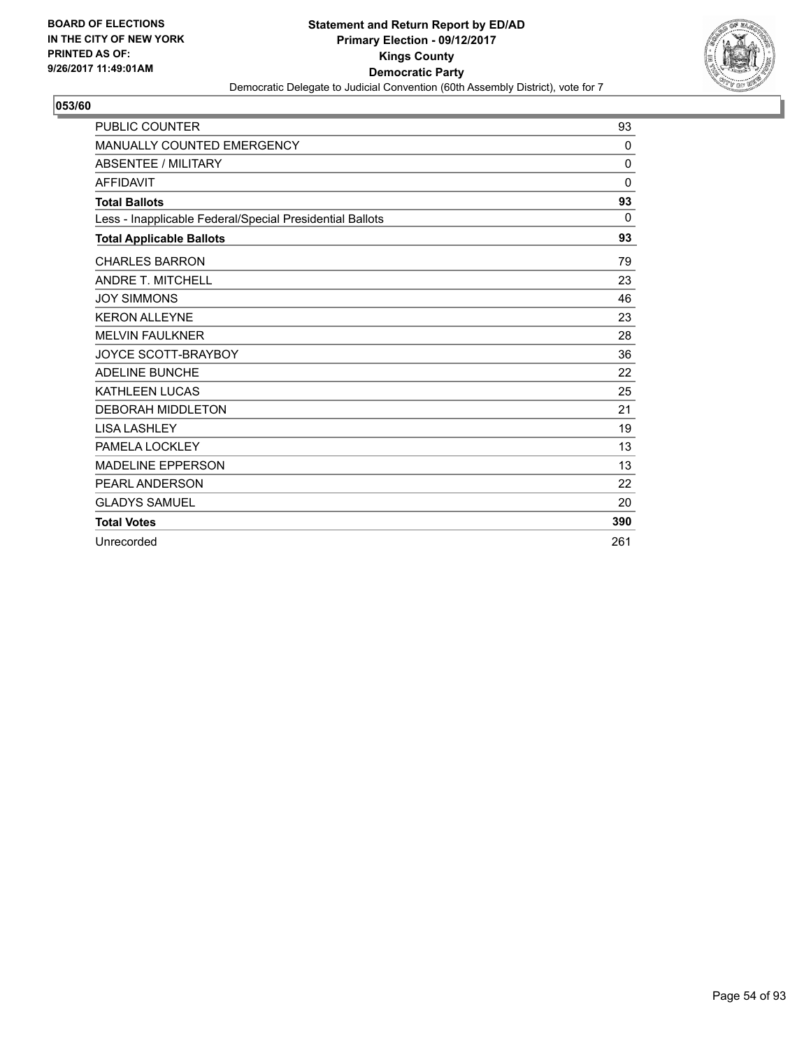BOARD OF ELECTIONS
IN THE CITY OF NEW YORK
PRINTED AS OF:
9/26/2017 11:49:01AM

**Statement and Return Report by ED/AD**
**Primary Election - 09/12/2017**
**Kings County**
**Democratic Party**
Democratic Delegate to Judicial Convention (60th Assembly District), vote for 7

**053/60**

| | |
|---|---|
| PUBLIC COUNTER | 93 |
| MANUALLY COUNTED EMERGENCY | 0 |
| ABSENTEE / MILITARY | 0 |
| AFFIDAVIT | 0 |
| **Total Ballots** | **93** |
| Less - Inapplicable Federal/Special Presidential Ballots | 0 |
| **Total Applicable Ballots** | **93** |
| CHARLES BARRON | 79 |
| ANDRE T. MITCHELL | 23 |
| JOY SIMMONS | 46 |
| KERON ALLEYNE | 23 |
| MELVIN FAULKNER | 28 |
| JOYCE SCOTT-BRAYBOY | 36 |
| ADELINE BUNCHE | 22 |
| KATHLEEN LUCAS | 25 |
| DEBORAH MIDDLETON | 21 |
| LISA LASHLEY | 19 |
| PAMELA LOCKLEY | 13 |
| MADELINE EPPERSON | 13 |
| PEARL ANDERSON | 22 |
| GLADYS SAMUEL | 20 |
| **Total Votes** | **390** |
| Unrecorded | 261 |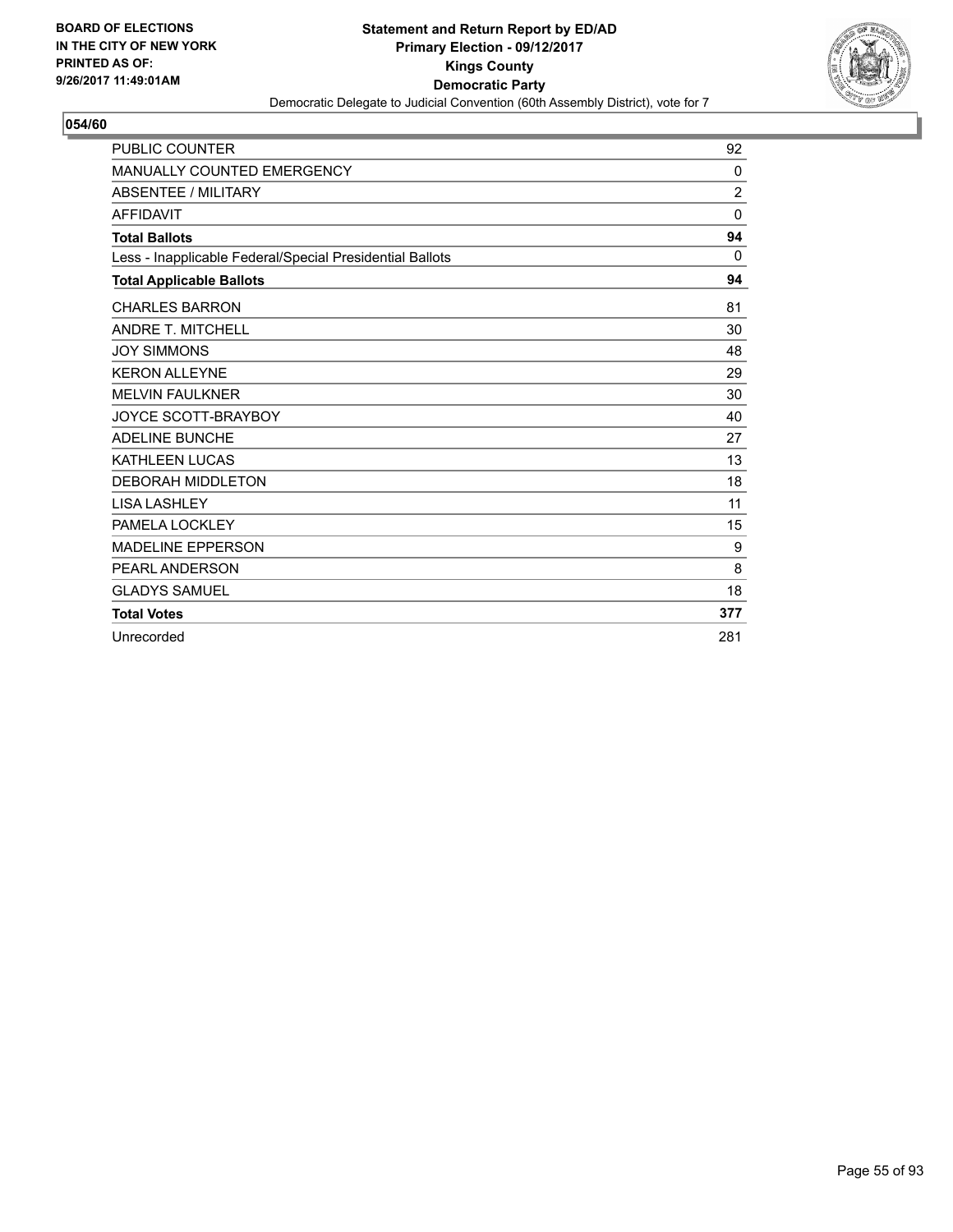BOARD OF ELECTIONS
IN THE CITY OF NEW YORK
PRINTED AS OF:
9/26/2017 11:49:01AM

**Statement and Return Report by ED/AD**
**Primary Election - 09/12/2017**
**Kings County**
**Democratic Party**
Democratic Delegate to Judicial Convention (60th Assembly District), vote for 7

**054/60**

| | |
|---|---|
| PUBLIC COUNTER | 92 |
| MANUALLY COUNTED EMERGENCY | 0 |
| ABSENTEE / MILITARY | 2 |
| AFFIDAVIT | 0 |
| **Total Ballots** | **94** |
| Less - Inapplicable Federal/Special Presidential Ballots | 0 |
| **Total Applicable Ballots** | **94** |
| CHARLES BARRON | 81 |
| ANDRE T. MITCHELL | 30 |
| JOY SIMMONS | 48 |
| KERON ALLEYNE | 29 |
| MELVIN FAULKNER | 30 |
| JOYCE SCOTT-BRAYBOY | 40 |
| ADELINE BUNCHE | 27 |
| KATHLEEN LUCAS | 13 |
| DEBORAH MIDDLETON | 18 |
| LISA LASHLEY | 11 |
| PAMELA LOCKLEY | 15 |
| MADELINE EPPERSON | 9 |
| PEARL ANDERSON | 8 |
| GLADYS SAMUEL | 18 |
| **Total Votes** | **377** |
| Unrecorded | 281 |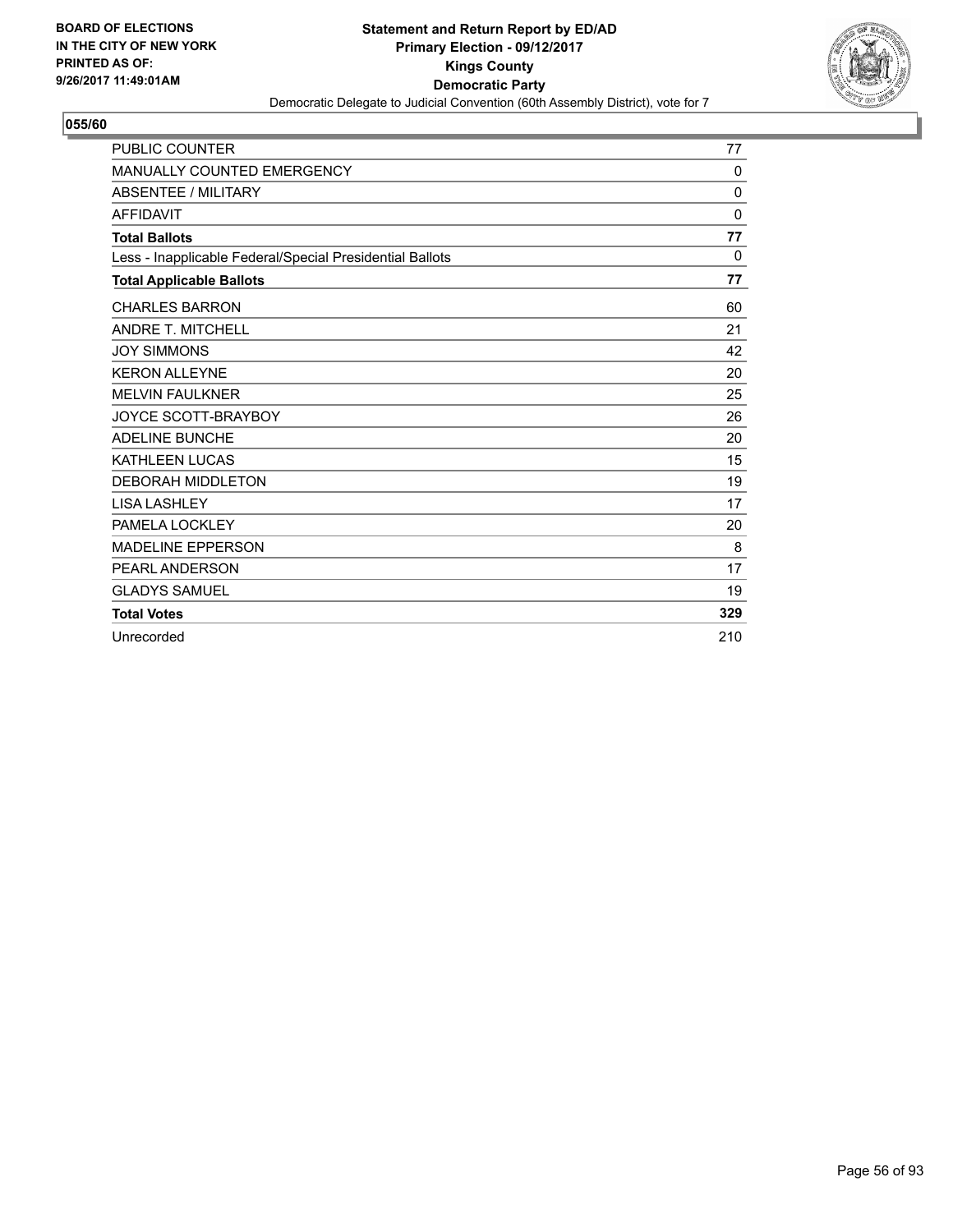**BOARD OF ELECTIONS IN THE CITY OF NEW YORK PRINTED AS OF: 9/26/2017 11:49:01AM**

**Statement and Return Report by ED/AD**
**Primary Election - 09/12/2017**
**Kings County**
**Democratic Party**
Democratic Delegate to Judicial Convention (60th Assembly District), vote for 7

**055/60**

| | |
|---|---|
| PUBLIC COUNTER | 77 |
| MANUALLY COUNTED EMERGENCY | 0 |
| ABSENTEE / MILITARY | 0 |
| AFFIDAVIT | 0 |
| **Total Ballots** | **77** |
| Less - Inapplicable Federal/Special Presidential Ballots | 0 |
| **Total Applicable Ballots** | **77** |
| CHARLES BARRON | 60 |
| ANDRE T. MITCHELL | 21 |
| JOY SIMMONS | 42 |
| KERON ALLEYNE | 20 |
| MELVIN FAULKNER | 25 |
| JOYCE SCOTT-BRAYBOY | 26 |
| ADELINE BUNCHE | 20 |
| KATHLEEN LUCAS | 15 |
| DEBORAH MIDDLETON | 19 |
| LISA LASHLEY | 17 |
| PAMELA LOCKLEY | 20 |
| MADELINE EPPERSON | 8 |
| PEARL ANDERSON | 17 |
| GLADYS SAMUEL | 19 |
| **Total Votes** | **329** |
| Unrecorded | 210 |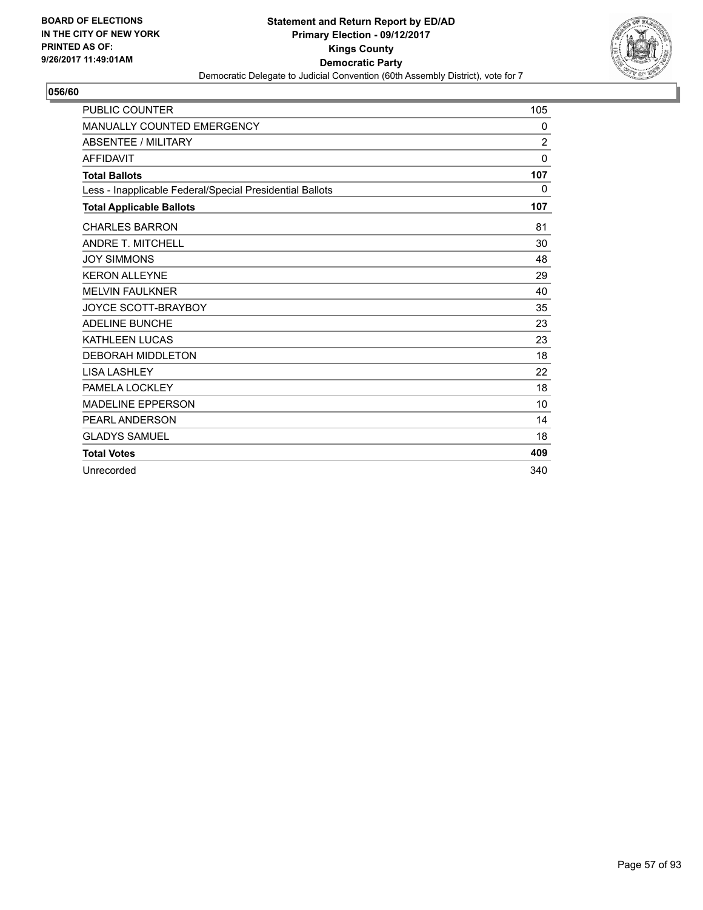BOARD OF ELECTIONS
IN THE CITY OF NEW YORK
PRINTED AS OF:
9/26/2017 11:49:01AM

**Statement and Return Report by ED/AD**
**Primary Election - 09/12/2017**
**Kings County**
**Democratic Party**
Democratic Delegate to Judicial Convention (60th Assembly District), vote for 7

## 056/60

| | |
|---|---|
| PUBLIC COUNTER | 105 |
| MANUALLY COUNTED EMERGENCY | 0 |
| ABSENTEE / MILITARY | 2 |
| AFFIDAVIT | 0 |
| **Total Ballots** | **107** |
| Less - Inapplicable Federal/Special Presidential Ballots | 0 |
| **Total Applicable Ballots** | **107** |
| CHARLES BARRON | 81 |
| ANDRE T. MITCHELL | 30 |
| JOY SIMMONS | 48 |
| KERON ALLEYNE | 29 |
| MELVIN FAULKNER | 40 |
| JOYCE SCOTT-BRAYBOY | 35 |
| ADELINE BUNCHE | 23 |
| KATHLEEN LUCAS | 23 |
| DEBORAH MIDDLETON | 18 |
| LISA LASHLEY | 22 |
| PAMELA LOCKLEY | 18 |
| MADELINE EPPERSON | 10 |
| PEARL ANDERSON | 14 |
| GLADYS SAMUEL | 18 |
| **Total Votes** | **409** |
| Unrecorded | 340 |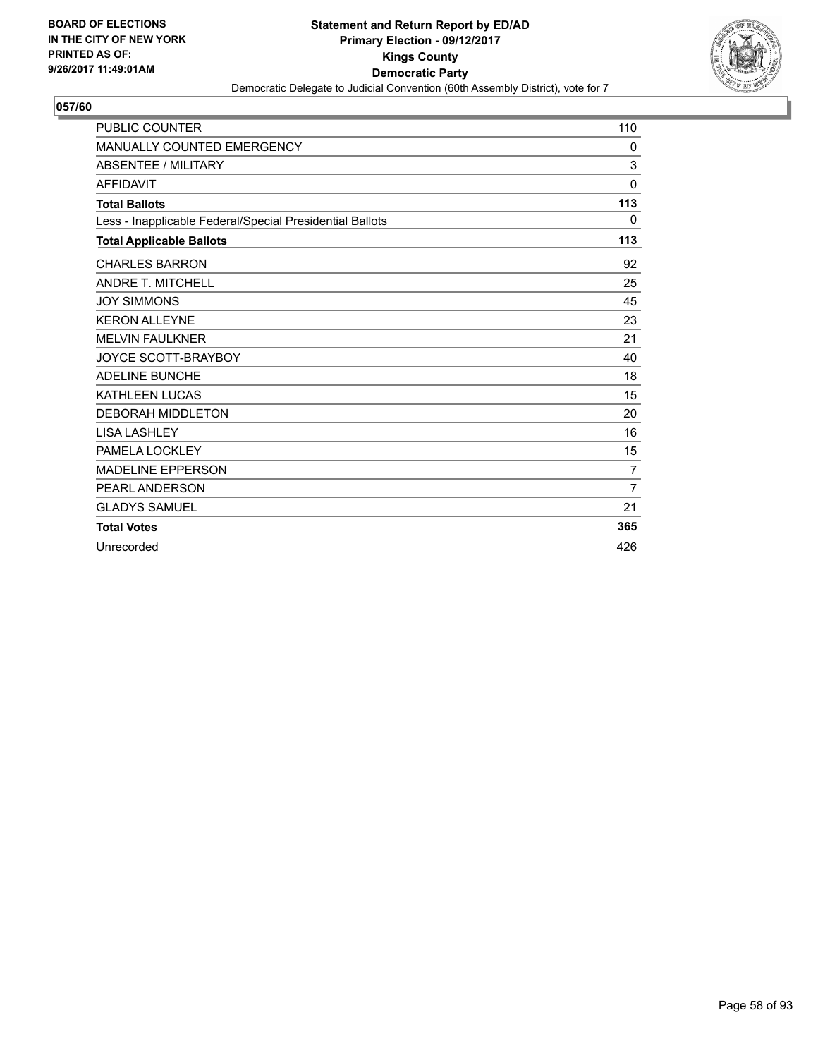**BOARD OF ELECTIONS IN THE CITY OF NEW YORK PRINTED AS OF: 9/26/2017 11:49:01AM**

**Statement and Return Report by ED/AD**
**Primary Election - 09/12/2017**
**Kings County**
**Democratic Party**
Democratic Delegate to Judicial Convention (60th Assembly District), vote for 7

## 057/60

| | |
|---|---|
| PUBLIC COUNTER | 110 |
| MANUALLY COUNTED EMERGENCY | 0 |
| ABSENTEE / MILITARY | 3 |
| AFFIDAVIT | 0 |
| **Total Ballots** | **113** |
| Less - Inapplicable Federal/Special Presidential Ballots | 0 |
| **Total Applicable Ballots** | **113** |
| CHARLES BARRON | 92 |
| ANDRE T. MITCHELL | 25 |
| JOY SIMMONS | 45 |
| KERON ALLEYNE | 23 |
| MELVIN FAULKNER | 21 |
| JOYCE SCOTT-BRAYBOY | 40 |
| ADELINE BUNCHE | 18 |
| KATHLEEN LUCAS | 15 |
| DEBORAH MIDDLETON | 20 |
| LISA LASHLEY | 16 |
| PAMELA LOCKLEY | 15 |
| MADELINE EPPERSON | 7 |
| PEARL ANDERSON | 7 |
| GLADYS SAMUEL | 21 |
| **Total Votes** | **365** |
| Unrecorded | 426 |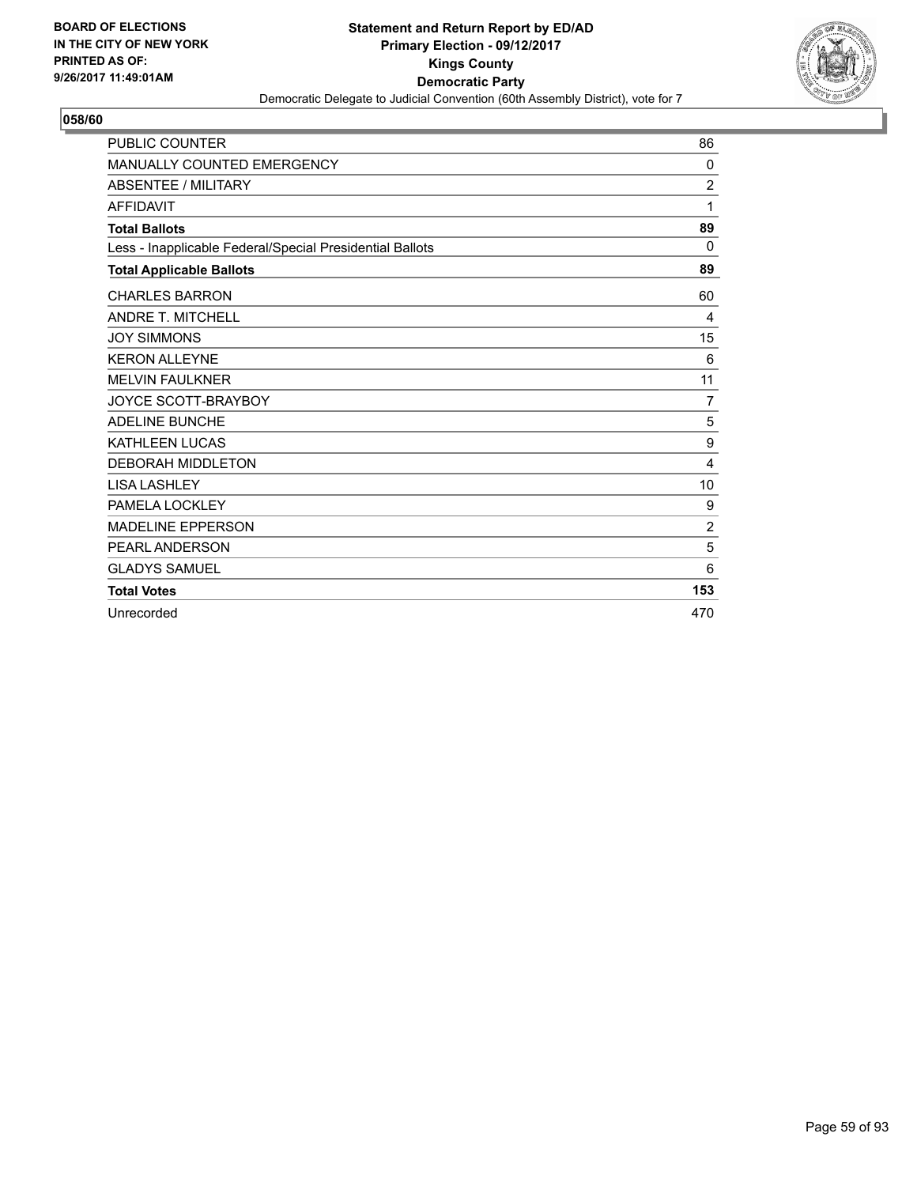BOARD OF ELECTIONS
IN THE CITY OF NEW YORK
PRINTED AS OF:
9/26/2017 11:49:01AM

**Statement and Return Report by ED/AD**
**Primary Election - 09/12/2017**
**Kings County**
**Democratic Party**
Democratic Delegate to Judicial Convention (60th Assembly District), vote for 7

## 058/60

| | |
|---|---|
| PUBLIC COUNTER | 86 |
| MANUALLY COUNTED EMERGENCY | 0 |
| ABSENTEE / MILITARY | 2 |
| AFFIDAVIT | 1 |
| **Total Ballots** | **89** |
| Less - Inapplicable Federal/Special Presidential Ballots | 0 |
| **Total Applicable Ballots** | **89** |
| CHARLES BARRON | 60 |
| ANDRE T. MITCHELL | 4 |
| JOY SIMMONS | 15 |
| KERON ALLEYNE | 6 |
| MELVIN FAULKNER | 11 |
| JOYCE SCOTT-BRAYBOY | 7 |
| ADELINE BUNCHE | 5 |
| KATHLEEN LUCAS | 9 |
| DEBORAH MIDDLETON | 4 |
| LISA LASHLEY | 10 |
| PAMELA LOCKLEY | 9 |
| MADELINE EPPERSON | 2 |
| PEARL ANDERSON | 5 |
| GLADYS SAMUEL | 6 |
| **Total Votes** | **153** |
| Unrecorded | 470 |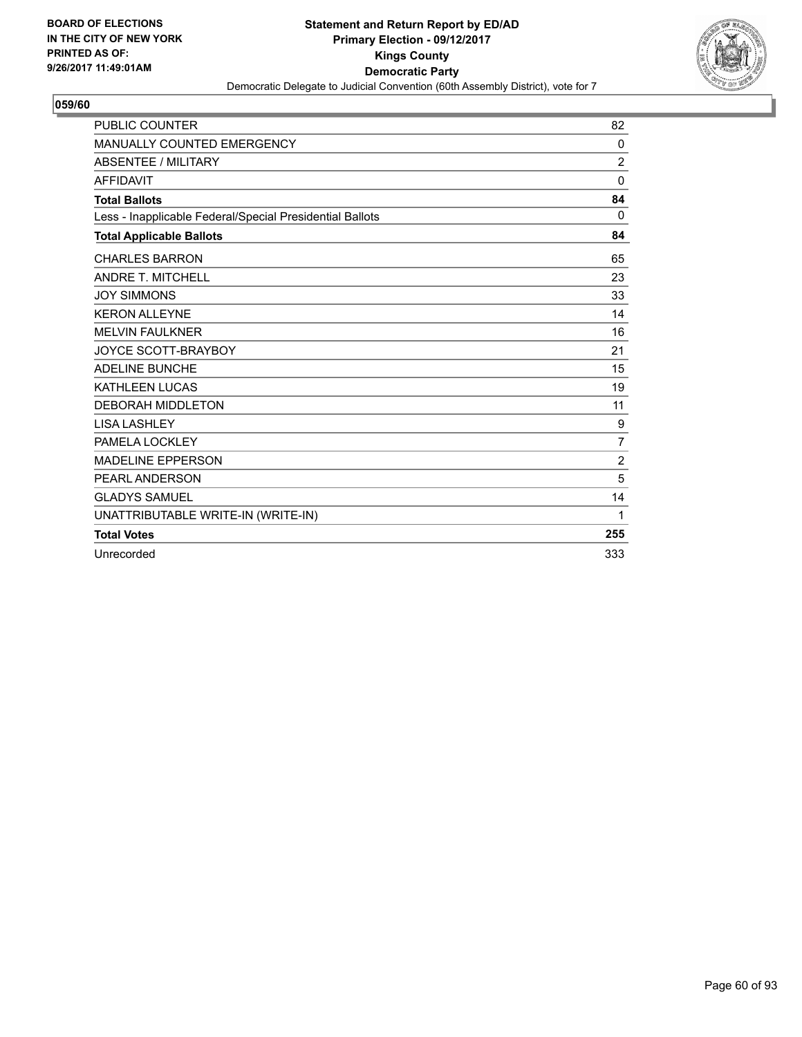BOARD OF ELECTIONS
IN THE CITY OF NEW YORK
PRINTED AS OF:
9/26/2017 11:49:01AM

**Statement and Return Report by ED/AD**
**Primary Election - 09/12/2017**
**Kings County**
**Democratic Party**
Democratic Delegate to Judicial Convention (60th Assembly District), vote for 7

**059/60**

| | |
|---|---|
| PUBLIC COUNTER | 82 |
| MANUALLY COUNTED EMERGENCY | 0 |
| ABSENTEE / MILITARY | 2 |
| AFFIDAVIT | 0 |
| **Total Ballots** | **84** |
| Less - Inapplicable Federal/Special Presidential Ballots | 0 |
| **Total Applicable Ballots** | **84** |
| CHARLES BARRON | 65 |
| ANDRE T. MITCHELL | 23 |
| JOY SIMMONS | 33 |
| KERON ALLEYNE | 14 |
| MELVIN FAULKNER | 16 |
| JOYCE SCOTT-BRAYBOY | 21 |
| ADELINE BUNCHE | 15 |
| KATHLEEN LUCAS | 19 |
| DEBORAH MIDDLETON | 11 |
| LISA LASHLEY | 9 |
| PAMELA LOCKLEY | 7 |
| MADELINE EPPERSON | 2 |
| PEARL ANDERSON | 5 |
| GLADYS SAMUEL | 14 |
| UNATTRIBUTABLE WRITE-IN (WRITE-IN) | 1 |
| **Total Votes** | **255** |
| Unrecorded | 333 |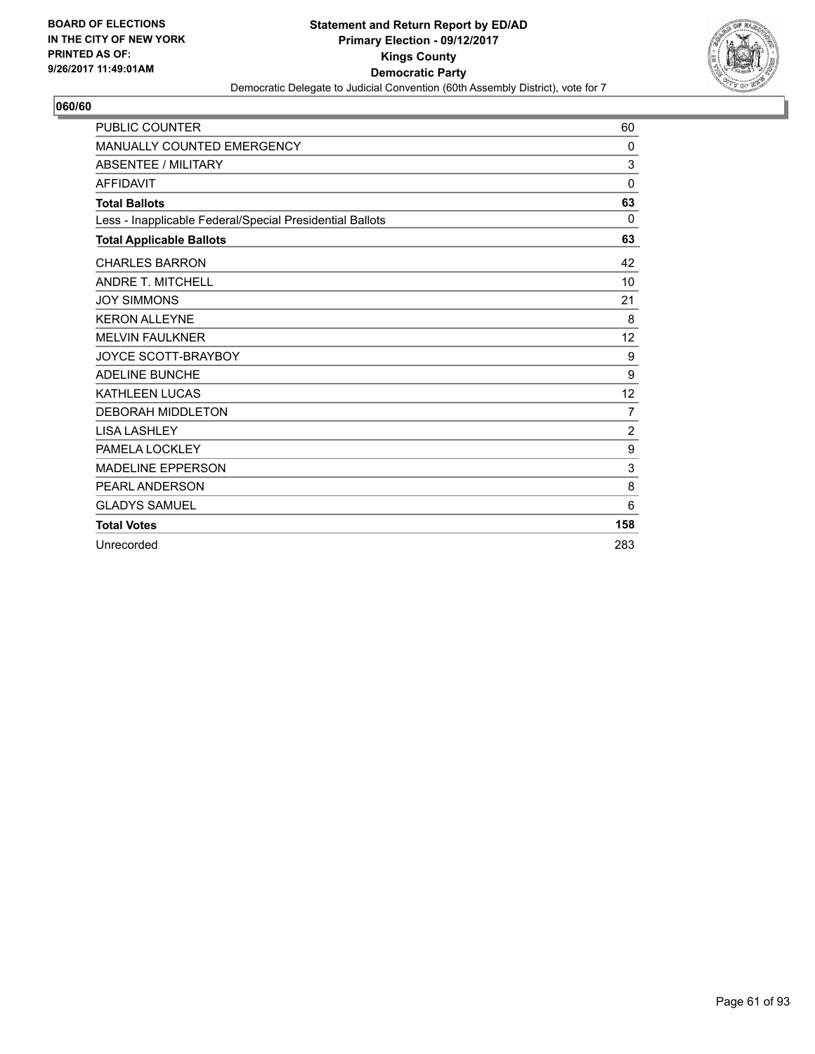**BOARD OF ELECTIONS IN THE CITY OF NEW YORK PRINTED AS OF: 9/26/2017 11:49:01AM**

**Statement and Return Report by ED/AD**
**Primary Election - 09/12/2017**
**Kings County**
**Democratic Party**
Democratic Delegate to Judicial Convention (60th Assembly District), vote for 7

## 060/60

| | |
|---|---|
| PUBLIC COUNTER | 60 |
| MANUALLY COUNTED EMERGENCY | 0 |
| ABSENTEE / MILITARY | 3 |
| AFFIDAVIT | 0 |
| **Total Ballots** | **63** |
| Less - Inapplicable Federal/Special Presidential Ballots | 0 |
| **Total Applicable Ballots** | **63** |
| CHARLES BARRON | 42 |
| ANDRE T. MITCHELL | 10 |
| JOY SIMMONS | 21 |
| KERON ALLEYNE | 8 |
| MELVIN FAULKNER | 12 |
| JOYCE SCOTT-BRAYBOY | 9 |
| ADELINE BUNCHE | 9 |
| KATHLEEN LUCAS | 12 |
| DEBORAH MIDDLETON | 7 |
| LISA LASHLEY | 2 |
| PAMELA LOCKLEY | 9 |
| MADELINE EPPERSON | 3 |
| PEARL ANDERSON | 8 |
| GLADYS SAMUEL | 6 |
| **Total Votes** | **158** |
| Unrecorded | 283 |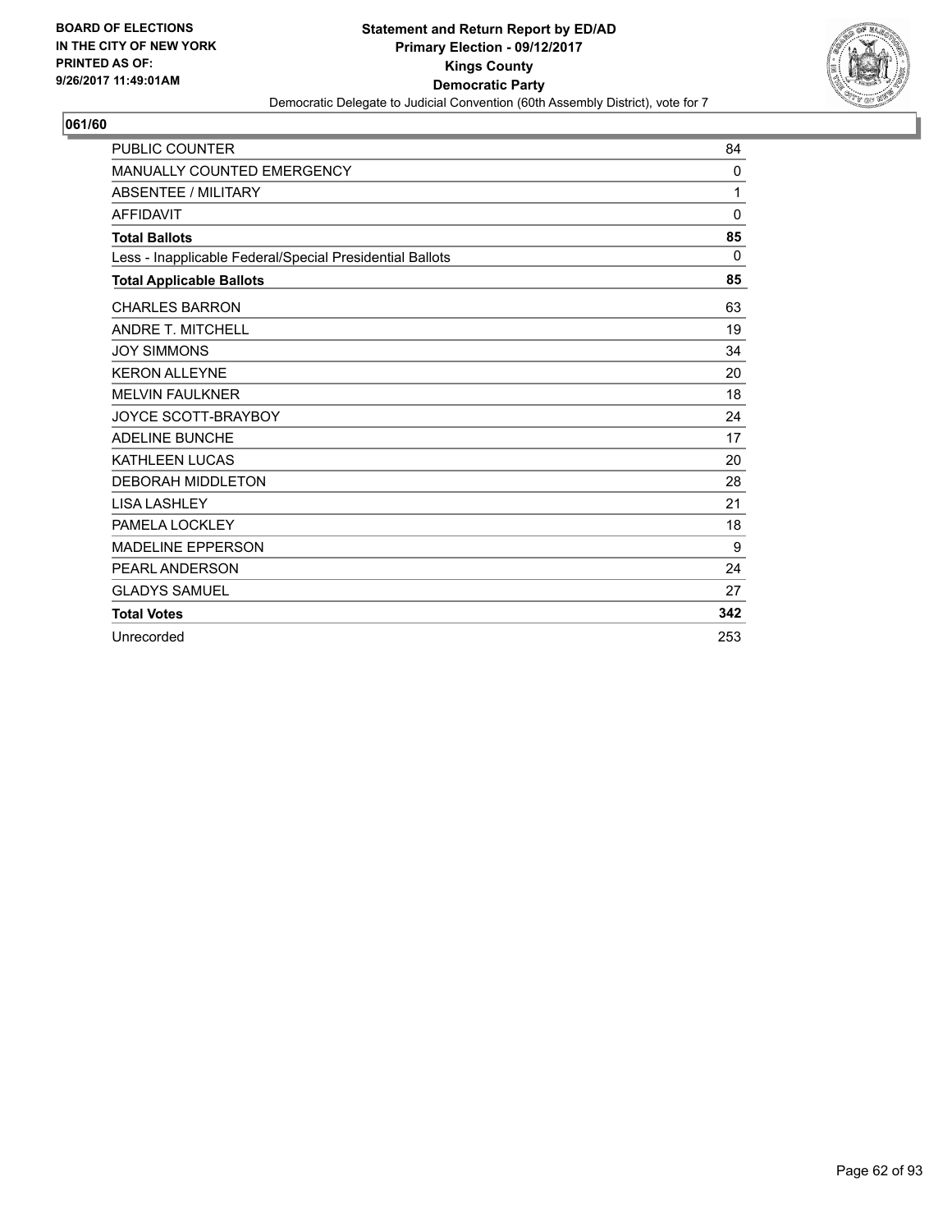BOARD OF ELECTIONS
IN THE CITY OF NEW YORK
PRINTED AS OF:
9/26/2017 11:49:01AM

**Statement and Return Report by ED/AD**
**Primary Election - 09/12/2017**
**Kings County**
**Democratic Party**
Democratic Delegate to Judicial Convention (60th Assembly District), vote for 7

## 061/60

| | |
|---|---|
| PUBLIC COUNTER | 84 |
| MANUALLY COUNTED EMERGENCY | 0 |
| ABSENTEE / MILITARY | 1 |
| AFFIDAVIT | 0 |
| **Total Ballots** | **85** |
| Less - Inapplicable Federal/Special Presidential Ballots | 0 |
| **Total Applicable Ballots** | **85** |
| CHARLES BARRON | 63 |
| ANDRE T. MITCHELL | 19 |
| JOY SIMMONS | 34 |
| KERON ALLEYNE | 20 |
| MELVIN FAULKNER | 18 |
| JOYCE SCOTT-BRAYBOY | 24 |
| ADELINE BUNCHE | 17 |
| KATHLEEN LUCAS | 20 |
| DEBORAH MIDDLETON | 28 |
| LISA LASHLEY | 21 |
| PAMELA LOCKLEY | 18 |
| MADELINE EPPERSON | 9 |
| PEARL ANDERSON | 24 |
| GLADYS SAMUEL | 27 |
| **Total Votes** | **342** |
| Unrecorded | 253 |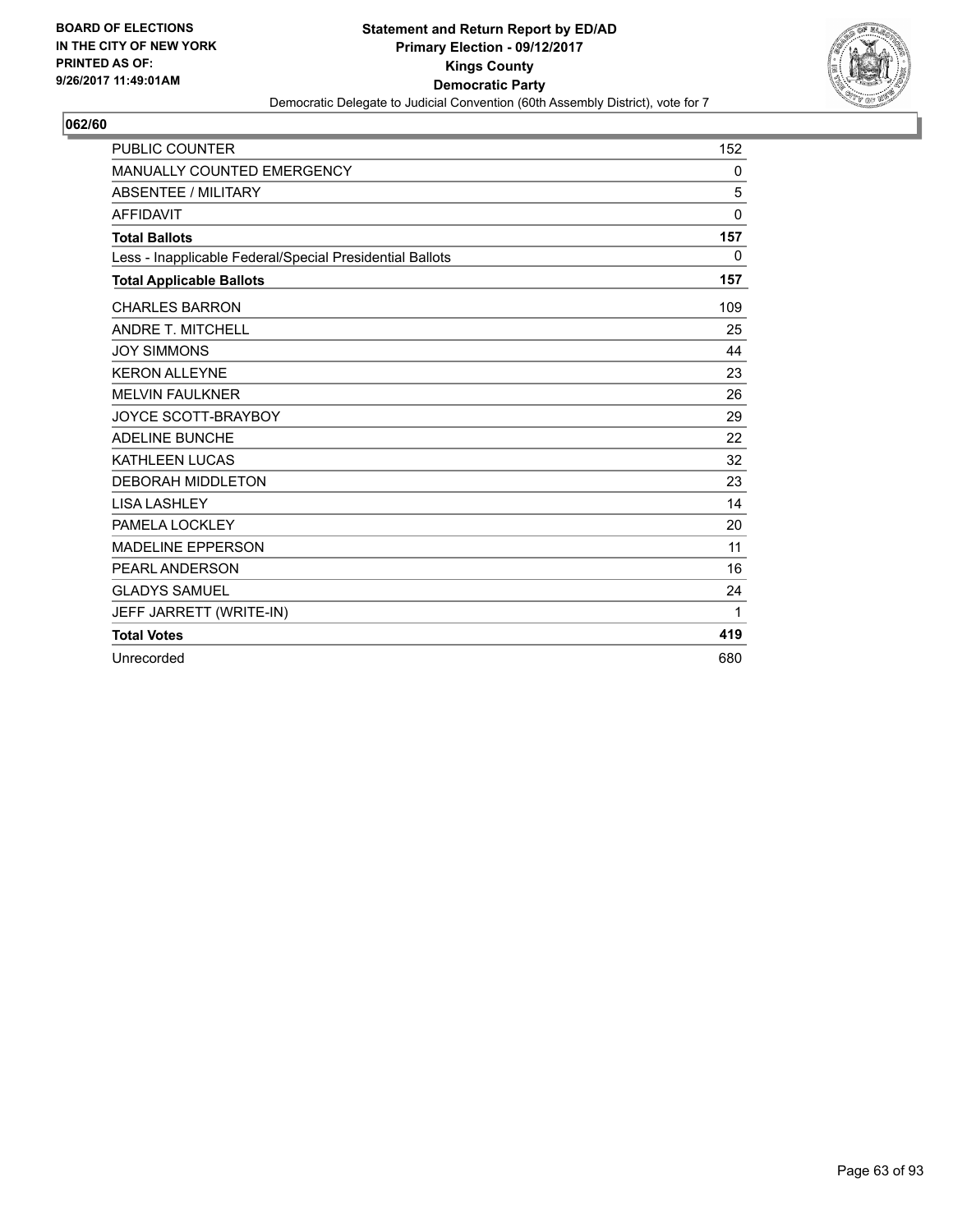BOARD OF ELECTIONS
IN THE CITY OF NEW YORK
PRINTED AS OF:
9/26/2017 11:49:01AM

**Statement and Return Report by ED/AD**
**Primary Election - 09/12/2017**
**Kings County**
**Democratic Party**
Democratic Delegate to Judicial Convention (60th Assembly District), vote for 7

## 062/60

| | |
|---|---|
| PUBLIC COUNTER | 152 |
| MANUALLY COUNTED EMERGENCY | 0 |
| ABSENTEE / MILITARY | 5 |
| AFFIDAVIT | 0 |
| **Total Ballots** | **157** |
| Less - Inapplicable Federal/Special Presidential Ballots | 0 |
| **Total Applicable Ballots** | **157** |
| CHARLES BARRON | 109 |
| ANDRE T. MITCHELL | 25 |
| JOY SIMMONS | 44 |
| KERON ALLEYNE | 23 |
| MELVIN FAULKNER | 26 |
| JOYCE SCOTT-BRAYBOY | 29 |
| ADELINE BUNCHE | 22 |
| KATHLEEN LUCAS | 32 |
| DEBORAH MIDDLETON | 23 |
| LISA LASHLEY | 14 |
| PAMELA LOCKLEY | 20 |
| MADELINE EPPERSON | 11 |
| PEARL ANDERSON | 16 |
| GLADYS SAMUEL | 24 |
| JEFF JARRETT (WRITE-IN) | 1 |
| **Total Votes** | **419** |
| Unrecorded | 680 |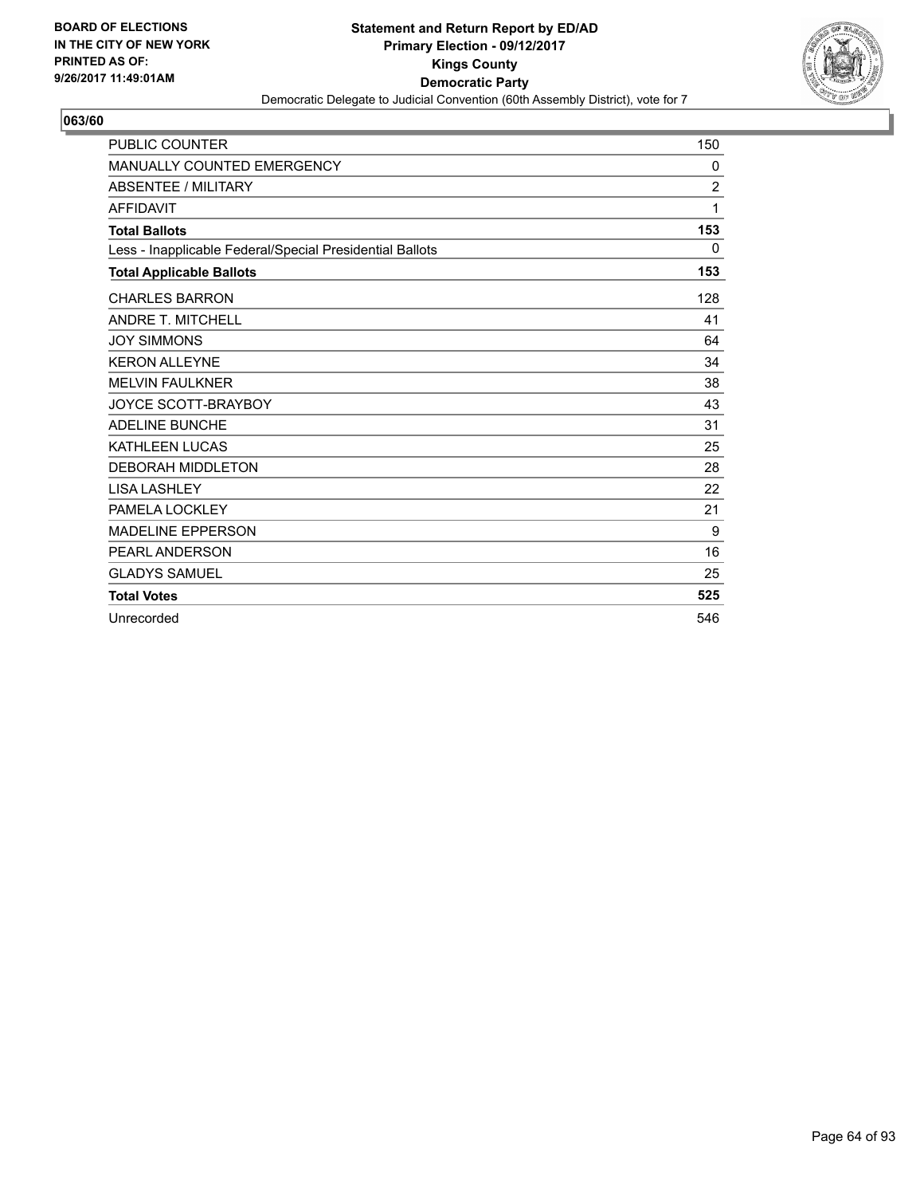**BOARD OF ELECTIONS IN THE CITY OF NEW YORK PRINTED AS OF: 9/26/2017 11:49:01AM**

**Statement and Return Report by ED/AD**
**Primary Election - 09/12/2017**
**Kings County**
**Democratic Party**
Democratic Delegate to Judicial Convention (60th Assembly District), vote for 7

**063/60**

| | |
|---|---|
| PUBLIC COUNTER | 150 |
| MANUALLY COUNTED EMERGENCY | 0 |
| ABSENTEE / MILITARY | 2 |
| AFFIDAVIT | 1 |
| **Total Ballots** | **153** |
| Less - Inapplicable Federal/Special Presidential Ballots | 0 |
| **Total Applicable Ballots** | **153** |
| CHARLES BARRON | 128 |
| ANDRE T. MITCHELL | 41 |
| JOY SIMMONS | 64 |
| KERON ALLEYNE | 34 |
| MELVIN FAULKNER | 38 |
| JOYCE SCOTT-BRAYBOY | 43 |
| ADELINE BUNCHE | 31 |
| KATHLEEN LUCAS | 25 |
| DEBORAH MIDDLETON | 28 |
| LISA LASHLEY | 22 |
| PAMELA LOCKLEY | 21 |
| MADELINE EPPERSON | 9 |
| PEARL ANDERSON | 16 |
| GLADYS SAMUEL | 25 |
| **Total Votes** | **525** |
| Unrecorded | 546 |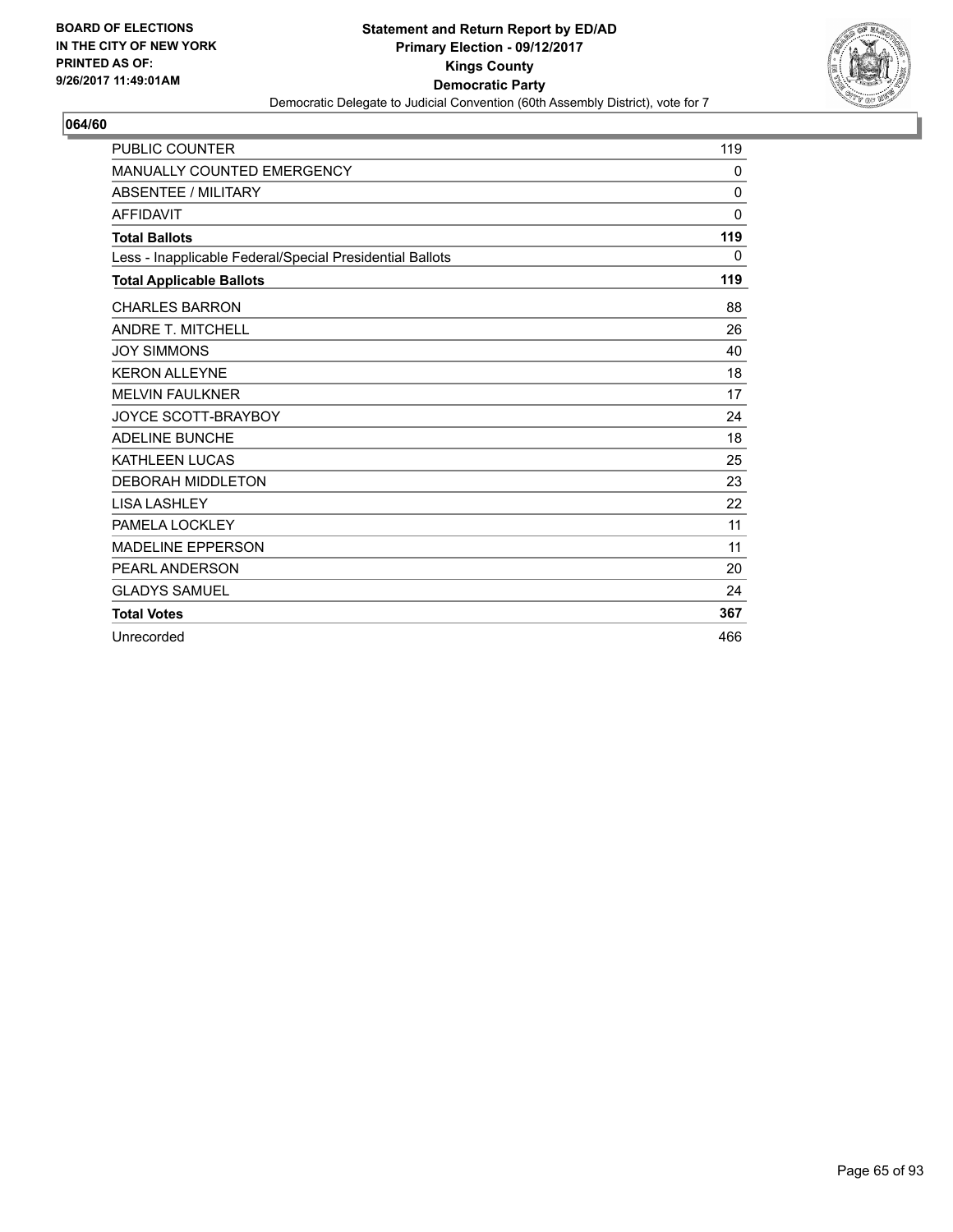**BOARD OF ELECTIONS IN THE CITY OF NEW YORK PRINTED AS OF: 9/26/2017 11:49:01AM**

**Statement and Return Report by ED/AD**
**Primary Election - 09/12/2017**
**Kings County**
**Democratic Party**
Democratic Delegate to Judicial Convention (60th Assembly District), vote for 7

**064/60**

| | |
|---|---|
| PUBLIC COUNTER | 119 |
| MANUALLY COUNTED EMERGENCY | 0 |
| ABSENTEE / MILITARY | 0 |
| AFFIDAVIT | 0 |
| **Total Ballots** | **119** |
| Less - Inapplicable Federal/Special Presidential Ballots | 0 |
| **Total Applicable Ballots** | **119** |
| CHARLES BARRON | 88 |
| ANDRE T. MITCHELL | 26 |
| JOY SIMMONS | 40 |
| KERON ALLEYNE | 18 |
| MELVIN FAULKNER | 17 |
| JOYCE SCOTT-BRAYBOY | 24 |
| ADELINE BUNCHE | 18 |
| KATHLEEN LUCAS | 25 |
| DEBORAH MIDDLETON | 23 |
| LISA LASHLEY | 22 |
| PAMELA LOCKLEY | 11 |
| MADELINE EPPERSON | 11 |
| PEARL ANDERSON | 20 |
| GLADYS SAMUEL | 24 |
| **Total Votes** | **367** |
| Unrecorded | 466 |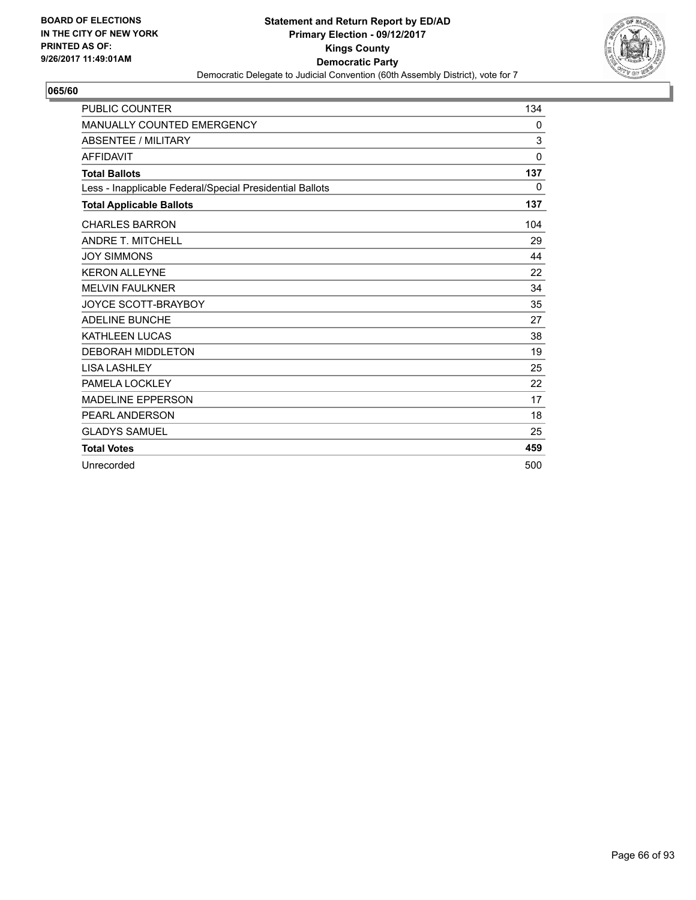BOARD OF ELECTIONS
IN THE CITY OF NEW YORK
PRINTED AS OF:
9/26/2017 11:49:01AM

**Statement and Return Report by ED/AD**
**Primary Election - 09/12/2017**
**Kings County**
**Democratic Party**
Democratic Delegate to Judicial Convention (60th Assembly District), vote for 7

## 065/60

| | |
|---|---|
| PUBLIC COUNTER | 134 |
| MANUALLY COUNTED EMERGENCY | 0 |
| ABSENTEE / MILITARY | 3 |
| AFFIDAVIT | 0 |
| **Total Ballots** | **137** |
| Less - Inapplicable Federal/Special Presidential Ballots | 0 |
| **Total Applicable Ballots** | **137** |
| CHARLES BARRON | 104 |
| ANDRE T. MITCHELL | 29 |
| JOY SIMMONS | 44 |
| KERON ALLEYNE | 22 |
| MELVIN FAULKNER | 34 |
| JOYCE SCOTT-BRAYBOY | 35 |
| ADELINE BUNCHE | 27 |
| KATHLEEN LUCAS | 38 |
| DEBORAH MIDDLETON | 19 |
| LISA LASHLEY | 25 |
| PAMELA LOCKLEY | 22 |
| MADELINE EPPERSON | 17 |
| PEARL ANDERSON | 18 |
| GLADYS SAMUEL | 25 |
| **Total Votes** | **459** |
| Unrecorded | 500 |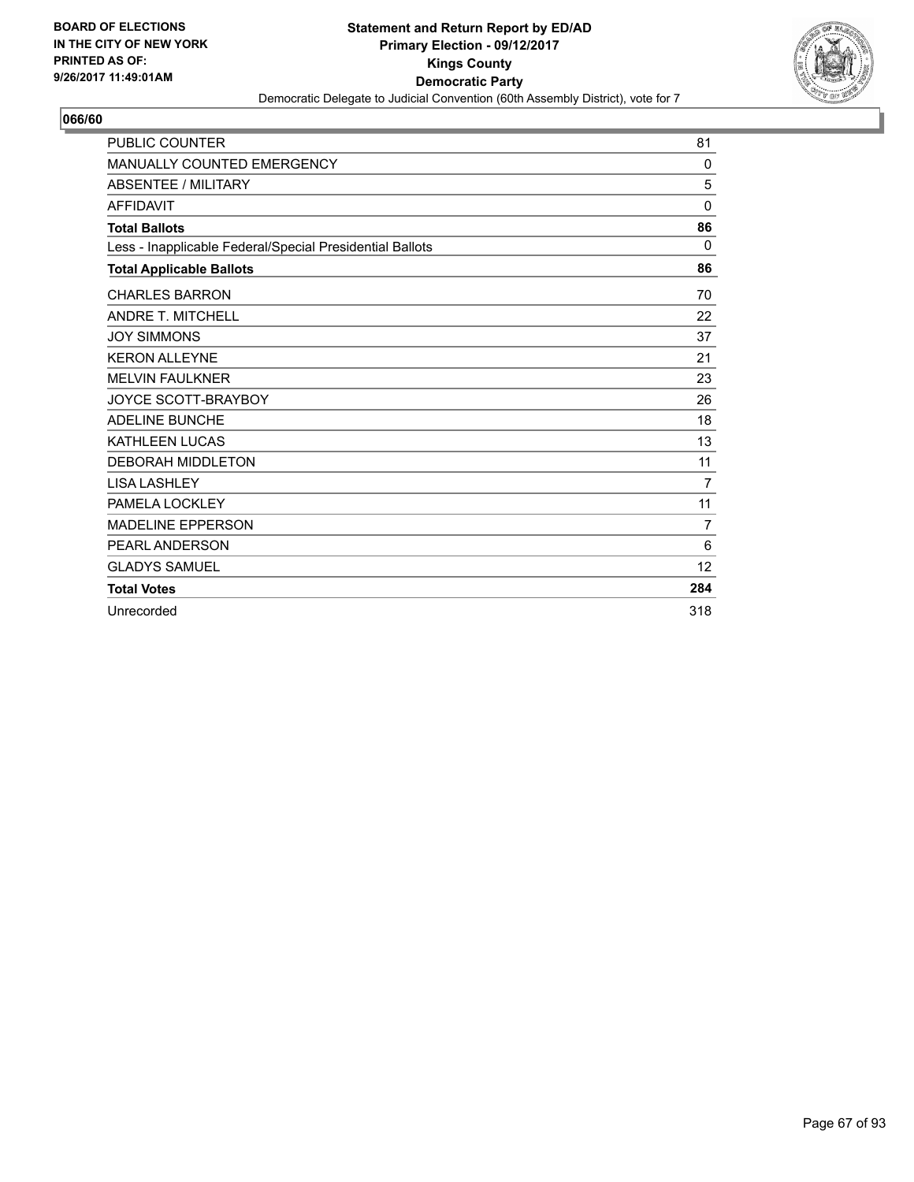BOARD OF ELECTIONS
IN THE CITY OF NEW YORK
PRINTED AS OF:
9/26/2017 11:49:01AM

**Statement and Return Report by ED/AD**
**Primary Election - 09/12/2017**
**Kings County**
**Democratic Party**
Democratic Delegate to Judicial Convention (60th Assembly District), vote for 7

**066/60**

| | |
|---|---|
| PUBLIC COUNTER | 81 |
| MANUALLY COUNTED EMERGENCY | 0 |
| ABSENTEE / MILITARY | 5 |
| AFFIDAVIT | 0 |
| **Total Ballots** | **86** |
| Less - Inapplicable Federal/Special Presidential Ballots | 0 |
| **Total Applicable Ballots** | **86** |
| CHARLES BARRON | 70 |
| ANDRE T. MITCHELL | 22 |
| JOY SIMMONS | 37 |
| KERON ALLEYNE | 21 |
| MELVIN FAULKNER | 23 |
| JOYCE SCOTT-BRAYBOY | 26 |
| ADELINE BUNCHE | 18 |
| KATHLEEN LUCAS | 13 |
| DEBORAH MIDDLETON | 11 |
| LISA LASHLEY | 7 |
| PAMELA LOCKLEY | 11 |
| MADELINE EPPERSON | 7 |
| PEARL ANDERSON | 6 |
| GLADYS SAMUEL | 12 |
| **Total Votes** | **284** |
| Unrecorded | 318 |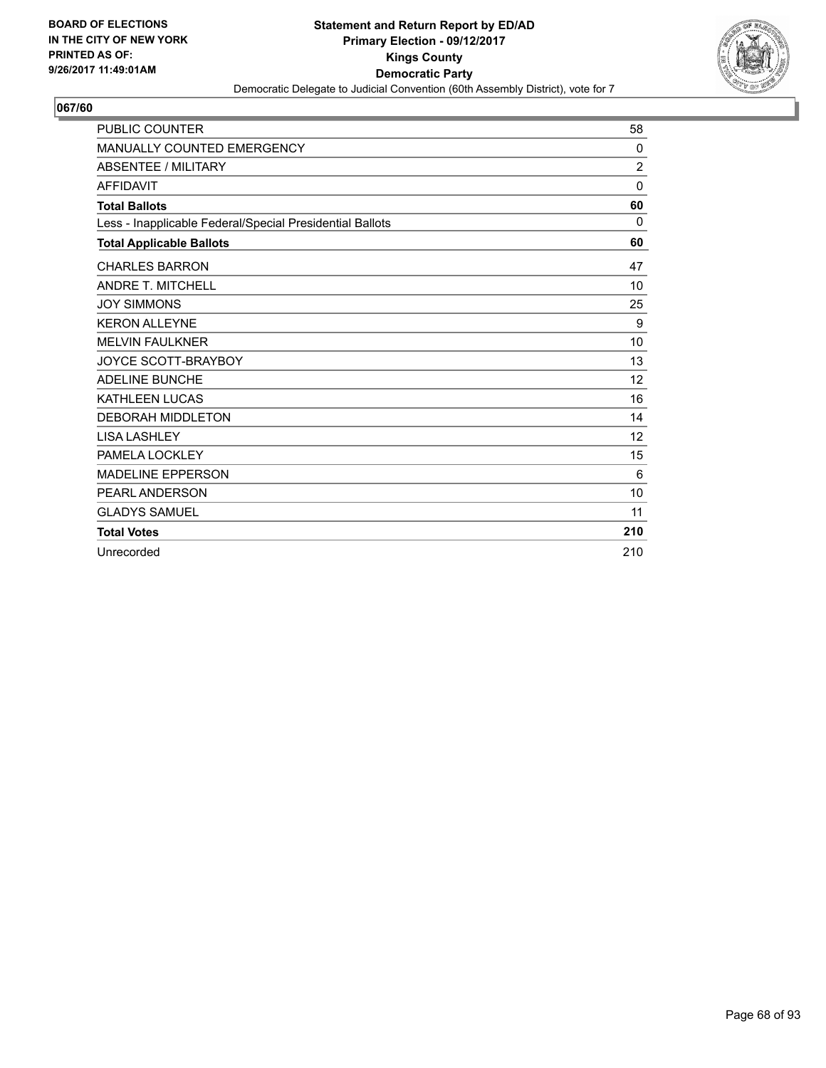**BOARD OF ELECTIONS IN THE CITY OF NEW YORK PRINTED AS OF: 9/26/2017 11:49:01AM**

**Statement and Return Report by ED/AD**
**Primary Election - 09/12/2017**
**Kings County**
**Democratic Party**
Democratic Delegate to Judicial Convention (60th Assembly District), vote for 7

## 067/60

| | |
|---|---|
| PUBLIC COUNTER | 58 |
| MANUALLY COUNTED EMERGENCY | 0 |
| ABSENTEE / MILITARY | 2 |
| AFFIDAVIT | 0 |
| **Total Ballots** | **60** |
| Less - Inapplicable Federal/Special Presidential Ballots | 0 |
| **Total Applicable Ballots** | **60** |
| CHARLES BARRON | 47 |
| ANDRE T. MITCHELL | 10 |
| JOY SIMMONS | 25 |
| KERON ALLEYNE | 9 |
| MELVIN FAULKNER | 10 |
| JOYCE SCOTT-BRAYBOY | 13 |
| ADELINE BUNCHE | 12 |
| KATHLEEN LUCAS | 16 |
| DEBORAH MIDDLETON | 14 |
| LISA LASHLEY | 12 |
| PAMELA LOCKLEY | 15 |
| MADELINE EPPERSON | 6 |
| PEARL ANDERSON | 10 |
| GLADYS SAMUEL | 11 |
| **Total Votes** | **210** |
| Unrecorded | 210 |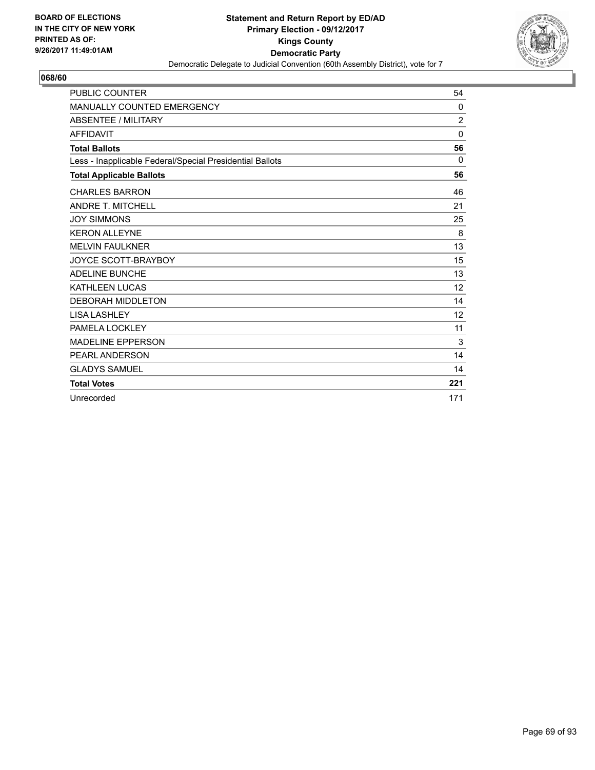**BOARD OF ELECTIONS IN THE CITY OF NEW YORK PRINTED AS OF: 9/26/2017 11:49:01AM**

**Statement and Return Report by ED/AD**
**Primary Election - 09/12/2017**
**Kings County**
**Democratic Party**
Democratic Delegate to Judicial Convention (60th Assembly District), vote for 7

## 068/60

| | |
|---|---|
| PUBLIC COUNTER | 54 |
| MANUALLY COUNTED EMERGENCY | 0 |
| ABSENTEE / MILITARY | 2 |
| AFFIDAVIT | 0 |
| **Total Ballots** | **56** |
| Less - Inapplicable Federal/Special Presidential Ballots | 0 |
| **Total Applicable Ballots** | **56** |
| CHARLES BARRON | 46 |
| ANDRE T. MITCHELL | 21 |
| JOY SIMMONS | 25 |
| KERON ALLEYNE | 8 |
| MELVIN FAULKNER | 13 |
| JOYCE SCOTT-BRAYBOY | 15 |
| ADELINE BUNCHE | 13 |
| KATHLEEN LUCAS | 12 |
| DEBORAH MIDDLETON | 14 |
| LISA LASHLEY | 12 |
| PAMELA LOCKLEY | 11 |
| MADELINE EPPERSON | 3 |
| PEARL ANDERSON | 14 |
| GLADYS SAMUEL | 14 |
| **Total Votes** | **221** |
| Unrecorded | 171 |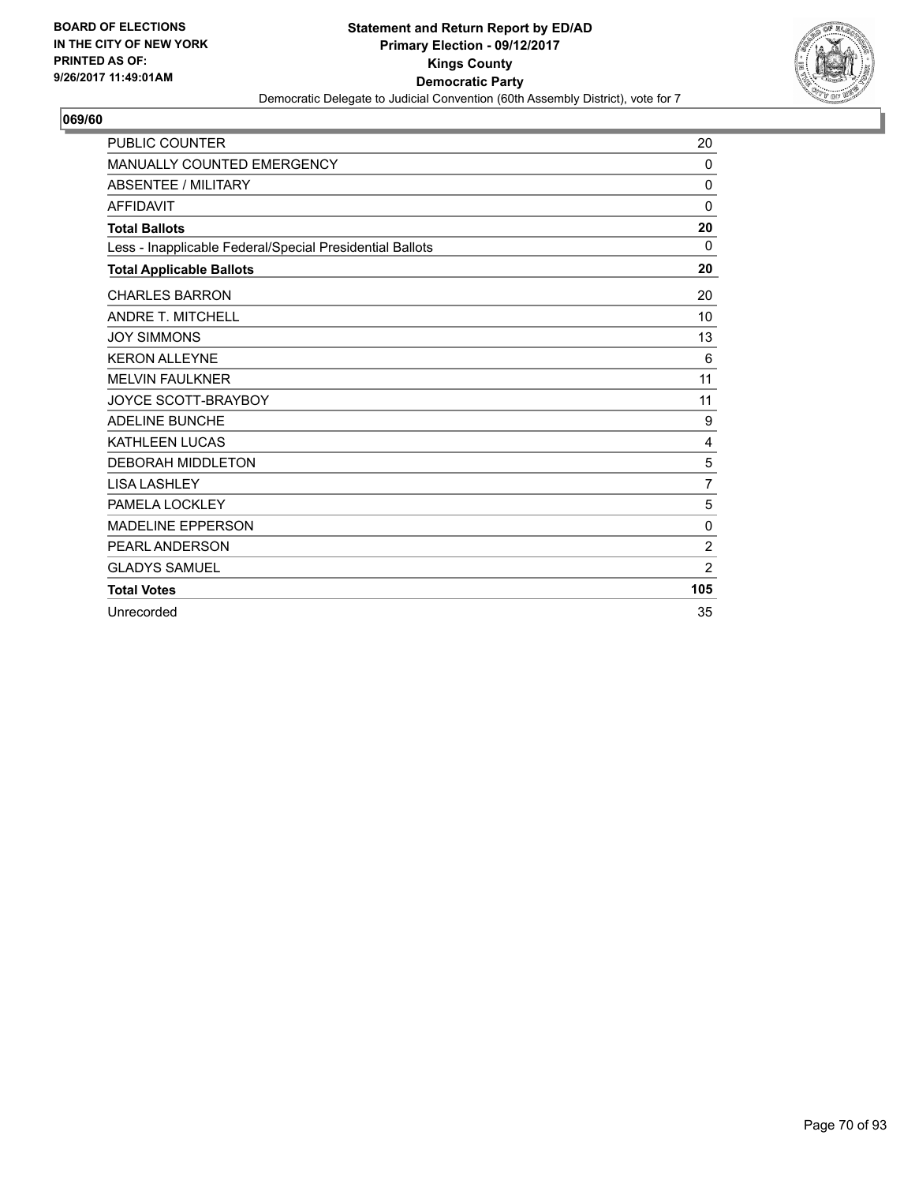BOARD OF ELECTIONS
IN THE CITY OF NEW YORK
PRINTED AS OF:
9/26/2017 11:49:01AM

**Statement and Return Report by ED/AD**
**Primary Election - 09/12/2017**
**Kings County**
**Democratic Party**
Democratic Delegate to Judicial Convention (60th Assembly District), vote for 7

**069/60**

| | |
|---|---|
| PUBLIC COUNTER | 20 |
| MANUALLY COUNTED EMERGENCY | 0 |
| ABSENTEE / MILITARY | 0 |
| AFFIDAVIT | 0 |
| **Total Ballots** | **20** |
| Less - Inapplicable Federal/Special Presidential Ballots | 0 |
| **Total Applicable Ballots** | **20** |
| CHARLES BARRON | 20 |
| ANDRE T. MITCHELL | 10 |
| JOY SIMMONS | 13 |
| KERON ALLEYNE | 6 |
| MELVIN FAULKNER | 11 |
| JOYCE SCOTT-BRAYBOY | 11 |
| ADELINE BUNCHE | 9 |
| KATHLEEN LUCAS | 4 |
| DEBORAH MIDDLETON | 5 |
| LISA LASHLEY | 7 |
| PAMELA LOCKLEY | 5 |
| MADELINE EPPERSON | 0 |
| PEARL ANDERSON | 2 |
| GLADYS SAMUEL | 2 |
| **Total Votes** | **105** |
| Unrecorded | 35 |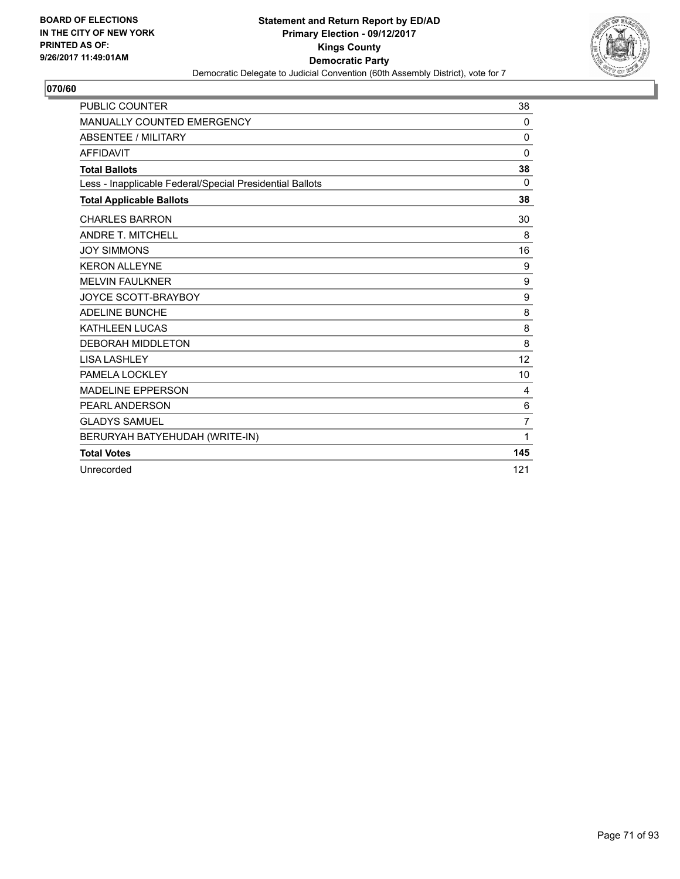BOARD OF ELECTIONS
IN THE CITY OF NEW YORK
PRINTED AS OF:
9/26/2017 11:49:01AM

**Statement and Return Report by ED/AD**
**Primary Election - 09/12/2017**
**Kings County**
**Democratic Party**
Democratic Delegate to Judicial Convention (60th Assembly District), vote for 7

**070/60**

| | |
|---|---|
| PUBLIC COUNTER | 38 |
| MANUALLY COUNTED EMERGENCY | 0 |
| ABSENTEE / MILITARY | 0 |
| AFFIDAVIT | 0 |
| **Total Ballots** | **38** |
| Less - Inapplicable Federal/Special Presidential Ballots | 0 |
| **Total Applicable Ballots** | **38** |
| CHARLES BARRON | 30 |
| ANDRE T. MITCHELL | 8 |
| JOY SIMMONS | 16 |
| KERON ALLEYNE | 9 |
| MELVIN FAULKNER | 9 |
| JOYCE SCOTT-BRAYBOY | 9 |
| ADELINE BUNCHE | 8 |
| KATHLEEN LUCAS | 8 |
| DEBORAH MIDDLETON | 8 |
| LISA LASHLEY | 12 |
| PAMELA LOCKLEY | 10 |
| MADELINE EPPERSON | 4 |
| PEARL ANDERSON | 6 |
| GLADYS SAMUEL | 7 |
| BERURYAH BATYEHUDAH (WRITE-IN) | 1 |
| **Total Votes** | **145** |
| Unrecorded | 121 |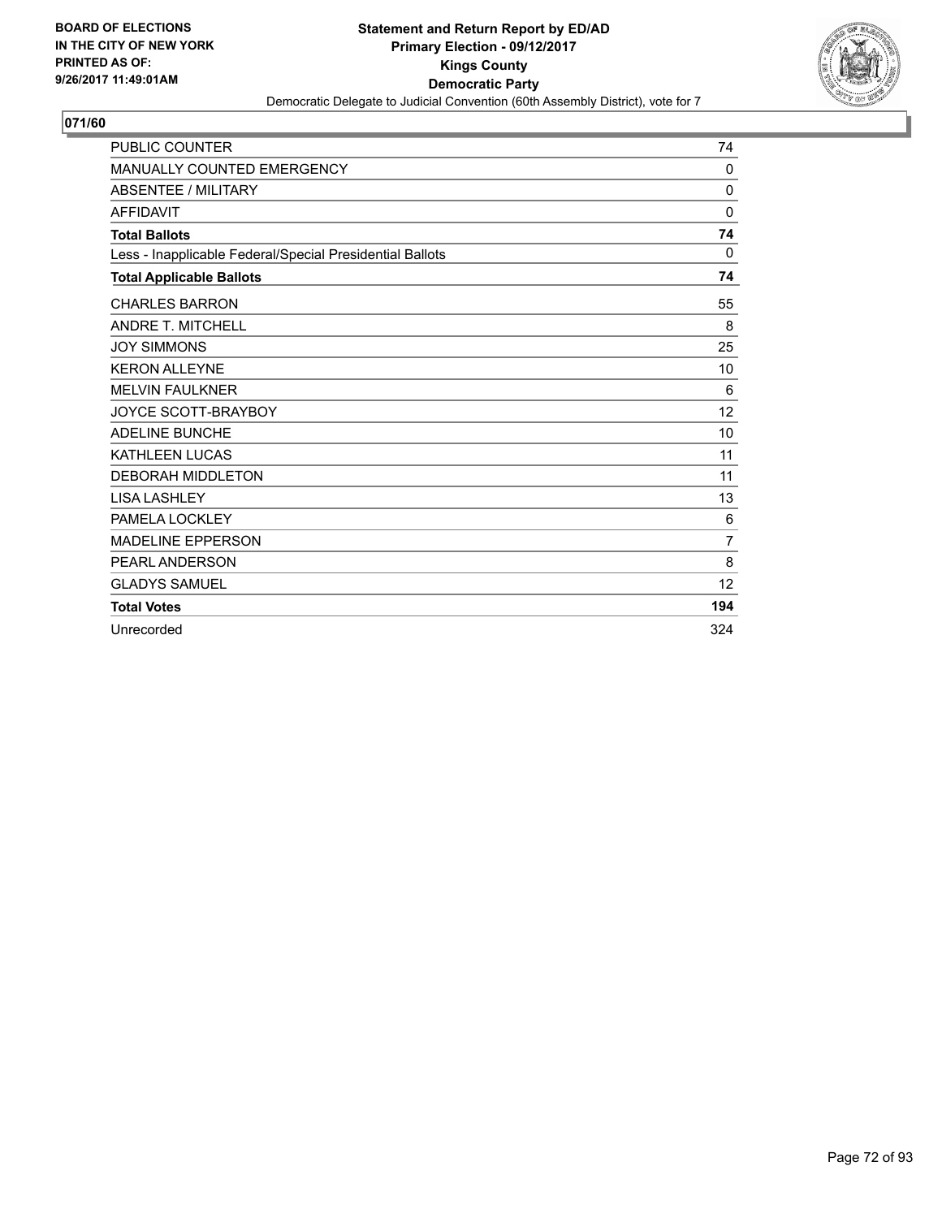BOARD OF ELECTIONS
IN THE CITY OF NEW YORK
PRINTED AS OF:
9/26/2017 11:49:01AM

**Statement and Return Report by ED/AD**
**Primary Election - 09/12/2017**
**Kings County**
**Democratic Party**
Democratic Delegate to Judicial Convention (60th Assembly District), vote for 7

## 071/60

| | |
|---|---|
| PUBLIC COUNTER | 74 |
| MANUALLY COUNTED EMERGENCY | 0 |
| ABSENTEE / MILITARY | 0 |
| AFFIDAVIT | 0 |
| **Total Ballots** | **74** |
| Less - Inapplicable Federal/Special Presidential Ballots | 0 |
| **Total Applicable Ballots** | **74** |
| CHARLES BARRON | 55 |
| ANDRE T. MITCHELL | 8 |
| JOY SIMMONS | 25 |
| KERON ALLEYNE | 10 |
| MELVIN FAULKNER | 6 |
| JOYCE SCOTT-BRAYBOY | 12 |
| ADELINE BUNCHE | 10 |
| KATHLEEN LUCAS | 11 |
| DEBORAH MIDDLETON | 11 |
| LISA LASHLEY | 13 |
| PAMELA LOCKLEY | 6 |
| MADELINE EPPERSON | 7 |
| PEARL ANDERSON | 8 |
| GLADYS SAMUEL | 12 |
| **Total Votes** | **194** |
| Unrecorded | 324 |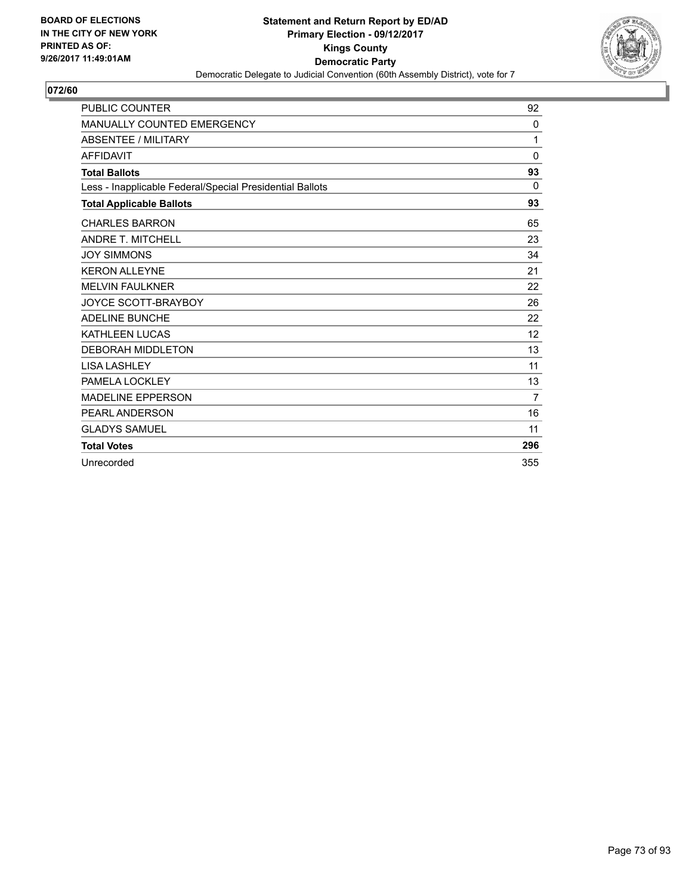BOARD OF ELECTIONS
IN THE CITY OF NEW YORK
PRINTED AS OF:
9/26/2017 11:49:01AM

**Statement and Return Report by ED/AD**
**Primary Election - 09/12/2017**
**Kings County**
**Democratic Party**
Democratic Delegate to Judicial Convention (60th Assembly District), vote for 7

## 072/60

| | |
|---|---|
| PUBLIC COUNTER | 92 |
| MANUALLY COUNTED EMERGENCY | 0 |
| ABSENTEE / MILITARY | 1 |
| AFFIDAVIT | 0 |
| **Total Ballots** | **93** |
| Less - Inapplicable Federal/Special Presidential Ballots | 0 |
| **Total Applicable Ballots** | **93** |
| CHARLES BARRON | 65 |
| ANDRE T. MITCHELL | 23 |
| JOY SIMMONS | 34 |
| KERON ALLEYNE | 21 |
| MELVIN FAULKNER | 22 |
| JOYCE SCOTT-BRAYBOY | 26 |
| ADELINE BUNCHE | 22 |
| KATHLEEN LUCAS | 12 |
| DEBORAH MIDDLETON | 13 |
| LISA LASHLEY | 11 |
| PAMELA LOCKLEY | 13 |
| MADELINE EPPERSON | 7 |
| PEARL ANDERSON | 16 |
| GLADYS SAMUEL | 11 |
| **Total Votes** | **296** |
| Unrecorded | 355 |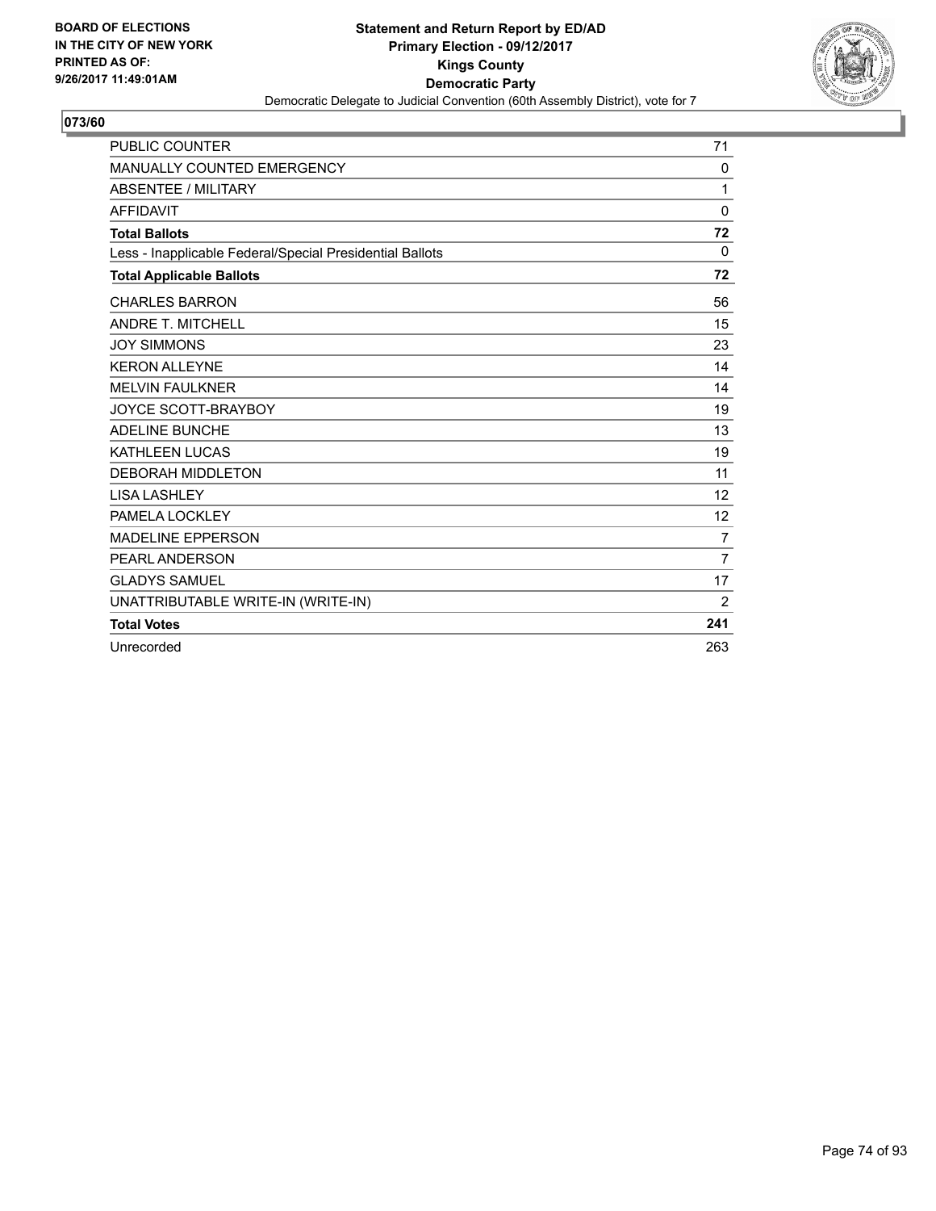**BOARD OF ELECTIONS IN THE CITY OF NEW YORK PRINTED AS OF: 9/26/2017 11:49:01AM**

**Statement and Return Report by ED/AD**
**Primary Election - 09/12/2017**
**Kings County**
**Democratic Party**
Democratic Delegate to Judicial Convention (60th Assembly District), vote for 7

**073/60**

| | |
|---|---|
| PUBLIC COUNTER | 71 |
| MANUALLY COUNTED EMERGENCY | 0 |
| ABSENTEE / MILITARY | 1 |
| AFFIDAVIT | 0 |
| **Total Ballots** | **72** |
| Less - Inapplicable Federal/Special Presidential Ballots | 0 |
| **Total Applicable Ballots** | **72** |
| CHARLES BARRON | 56 |
| ANDRE T. MITCHELL | 15 |
| JOY SIMMONS | 23 |
| KERON ALLEYNE | 14 |
| MELVIN FAULKNER | 14 |
| JOYCE SCOTT-BRAYBOY | 19 |
| ADELINE BUNCHE | 13 |
| KATHLEEN LUCAS | 19 |
| DEBORAH MIDDLETON | 11 |
| LISA LASHLEY | 12 |
| PAMELA LOCKLEY | 12 |
| MADELINE EPPERSON | 7 |
| PEARL ANDERSON | 7 |
| GLADYS SAMUEL | 17 |
| UNATTRIBUTABLE WRITE-IN (WRITE-IN) | 2 |
| **Total Votes** | **241** |
| Unrecorded | 263 |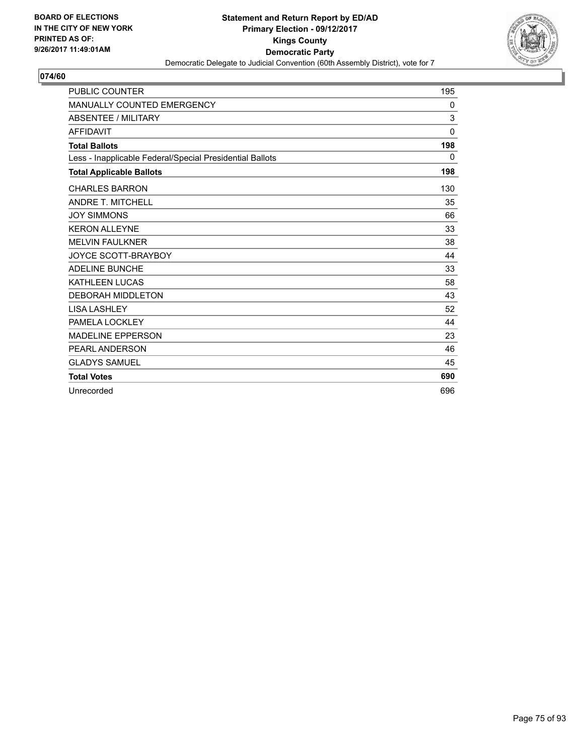BOARD OF ELECTIONS
IN THE CITY OF NEW YORK
PRINTED AS OF:
9/26/2017 11:49:01AM

**Statement and Return Report by ED/AD**
**Primary Election - 09/12/2017**
**Kings County**
**Democratic Party**
Democratic Delegate to Judicial Convention (60th Assembly District), vote for 7

**074/60**

| | |
|---|---|
| PUBLIC COUNTER | 195 |
| MANUALLY COUNTED EMERGENCY | 0 |
| ABSENTEE / MILITARY | 3 |
| AFFIDAVIT | 0 |
| **Total Ballots** | **198** |
| Less - Inapplicable Federal/Special Presidential Ballots | 0 |
| **Total Applicable Ballots** | **198** |
| CHARLES BARRON | 130 |
| ANDRE T. MITCHELL | 35 |
| JOY SIMMONS | 66 |
| KERON ALLEYNE | 33 |
| MELVIN FAULKNER | 38 |
| JOYCE SCOTT-BRAYBOY | 44 |
| ADELINE BUNCHE | 33 |
| KATHLEEN LUCAS | 58 |
| DEBORAH MIDDLETON | 43 |
| LISA LASHLEY | 52 |
| PAMELA LOCKLEY | 44 |
| MADELINE EPPERSON | 23 |
| PEARL ANDERSON | 46 |
| GLADYS SAMUEL | 45 |
| **Total Votes** | **690** |
| Unrecorded | 696 |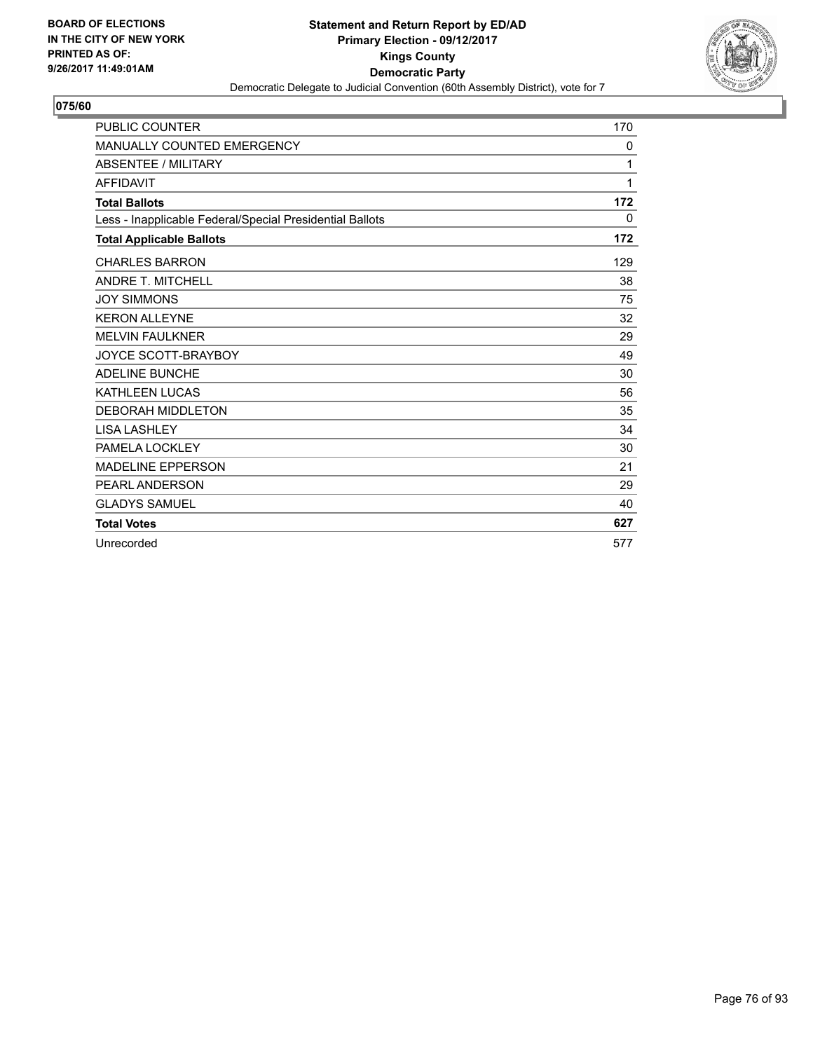**BOARD OF ELECTIONS IN THE CITY OF NEW YORK PRINTED AS OF: 9/26/2017 11:49:01AM**

**Statement and Return Report by ED/AD**
**Primary Election - 09/12/2017**
**Kings County**
**Democratic Party**
Democratic Delegate to Judicial Convention (60th Assembly District), vote for 7

**075/60**

| | |
|---|---|
| PUBLIC COUNTER | 170 |
| MANUALLY COUNTED EMERGENCY | 0 |
| ABSENTEE / MILITARY | 1 |
| AFFIDAVIT | 1 |
| **Total Ballots** | **172** |
| Less - Inapplicable Federal/Special Presidential Ballots | 0 |
| **Total Applicable Ballots** | **172** |
| CHARLES BARRON | 129 |
| ANDRE T. MITCHELL | 38 |
| JOY SIMMONS | 75 |
| KERON ALLEYNE | 32 |
| MELVIN FAULKNER | 29 |
| JOYCE SCOTT-BRAYBOY | 49 |
| ADELINE BUNCHE | 30 |
| KATHLEEN LUCAS | 56 |
| DEBORAH MIDDLETON | 35 |
| LISA LASHLEY | 34 |
| PAMELA LOCKLEY | 30 |
| MADELINE EPPERSON | 21 |
| PEARL ANDERSON | 29 |
| GLADYS SAMUEL | 40 |
| **Total Votes** | **627** |
| Unrecorded | 577 |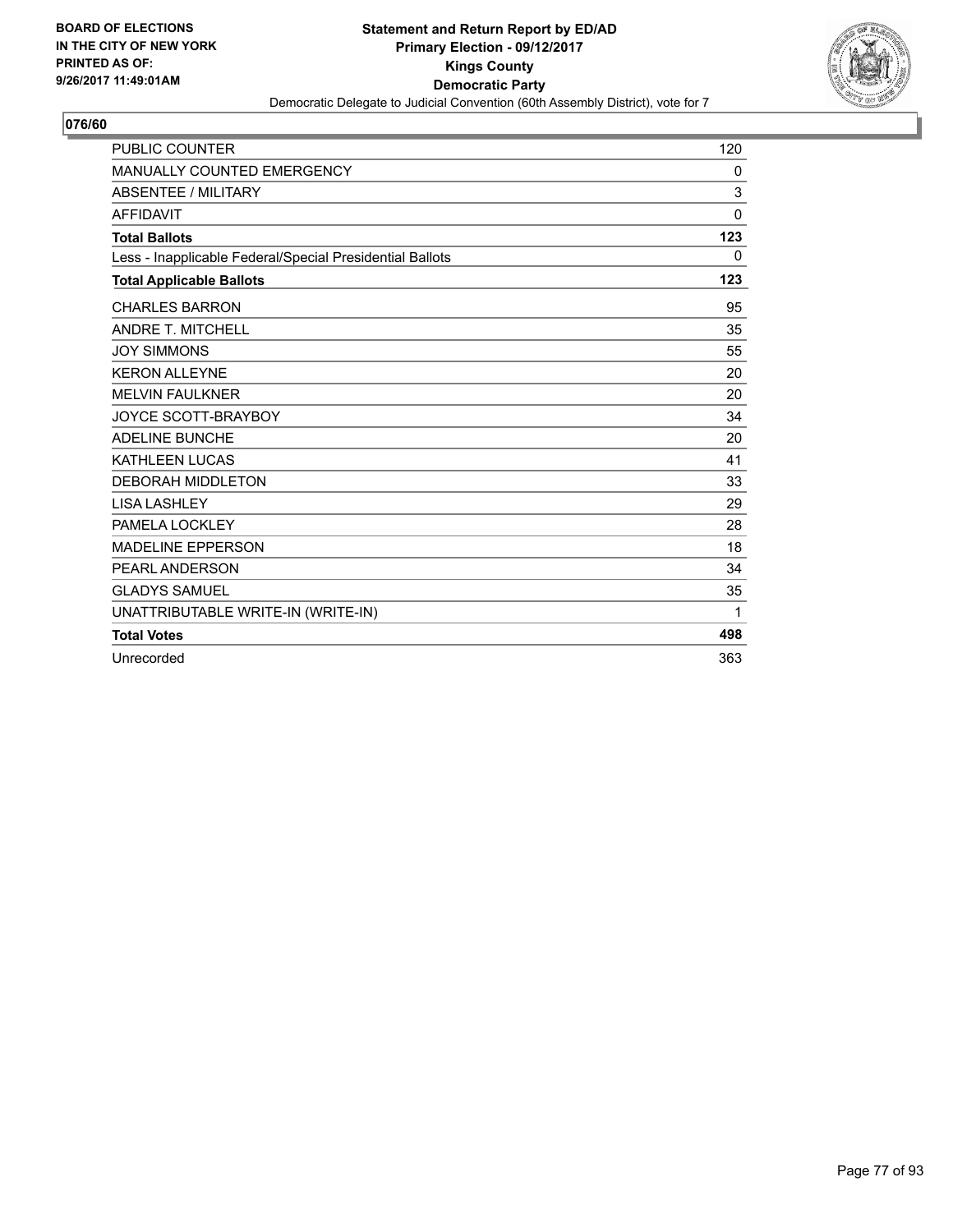BOARD OF ELECTIONS
IN THE CITY OF NEW YORK
PRINTED AS OF:
9/26/2017 11:49:01AM

**Statement and Return Report by ED/AD**
**Primary Election - 09/12/2017**
**Kings County**
**Democratic Party**
Democratic Delegate to Judicial Convention (60th Assembly District), vote for 7

## 076/60

| | |
|---|---|
| PUBLIC COUNTER | 120 |
| MANUALLY COUNTED EMERGENCY | 0 |
| ABSENTEE / MILITARY | 3 |
| AFFIDAVIT | 0 |
| **Total Ballots** | **123** |
| Less - Inapplicable Federal/Special Presidential Ballots | 0 |
| **Total Applicable Ballots** | **123** |
| CHARLES BARRON | 95 |
| ANDRE T. MITCHELL | 35 |
| JOY SIMMONS | 55 |
| KERON ALLEYNE | 20 |
| MELVIN FAULKNER | 20 |
| JOYCE SCOTT-BRAYBOY | 34 |
| ADELINE BUNCHE | 20 |
| KATHLEEN LUCAS | 41 |
| DEBORAH MIDDLETON | 33 |
| LISA LASHLEY | 29 |
| PAMELA LOCKLEY | 28 |
| MADELINE EPPERSON | 18 |
| PEARL ANDERSON | 34 |
| GLADYS SAMUEL | 35 |
| UNATTRIBUTABLE WRITE-IN (WRITE-IN) | 1 |
| **Total Votes** | **498** |
| Unrecorded | 363 |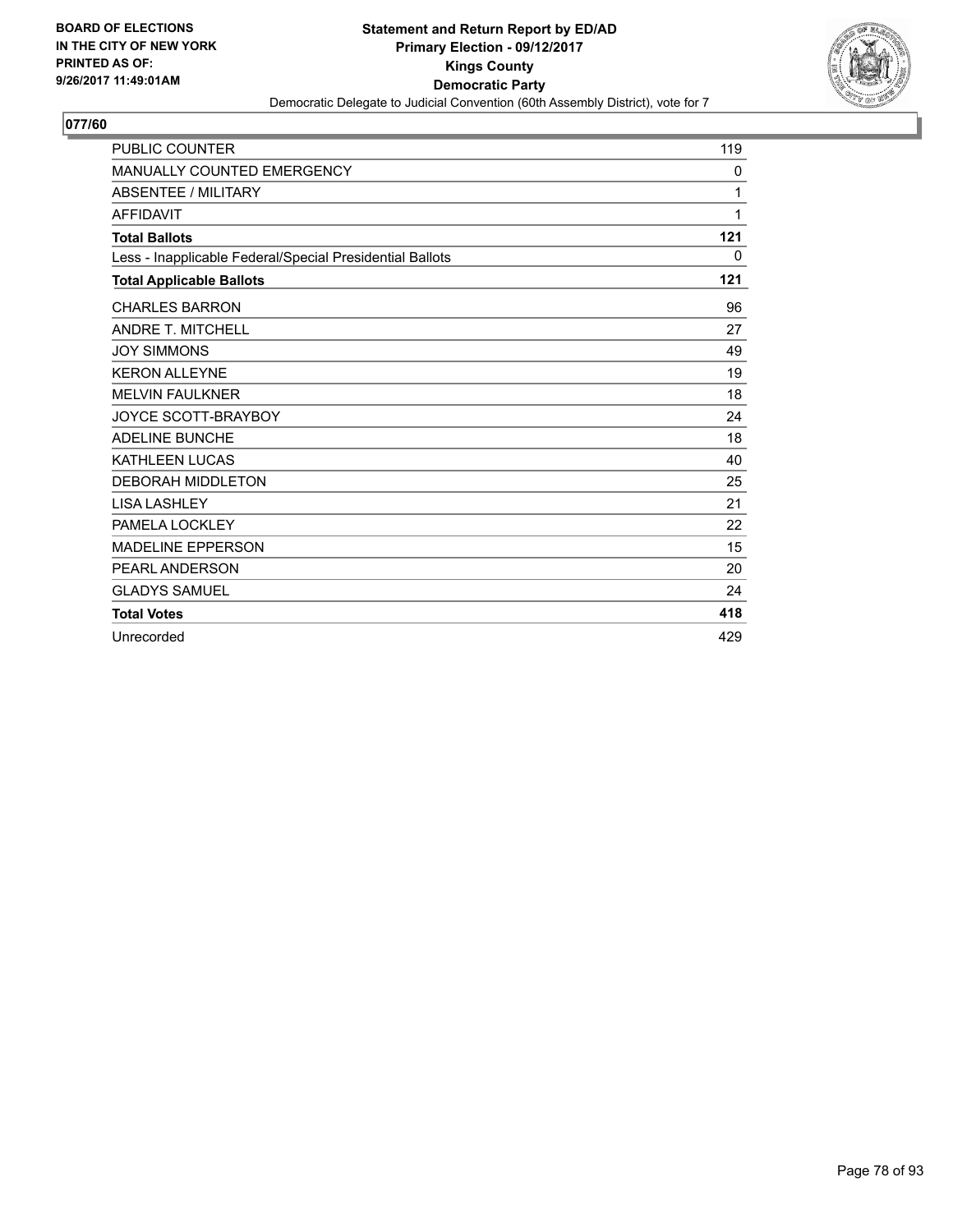BOARD OF ELECTIONS
IN THE CITY OF NEW YORK
PRINTED AS OF:
9/26/2017 11:49:01AM

**Statement and Return Report by ED/AD**
**Primary Election - 09/12/2017**
**Kings County**
**Democratic Party**
Democratic Delegate to Judicial Convention (60th Assembly District), vote for 7

## 077/60

| | |
|---|---|
| PUBLIC COUNTER | 119 |
| MANUALLY COUNTED EMERGENCY | 0 |
| ABSENTEE / MILITARY | 1 |
| AFFIDAVIT | 1 |
| **Total Ballots** | **121** |
| Less - Inapplicable Federal/Special Presidential Ballots | 0 |
| **Total Applicable Ballots** | **121** |
| CHARLES BARRON | 96 |
| ANDRE T. MITCHELL | 27 |
| JOY SIMMONS | 49 |
| KERON ALLEYNE | 19 |
| MELVIN FAULKNER | 18 |
| JOYCE SCOTT-BRAYBOY | 24 |
| ADELINE BUNCHE | 18 |
| KATHLEEN LUCAS | 40 |
| DEBORAH MIDDLETON | 25 |
| LISA LASHLEY | 21 |
| PAMELA LOCKLEY | 22 |
| MADELINE EPPERSON | 15 |
| PEARL ANDERSON | 20 |
| GLADYS SAMUEL | 24 |
| **Total Votes** | **418** |
| Unrecorded | 429 |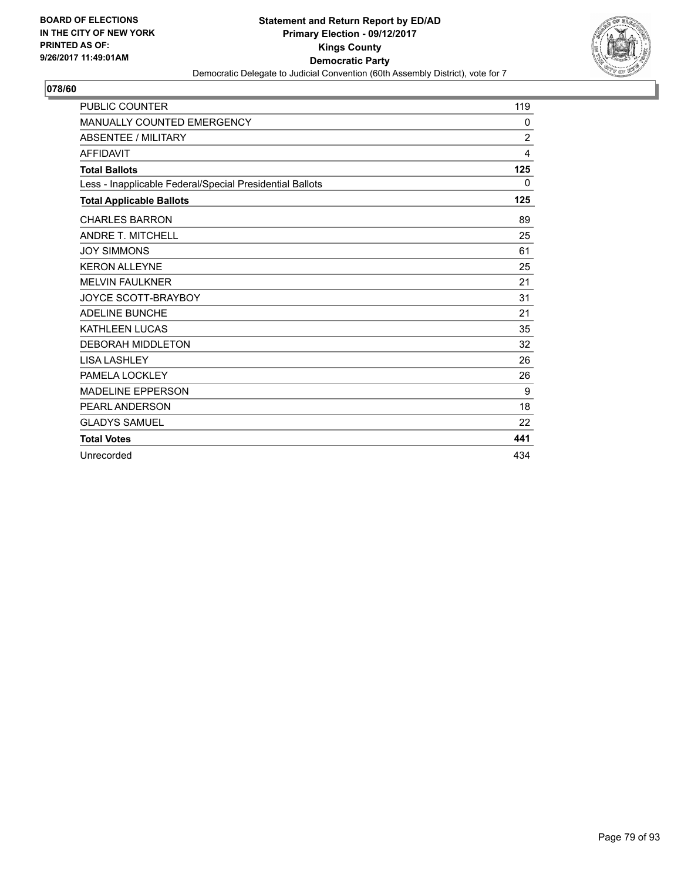BOARD OF ELECTIONS
IN THE CITY OF NEW YORK
PRINTED AS OF:
9/26/2017 11:49:01AM

**Statement and Return Report by ED/AD**
**Primary Election - 09/12/2017**
**Kings County**
**Democratic Party**
Democratic Delegate to Judicial Convention (60th Assembly District), vote for 7

## 078/60

| | |
|---|---|
| PUBLIC COUNTER | 119 |
| MANUALLY COUNTED EMERGENCY | 0 |
| ABSENTEE / MILITARY | 2 |
| AFFIDAVIT | 4 |
| **Total Ballots** | **125** |
| Less - Inapplicable Federal/Special Presidential Ballots | 0 |
| **Total Applicable Ballots** | **125** |
| CHARLES BARRON | 89 |
| ANDRE T. MITCHELL | 25 |
| JOY SIMMONS | 61 |
| KERON ALLEYNE | 25 |
| MELVIN FAULKNER | 21 |
| JOYCE SCOTT-BRAYBOY | 31 |
| ADELINE BUNCHE | 21 |
| KATHLEEN LUCAS | 35 |
| DEBORAH MIDDLETON | 32 |
| LISA LASHLEY | 26 |
| PAMELA LOCKLEY | 26 |
| MADELINE EPPERSON | 9 |
| PEARL ANDERSON | 18 |
| GLADYS SAMUEL | 22 |
| **Total Votes** | **441** |
| Unrecorded | 434 |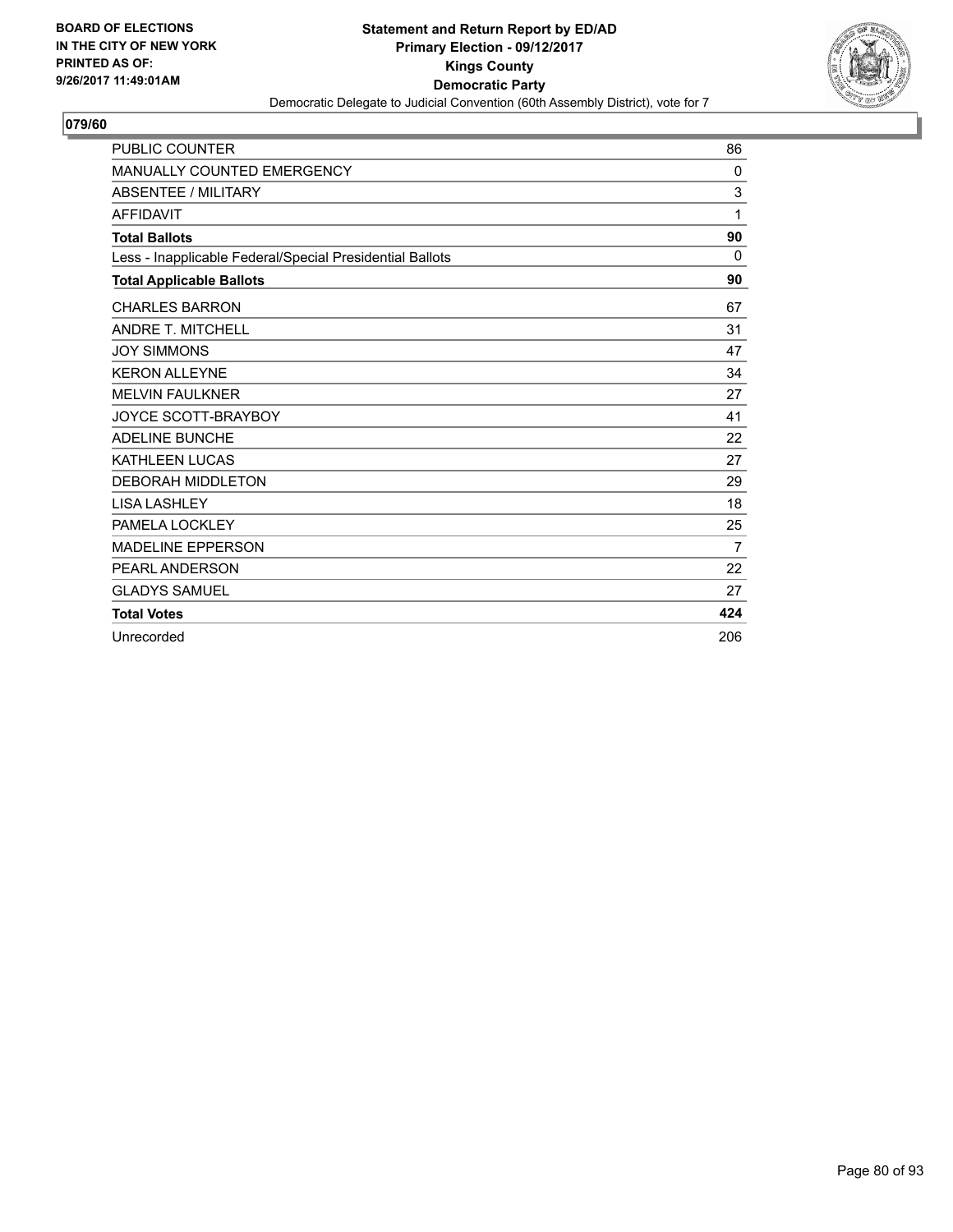BOARD OF ELECTIONS IN THE CITY OF NEW YORK PRINTED AS OF: 9/26/2017 11:49:01AM

**Statement and Return Report by ED/AD**
**Primary Election - 09/12/2017**
**Kings County**
**Democratic Party**
Democratic Delegate to Judicial Convention (60th Assembly District), vote for 7

## 079/60

| | |
|---|---|
| PUBLIC COUNTER | 86 |
| MANUALLY COUNTED EMERGENCY | 0 |
| ABSENTEE / MILITARY | 3 |
| AFFIDAVIT | 1 |
| **Total Ballots** | **90** |
| Less - Inapplicable Federal/Special Presidential Ballots | 0 |
| **Total Applicable Ballots** | **90** |
| CHARLES BARRON | 67 |
| ANDRE T. MITCHELL | 31 |
| JOY SIMMONS | 47 |
| KERON ALLEYNE | 34 |
| MELVIN FAULKNER | 27 |
| JOYCE SCOTT-BRAYBOY | 41 |
| ADELINE BUNCHE | 22 |
| KATHLEEN LUCAS | 27 |
| DEBORAH MIDDLETON | 29 |
| LISA LASHLEY | 18 |
| PAMELA LOCKLEY | 25 |
| MADELINE EPPERSON | 7 |
| PEARL ANDERSON | 22 |
| GLADYS SAMUEL | 27 |
| **Total Votes** | **424** |
| Unrecorded | 206 |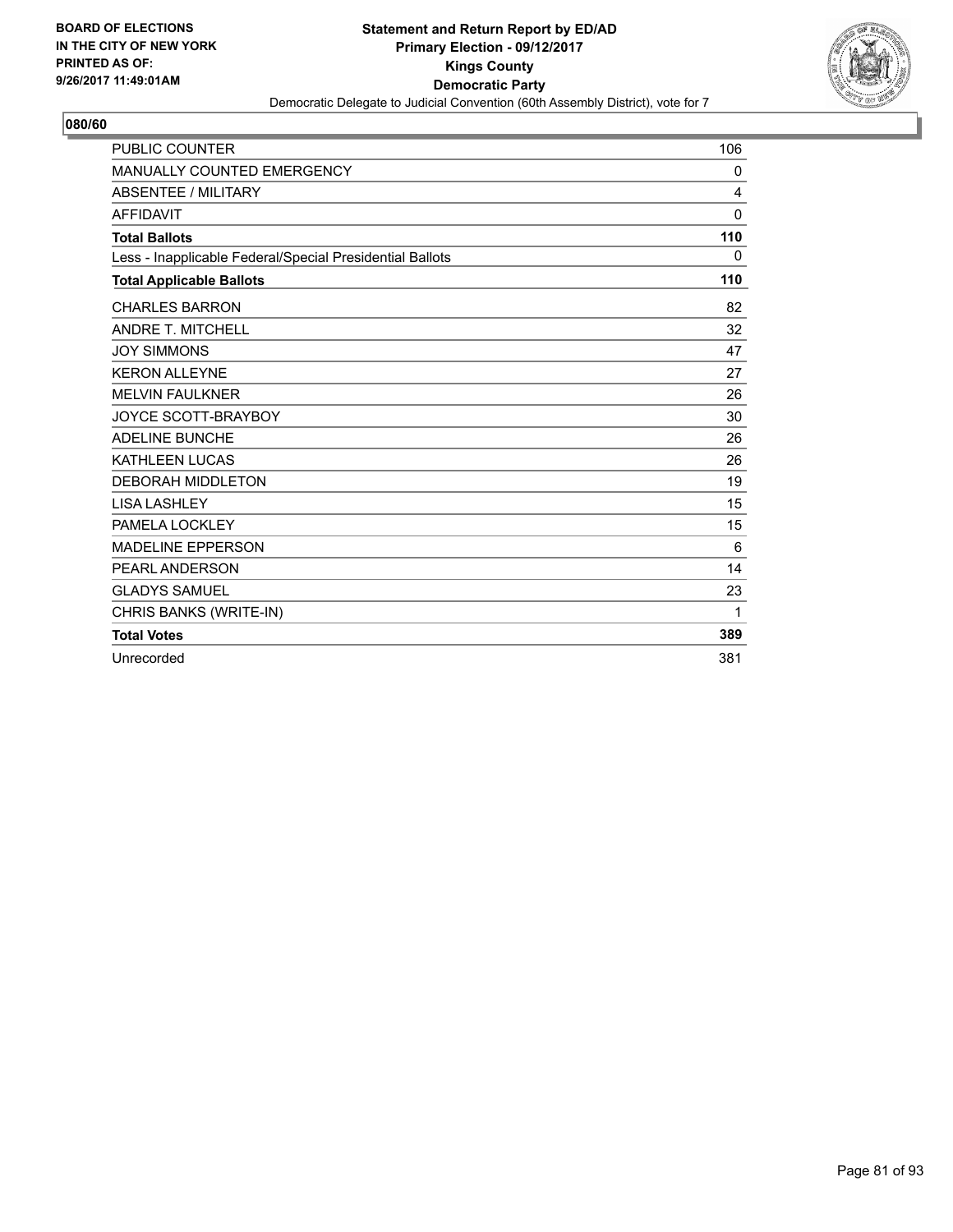**BOARD OF ELECTIONS IN THE CITY OF NEW YORK PRINTED AS OF: 9/26/2017 11:49:01AM**

# Statement and Return Report by ED/AD
## Primary Election - 09/12/2017
## Kings County
## Democratic Party
Democratic Delegate to Judicial Convention (60th Assembly District), vote for 7

### 080/60

| | |
|---|---|
| PUBLIC COUNTER | 106 |
| MANUALLY COUNTED EMERGENCY | 0 |
| ABSENTEE / MILITARY | 4 |
| AFFIDAVIT | 0 |
| **Total Ballots** | **110** |
| Less - Inapplicable Federal/Special Presidential Ballots | 0 |
| **Total Applicable Ballots** | **110** |
| CHARLES BARRON | 82 |
| ANDRE T. MITCHELL | 32 |
| JOY SIMMONS | 47 |
| KERON ALLEYNE | 27 |
| MELVIN FAULKNER | 26 |
| JOYCE SCOTT-BRAYBOY | 30 |
| ADELINE BUNCHE | 26 |
| KATHLEEN LUCAS | 26 |
| DEBORAH MIDDLETON | 19 |
| LISA LASHLEY | 15 |
| PAMELA LOCKLEY | 15 |
| MADELINE EPPERSON | 6 |
| PEARL ANDERSON | 14 |
| GLADYS SAMUEL | 23 |
| CHRIS BANKS (WRITE-IN) | 1 |
| **Total Votes** | **389** |
| Unrecorded | 381 |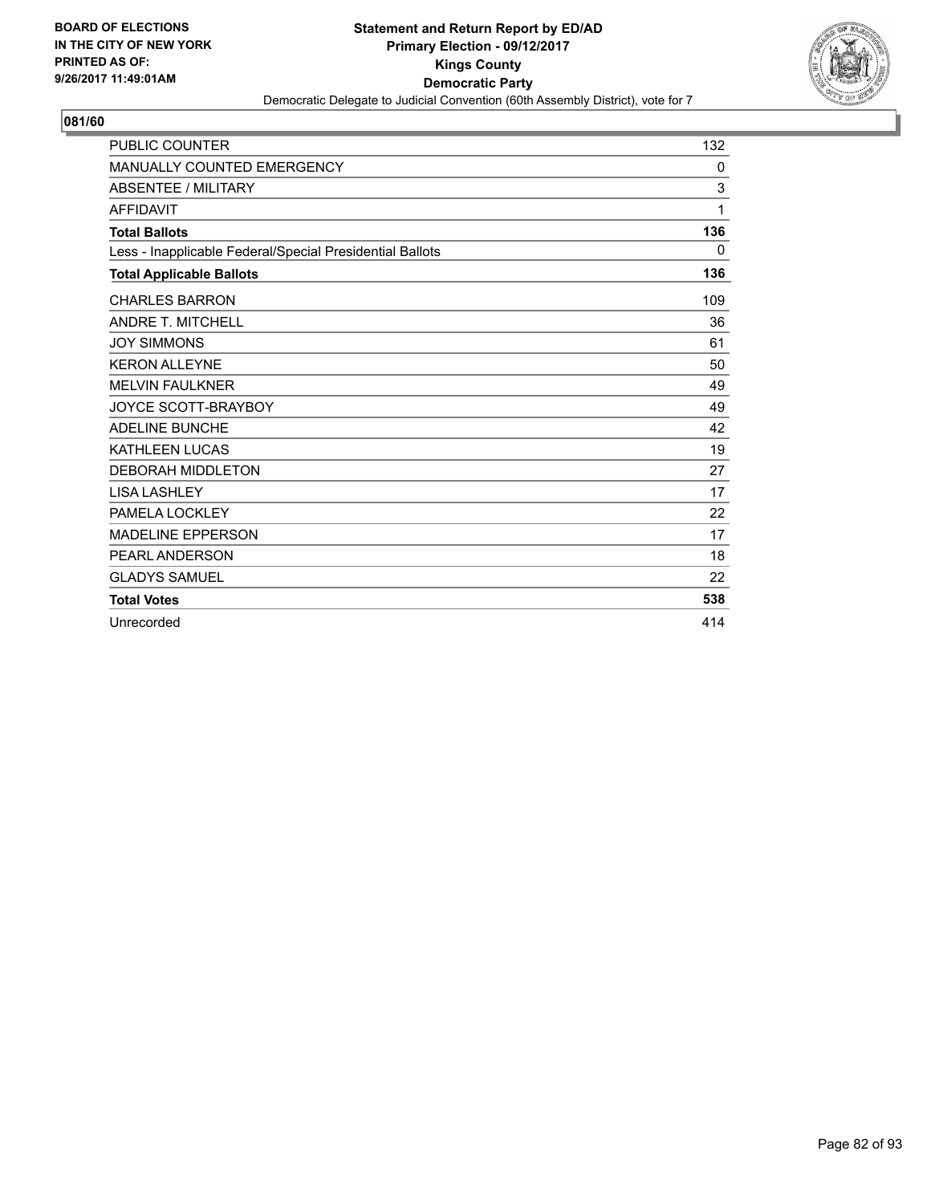BOARD OF ELECTIONS
IN THE CITY OF NEW YORK
PRINTED AS OF:
9/26/2017 11:49:01AM

**Statement and Return Report by ED/AD**
**Primary Election - 09/12/2017**
**Kings County**
**Democratic Party**
Democratic Delegate to Judicial Convention (60th Assembly District), vote for 7

**081/60**

| | |
|---|---|
| PUBLIC COUNTER | 132 |
| MANUALLY COUNTED EMERGENCY | 0 |
| ABSENTEE / MILITARY | 3 |
| AFFIDAVIT | 1 |
| **Total Ballots** | **136** |
| Less - Inapplicable Federal/Special Presidential Ballots | 0 |
| **Total Applicable Ballots** | **136** |
| CHARLES BARRON | 109 |
| ANDRE T. MITCHELL | 36 |
| JOY SIMMONS | 61 |
| KERON ALLEYNE | 50 |
| MELVIN FAULKNER | 49 |
| JOYCE SCOTT-BRAYBOY | 49 |
| ADELINE BUNCHE | 42 |
| KATHLEEN LUCAS | 19 |
| DEBORAH MIDDLETON | 27 |
| LISA LASHLEY | 17 |
| PAMELA LOCKLEY | 22 |
| MADELINE EPPERSON | 17 |
| PEARL ANDERSON | 18 |
| GLADYS SAMUEL | 22 |
| **Total Votes** | **538** |
| Unrecorded | 414 |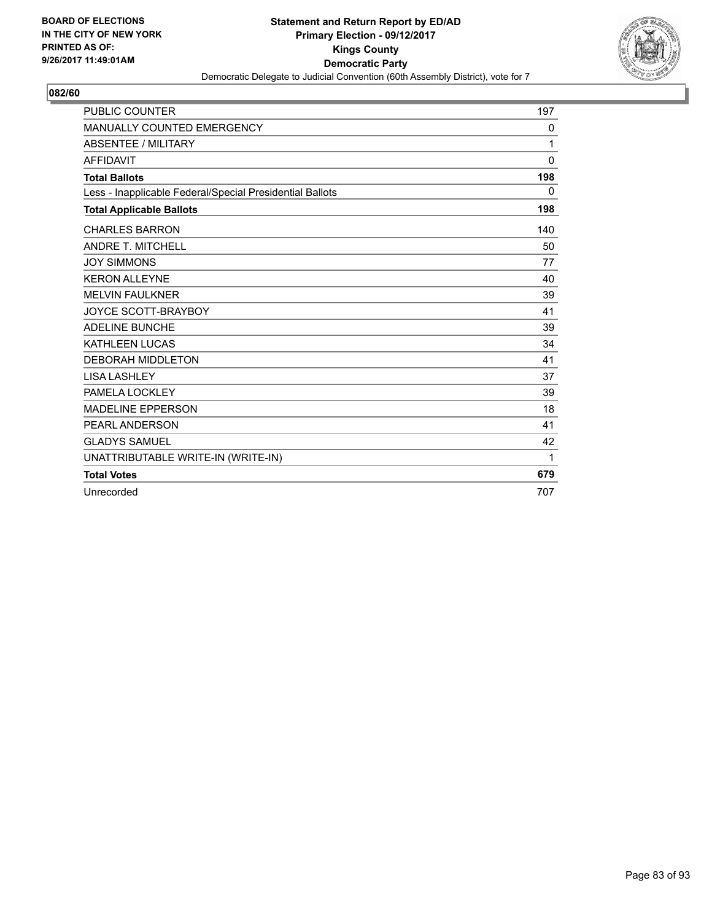**BOARD OF ELECTIONS IN THE CITY OF NEW YORK PRINTED AS OF: 9/26/2017 11:49:01AM**

**Statement and Return Report by ED/AD**
**Primary Election - 09/12/2017**
**Kings County**
**Democratic Party**
Democratic Delegate to Judicial Convention (60th Assembly District), vote for 7

## 082/60

| | |
|---|---|
| PUBLIC COUNTER | 197 |
| MANUALLY COUNTED EMERGENCY | 0 |
| ABSENTEE / MILITARY | 1 |
| AFFIDAVIT | 0 |
| **Total Ballots** | **198** |
| Less - Inapplicable Federal/Special Presidential Ballots | 0 |
| **Total Applicable Ballots** | **198** |
| CHARLES BARRON | 140 |
| ANDRE T. MITCHELL | 50 |
| JOY SIMMONS | 77 |
| KERON ALLEYNE | 40 |
| MELVIN FAULKNER | 39 |
| JOYCE SCOTT-BRAYBOY | 41 |
| ADELINE BUNCHE | 39 |
| KATHLEEN LUCAS | 34 |
| DEBORAH MIDDLETON | 41 |
| LISA LASHLEY | 37 |
| PAMELA LOCKLEY | 39 |
| MADELINE EPPERSON | 18 |
| PEARL ANDERSON | 41 |
| GLADYS SAMUEL | 42 |
| UNATTRIBUTABLE WRITE-IN (WRITE-IN) | 1 |
| **Total Votes** | **679** |
| Unrecorded | 707 |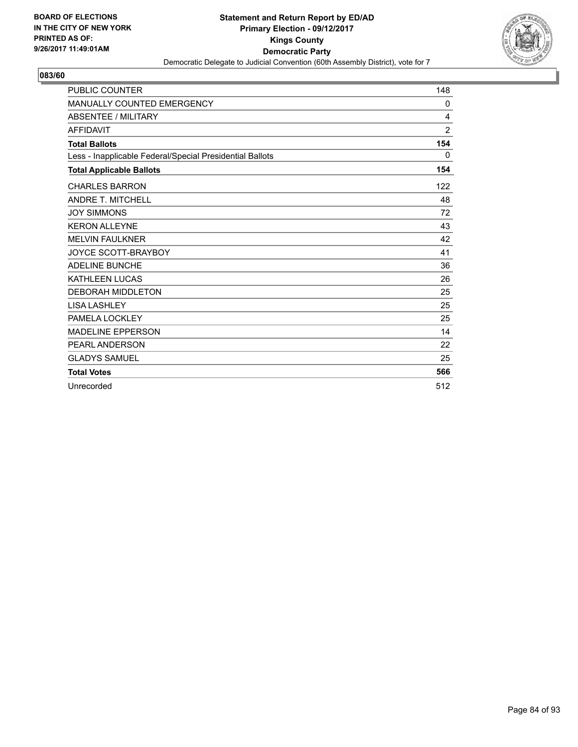BOARD OF ELECTIONS
IN THE CITY OF NEW YORK
PRINTED AS OF:
9/26/2017 11:49:01AM

**Statement and Return Report by ED/AD**
**Primary Election - 09/12/2017**
**Kings County**
**Democratic Party**
Democratic Delegate to Judicial Convention (60th Assembly District), vote for 7

## 083/60

| | |
|---|---|
| PUBLIC COUNTER | 148 |
| MANUALLY COUNTED EMERGENCY | 0 |
| ABSENTEE / MILITARY | 4 |
| AFFIDAVIT | 2 |
| **Total Ballots** | **154** |
| Less - Inapplicable Federal/Special Presidential Ballots | 0 |
| **Total Applicable Ballots** | **154** |
| CHARLES BARRON | 122 |
| ANDRE T. MITCHELL | 48 |
| JOY SIMMONS | 72 |
| KERON ALLEYNE | 43 |
| MELVIN FAULKNER | 42 |
| JOYCE SCOTT-BRAYBOY | 41 |
| ADELINE BUNCHE | 36 |
| KATHLEEN LUCAS | 26 |
| DEBORAH MIDDLETON | 25 |
| LISA LASHLEY | 25 |
| PAMELA LOCKLEY | 25 |
| MADELINE EPPERSON | 14 |
| PEARL ANDERSON | 22 |
| GLADYS SAMUEL | 25 |
| **Total Votes** | **566** |
| Unrecorded | 512 |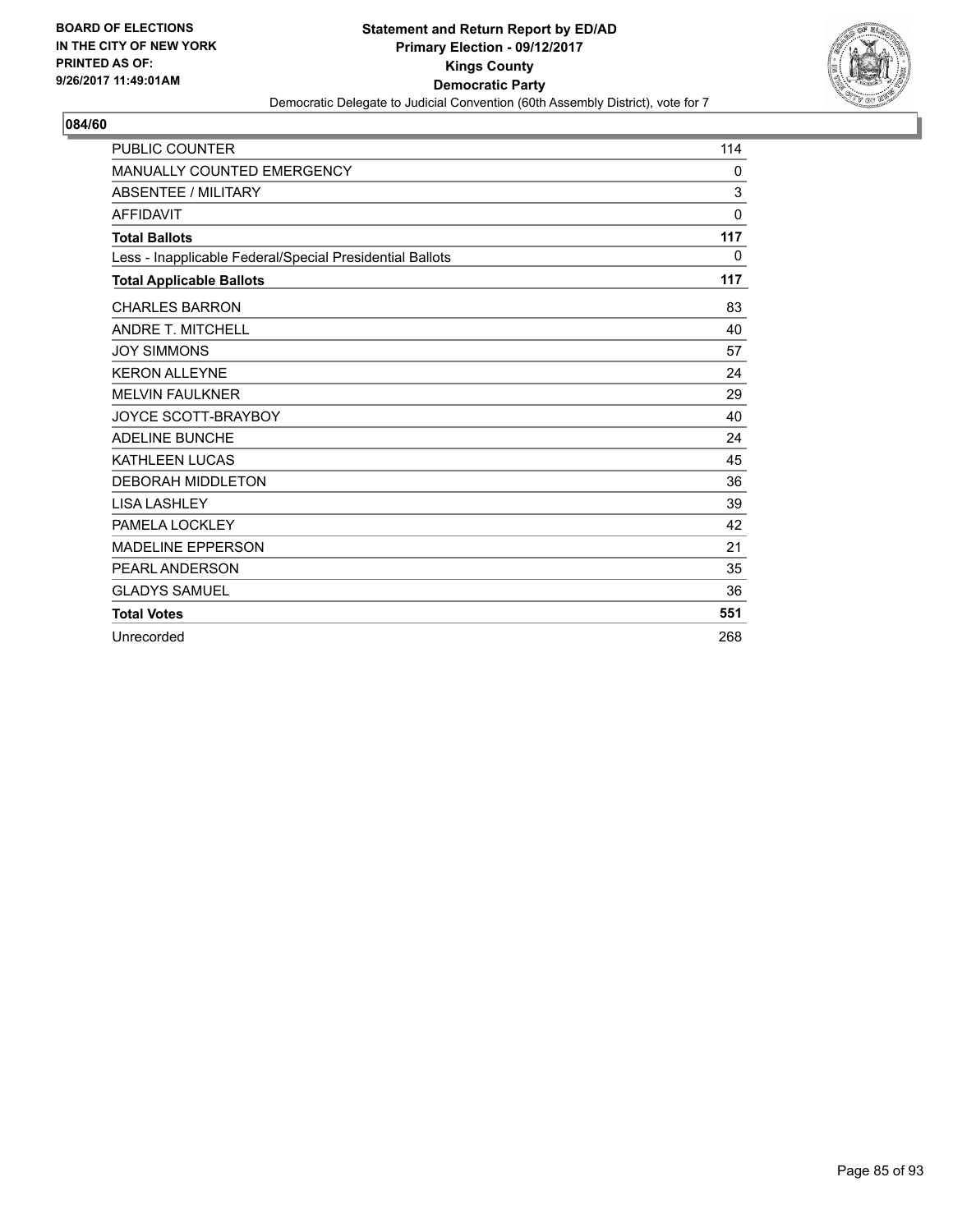**BOARD OF ELECTIONS IN THE CITY OF NEW YORK PRINTED AS OF: 9/26/2017 11:49:01AM**

**Statement and Return Report by ED/AD**
**Primary Election - 09/12/2017**
**Kings County**
**Democratic Party**
Democratic Delegate to Judicial Convention (60th Assembly District), vote for 7

**084/60**

| | |
|---|---|
| PUBLIC COUNTER | 114 |
| MANUALLY COUNTED EMERGENCY | 0 |
| ABSENTEE / MILITARY | 3 |
| AFFIDAVIT | 0 |
| **Total Ballots** | **117** |
| Less - Inapplicable Federal/Special Presidential Ballots | 0 |
| **Total Applicable Ballots** | **117** |
| CHARLES BARRON | 83 |
| ANDRE T. MITCHELL | 40 |
| JOY SIMMONS | 57 |
| KERON ALLEYNE | 24 |
| MELVIN FAULKNER | 29 |
| JOYCE SCOTT-BRAYBOY | 40 |
| ADELINE BUNCHE | 24 |
| KATHLEEN LUCAS | 45 |
| DEBORAH MIDDLETON | 36 |
| LISA LASHLEY | 39 |
| PAMELA LOCKLEY | 42 |
| MADELINE EPPERSON | 21 |
| PEARL ANDERSON | 35 |
| GLADYS SAMUEL | 36 |
| **Total Votes** | **551** |
| Unrecorded | 268 |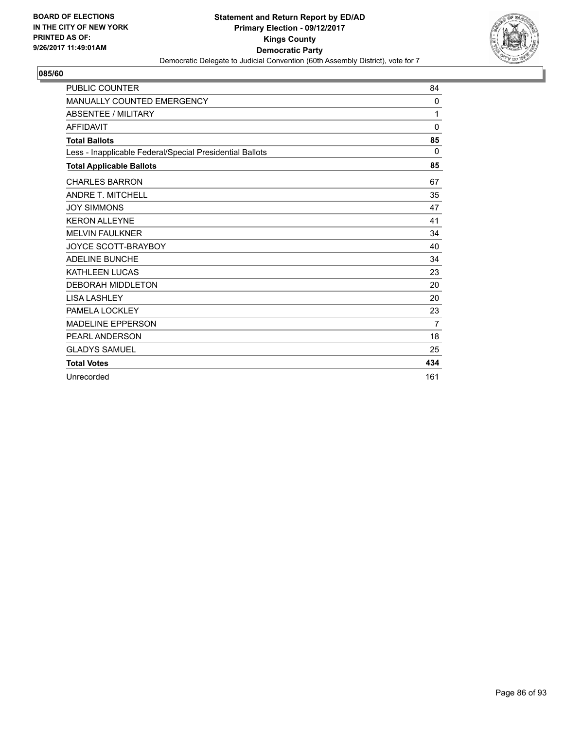**BOARD OF ELECTIONS IN THE CITY OF NEW YORK PRINTED AS OF: 9/26/2017 11:49:01AM**

**Statement and Return Report by ED/AD**
**Primary Election - 09/12/2017**
**Kings County**
**Democratic Party**
Democratic Delegate to Judicial Convention (60th Assembly District), vote for 7

## 085/60

| | |
|---|---|
| PUBLIC COUNTER | 84 |
| MANUALLY COUNTED EMERGENCY | 0 |
| ABSENTEE / MILITARY | 1 |
| AFFIDAVIT | 0 |
| **Total Ballots** | **85** |
| Less - Inapplicable Federal/Special Presidential Ballots | 0 |
| **Total Applicable Ballots** | **85** |
| CHARLES BARRON | 67 |
| ANDRE T. MITCHELL | 35 |
| JOY SIMMONS | 47 |
| KERON ALLEYNE | 41 |
| MELVIN FAULKNER | 34 |
| JOYCE SCOTT-BRAYBOY | 40 |
| ADELINE BUNCHE | 34 |
| KATHLEEN LUCAS | 23 |
| DEBORAH MIDDLETON | 20 |
| LISA LASHLEY | 20 |
| PAMELA LOCKLEY | 23 |
| MADELINE EPPERSON | 7 |
| PEARL ANDERSON | 18 |
| GLADYS SAMUEL | 25 |
| **Total Votes** | **434** |
| Unrecorded | 161 |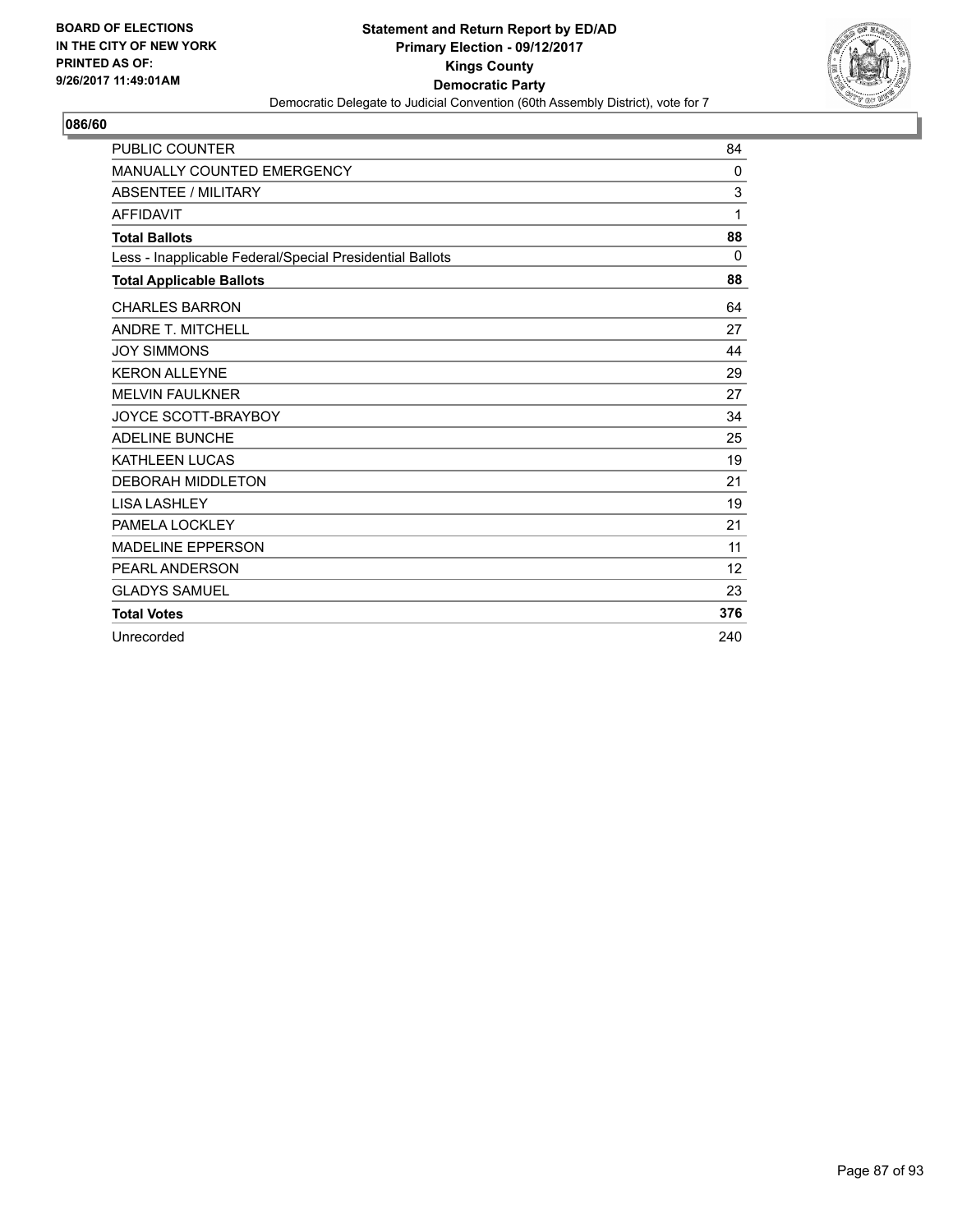BOARD OF ELECTIONS
IN THE CITY OF NEW YORK
PRINTED AS OF:
9/26/2017 11:49:01AM

**Statement and Return Report by ED/AD**
**Primary Election - 09/12/2017**
**Kings County**
**Democratic Party**
Democratic Delegate to Judicial Convention (60th Assembly District), vote for 7

**086/60**

| | |
|---|---|
| PUBLIC COUNTER | 84 |
| MANUALLY COUNTED EMERGENCY | 0 |
| ABSENTEE / MILITARY | 3 |
| AFFIDAVIT | 1 |
| **Total Ballots** | **88** |
| Less - Inapplicable Federal/Special Presidential Ballots | 0 |
| **Total Applicable Ballots** | **88** |
| CHARLES BARRON | 64 |
| ANDRE T. MITCHELL | 27 |
| JOY SIMMONS | 44 |
| KERON ALLEYNE | 29 |
| MELVIN FAULKNER | 27 |
| JOYCE SCOTT-BRAYBOY | 34 |
| ADELINE BUNCHE | 25 |
| KATHLEEN LUCAS | 19 |
| DEBORAH MIDDLETON | 21 |
| LISA LASHLEY | 19 |
| PAMELA LOCKLEY | 21 |
| MADELINE EPPERSON | 11 |
| PEARL ANDERSON | 12 |
| GLADYS SAMUEL | 23 |
| **Total Votes** | **376** |
| Unrecorded | 240 |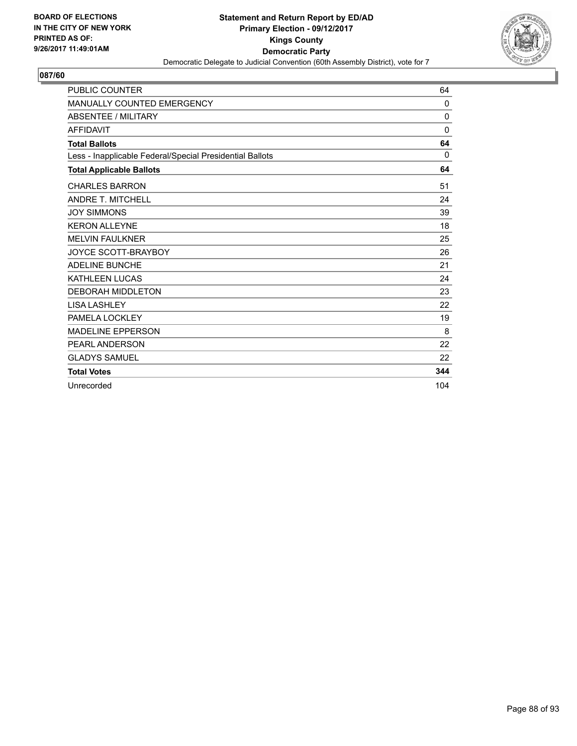BOARD OF ELECTIONS
IN THE CITY OF NEW YORK
PRINTED AS OF:
9/26/2017 11:49:01AM

**Statement and Return Report by ED/AD**
**Primary Election - 09/12/2017**
**Kings County**
**Democratic Party**
Democratic Delegate to Judicial Convention (60th Assembly District), vote for 7

## 087/60

| | |
|---|---|
| PUBLIC COUNTER | 64 |
| MANUALLY COUNTED EMERGENCY | 0 |
| ABSENTEE / MILITARY | 0 |
| AFFIDAVIT | 0 |
| **Total Ballots** | **64** |
| Less - Inapplicable Federal/Special Presidential Ballots | 0 |
| **Total Applicable Ballots** | **64** |
| CHARLES BARRON | 51 |
| ANDRE T. MITCHELL | 24 |
| JOY SIMMONS | 39 |
| KERON ALLEYNE | 18 |
| MELVIN FAULKNER | 25 |
| JOYCE SCOTT-BRAYBOY | 26 |
| ADELINE BUNCHE | 21 |
| KATHLEEN LUCAS | 24 |
| DEBORAH MIDDLETON | 23 |
| LISA LASHLEY | 22 |
| PAMELA LOCKLEY | 19 |
| MADELINE EPPERSON | 8 |
| PEARL ANDERSON | 22 |
| GLADYS SAMUEL | 22 |
| **Total Votes** | **344** |
| Unrecorded | 104 |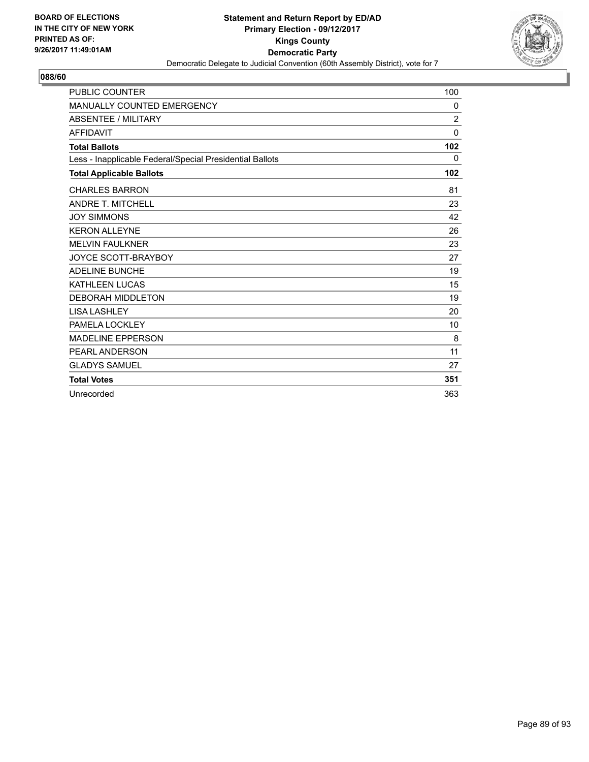BOARD OF ELECTIONS IN THE CITY OF NEW YORK PRINTED AS OF: 9/26/2017 11:49:01AM

**Statement and Return Report by ED/AD**
**Primary Election - 09/12/2017**
**Kings County**
**Democratic Party**
Democratic Delegate to Judicial Convention (60th Assembly District), vote for 7

**088/60**

| | |
|---|---|
| PUBLIC COUNTER | 100 |
| MANUALLY COUNTED EMERGENCY | 0 |
| ABSENTEE / MILITARY | 2 |
| AFFIDAVIT | 0 |
| **Total Ballots** | **102** |
| Less - Inapplicable Federal/Special Presidential Ballots | 0 |
| **Total Applicable Ballots** | **102** |
| CHARLES BARRON | 81 |
| ANDRE T. MITCHELL | 23 |
| JOY SIMMONS | 42 |
| KERON ALLEYNE | 26 |
| MELVIN FAULKNER | 23 |
| JOYCE SCOTT-BRAYBOY | 27 |
| ADELINE BUNCHE | 19 |
| KATHLEEN LUCAS | 15 |
| DEBORAH MIDDLETON | 19 |
| LISA LASHLEY | 20 |
| PAMELA LOCKLEY | 10 |
| MADELINE EPPERSON | 8 |
| PEARL ANDERSON | 11 |
| GLADYS SAMUEL | 27 |
| **Total Votes** | **351** |
| Unrecorded | 363 |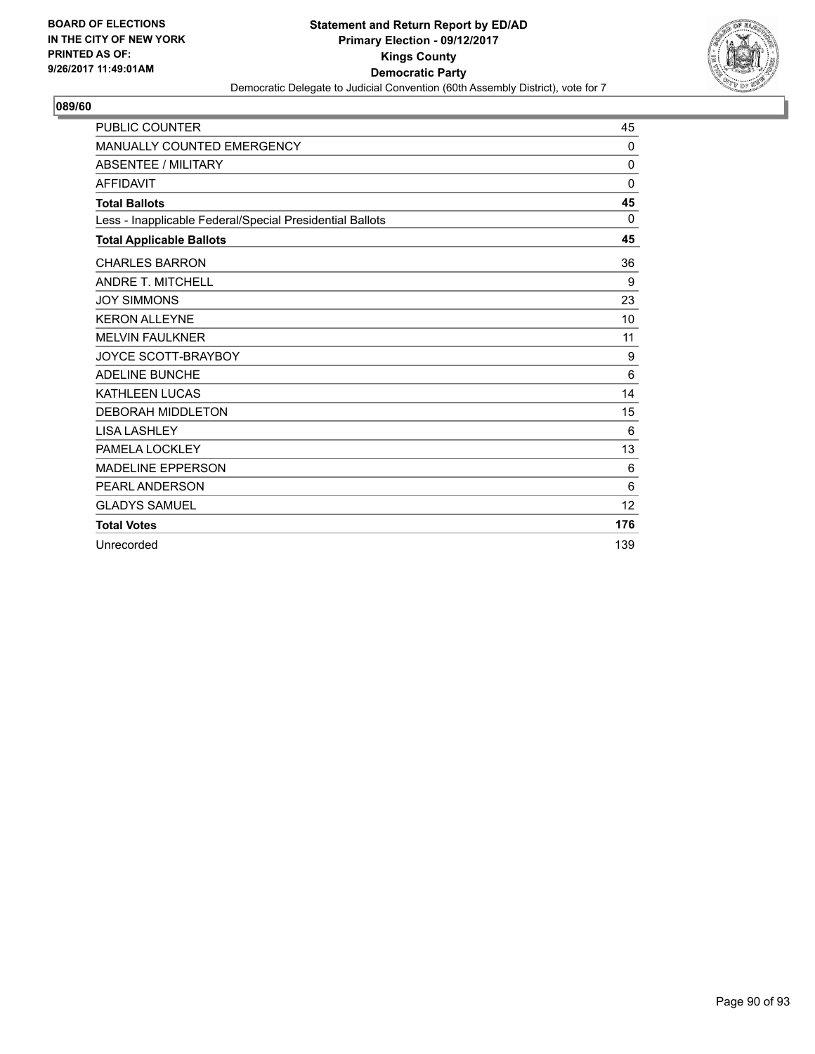BOARD OF ELECTIONS
IN THE CITY OF NEW YORK
PRINTED AS OF:
9/26/2017 11:49:01AM

**Statement and Return Report by ED/AD**
**Primary Election - 09/12/2017**
**Kings County**
**Democratic Party**
Democratic Delegate to Judicial Convention (60th Assembly District), vote for 7

**089/60**

| | |
|---|---|
| PUBLIC COUNTER | 45 |
| MANUALLY COUNTED EMERGENCY | 0 |
| ABSENTEE / MILITARY | 0 |
| AFFIDAVIT | 0 |
| **Total Ballots** | **45** |
| Less - Inapplicable Federal/Special Presidential Ballots | 0 |
| **Total Applicable Ballots** | **45** |
| CHARLES BARRON | 36 |
| ANDRE T. MITCHELL | 9 |
| JOY SIMMONS | 23 |
| KERON ALLEYNE | 10 |
| MELVIN FAULKNER | 11 |
| JOYCE SCOTT-BRAYBOY | 9 |
| ADELINE BUNCHE | 6 |
| KATHLEEN LUCAS | 14 |
| DEBORAH MIDDLETON | 15 |
| LISA LASHLEY | 6 |
| PAMELA LOCKLEY | 13 |
| MADELINE EPPERSON | 6 |
| PEARL ANDERSON | 6 |
| GLADYS SAMUEL | 12 |
| **Total Votes** | **176** |
| Unrecorded | 139 |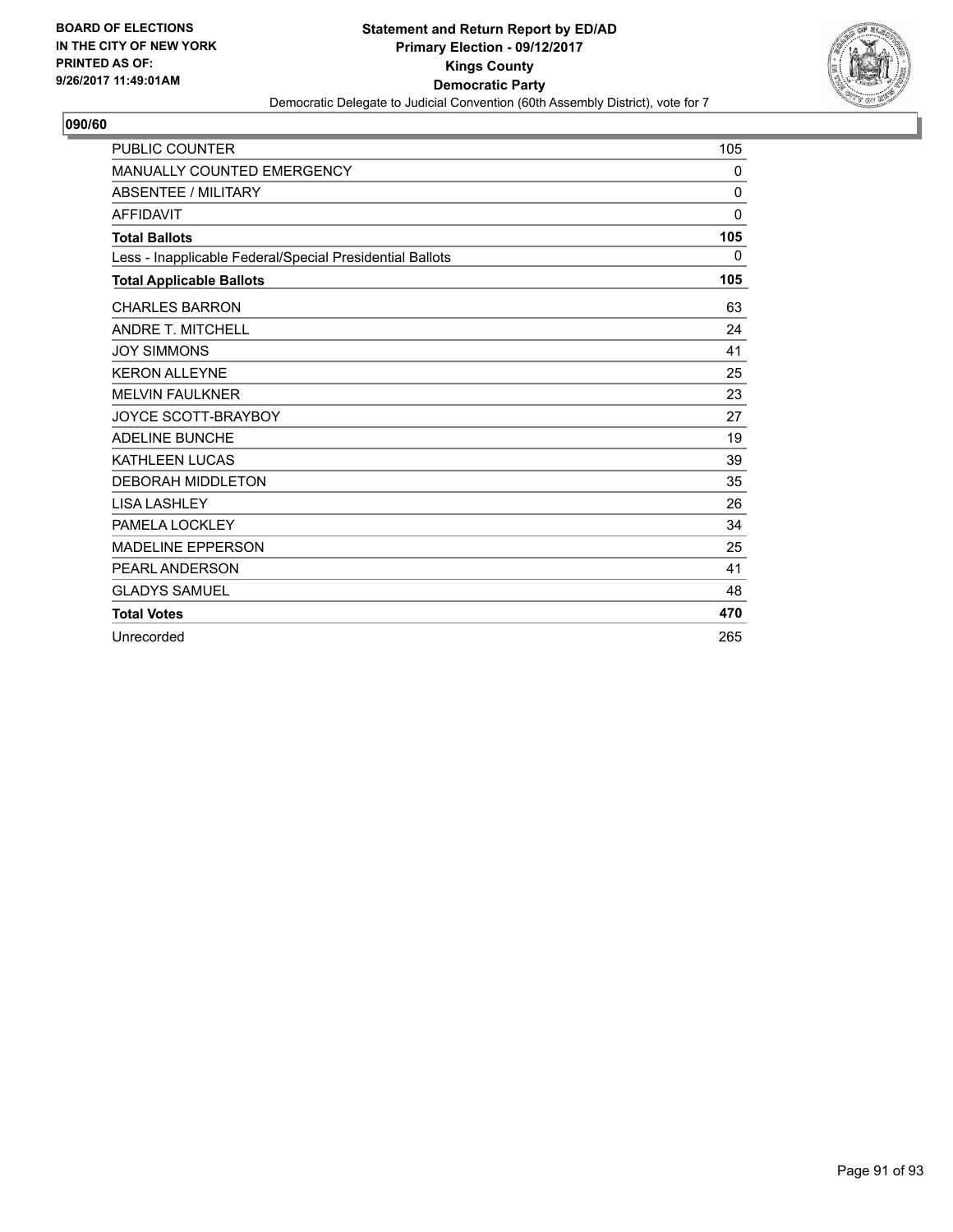BOARD OF ELECTIONS
IN THE CITY OF NEW YORK
PRINTED AS OF:
9/26/2017 11:49:01AM

**Statement and Return Report by ED/AD**
**Primary Election - 09/12/2017**
**Kings County**
**Democratic Party**
Democratic Delegate to Judicial Convention (60th Assembly District), vote for 7

## 090/60

| | |
|---|---|
| PUBLIC COUNTER | 105 |
| MANUALLY COUNTED EMERGENCY | 0 |
| ABSENTEE / MILITARY | 0 |
| AFFIDAVIT | 0 |
| **Total Ballots** | **105** |
| Less - Inapplicable Federal/Special Presidential Ballots | 0 |
| **Total Applicable Ballots** | **105** |
| CHARLES BARRON | 63 |
| ANDRE T. MITCHELL | 24 |
| JOY SIMMONS | 41 |
| KERON ALLEYNE | 25 |
| MELVIN FAULKNER | 23 |
| JOYCE SCOTT-BRAYBOY | 27 |
| ADELINE BUNCHE | 19 |
| KATHLEEN LUCAS | 39 |
| DEBORAH MIDDLETON | 35 |
| LISA LASHLEY | 26 |
| PAMELA LOCKLEY | 34 |
| MADELINE EPPERSON | 25 |
| PEARL ANDERSON | 41 |
| GLADYS SAMUEL | 48 |
| **Total Votes** | **470** |
| Unrecorded | 265 |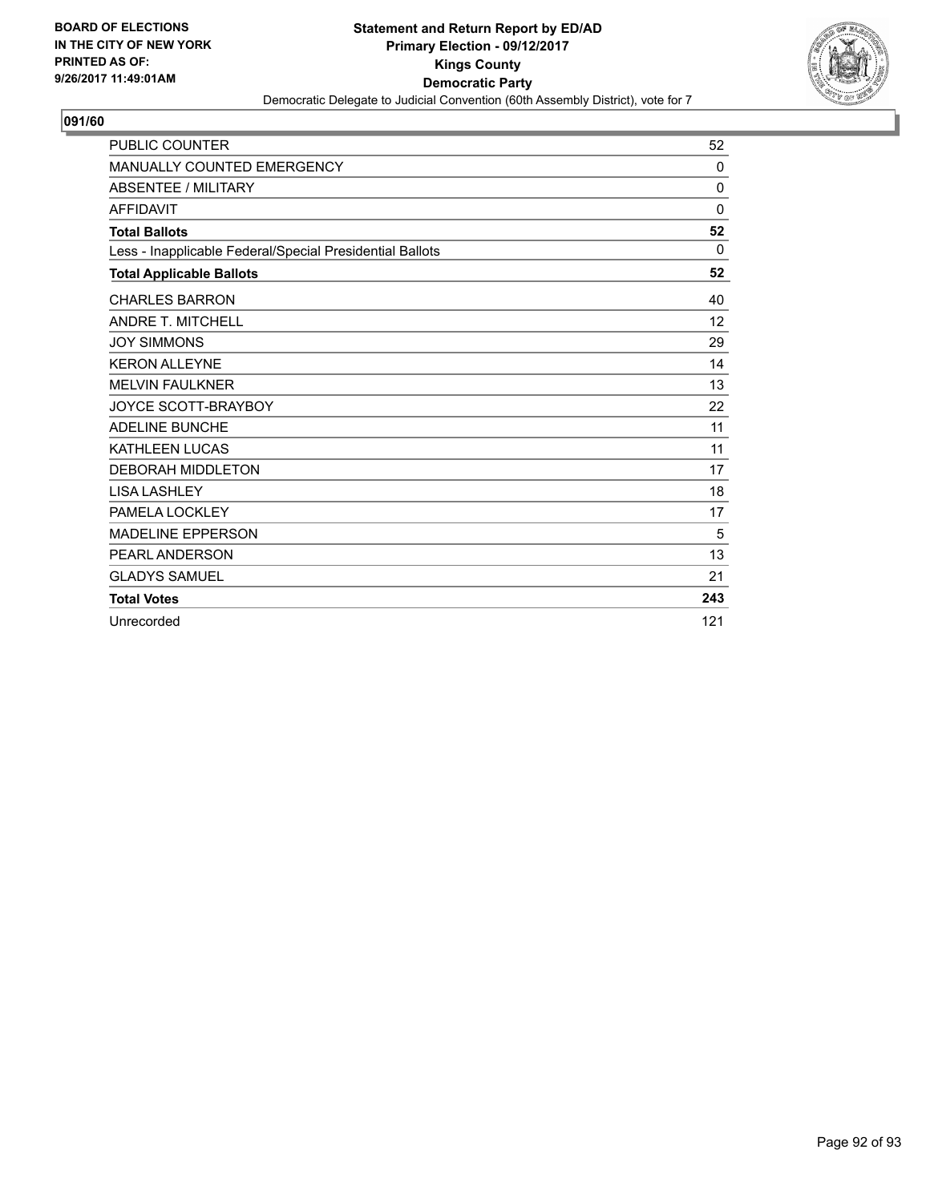**BOARD OF ELECTIONS IN THE CITY OF NEW YORK PRINTED AS OF: 9/26/2017 11:49:01AM**

**Statement and Return Report by ED/AD**
**Primary Election - 09/12/2017**
**Kings County**
**Democratic Party**
Democratic Delegate to Judicial Convention (60th Assembly District), vote for 7

## 091/60

| | |
|---|---|
| PUBLIC COUNTER | 52 |
| MANUALLY COUNTED EMERGENCY | 0 |
| ABSENTEE / MILITARY | 0 |
| AFFIDAVIT | 0 |
| **Total Ballots** | **52** |
| Less - Inapplicable Federal/Special Presidential Ballots | 0 |
| **Total Applicable Ballots** | **52** |
| CHARLES BARRON | 40 |
| ANDRE T. MITCHELL | 12 |
| JOY SIMMONS | 29 |
| KERON ALLEYNE | 14 |
| MELVIN FAULKNER | 13 |
| JOYCE SCOTT-BRAYBOY | 22 |
| ADELINE BUNCHE | 11 |
| KATHLEEN LUCAS | 11 |
| DEBORAH MIDDLETON | 17 |
| LISA LASHLEY | 18 |
| PAMELA LOCKLEY | 17 |
| MADELINE EPPERSON | 5 |
| PEARL ANDERSON | 13 |
| GLADYS SAMUEL | 21 |
| **Total Votes** | **243** |
| Unrecorded | 121 |